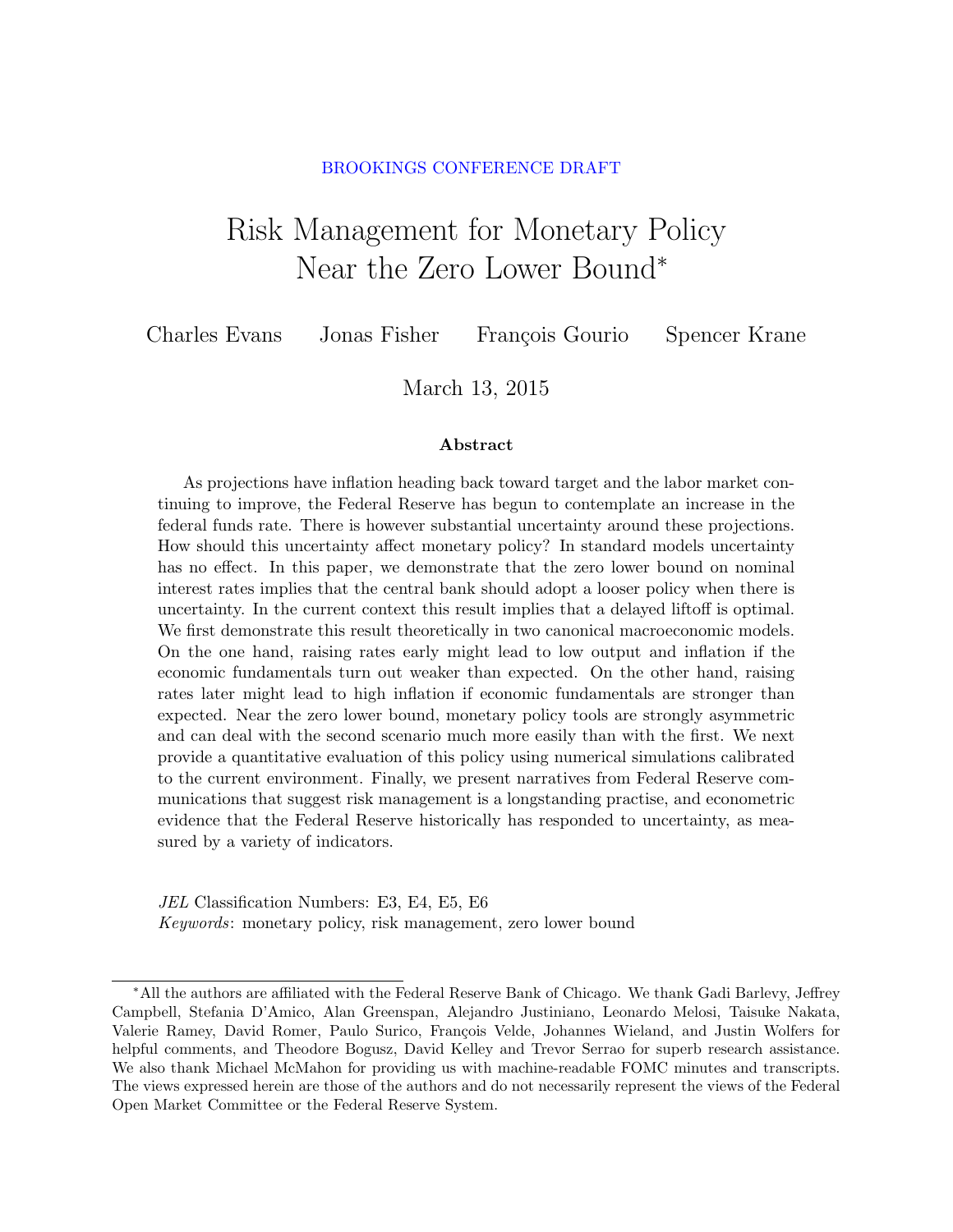BROOKINGS CONFERENCE DRAFT

# Risk Management for Monetary Policy Near the Zero Lower Bound*

Charles Evans  Jonas Fisher  François Gourio  Spencer Krane

March 13, 2015

### Abstract

As projections have inflation heading back toward target and the labor market continuing to improve, the Federal Reserve has begun to contemplate an increase in the federal funds rate. There is however substantial uncertainty around these projections. How should this uncertainty affect monetary policy? In standard models uncertainty has no effect. In this paper, we demonstrate that the zero lower bound on nominal interest rates implies that the central bank should adopt a looser policy when there is uncertainty. In the current context this result implies that a delayed liftoff is optimal. We first demonstrate this result theoretically in two canonical macroeconomic models. On the one hand, raising rates early might lead to low output and inflation if the economic fundamentals turn out weaker than expected. On the other hand, raising rates later might lead to high inflation if economic fundamentals are stronger than expected. Near the zero lower bound, monetary policy tools are strongly asymmetric and can deal with the second scenario much more easily than with the first. We next provide a quantitative evaluation of this policy using numerical simulations calibrated to the current environment. Finally, we present narratives from Federal Reserve communications that suggest risk management is a longstanding practise, and econometric evidence that the Federal Reserve historically has responded to uncertainty, as measured by a variety of indicators.

*JEL* Classification Numbers: E3, E4, E5, E6
*Keywords*: monetary policy, risk management, zero lower bound

---

*All the authors are affiliated with the Federal Reserve Bank of Chicago. We thank Gadi Barlevy, Jeffrey Campbell, Stefania D'Amico, Alan Greenspan, Alejandro Justiniano, Leonardo Melosi, Taisuke Nakata, Valerie Ramey, David Romer, Paulo Surico, François Velde, Johannes Wieland, and Justin Wolfers for helpful comments, and Theodore Bogusz, David Kelley and Trevor Serrao for superb research assistance. We also thank Michael McMahon for providing us with machine-readable FOMC minutes and transcripts. The views expressed herein are those of the authors and do not necessarily represent the views of the Federal Open Market Committee or the Federal Reserve System.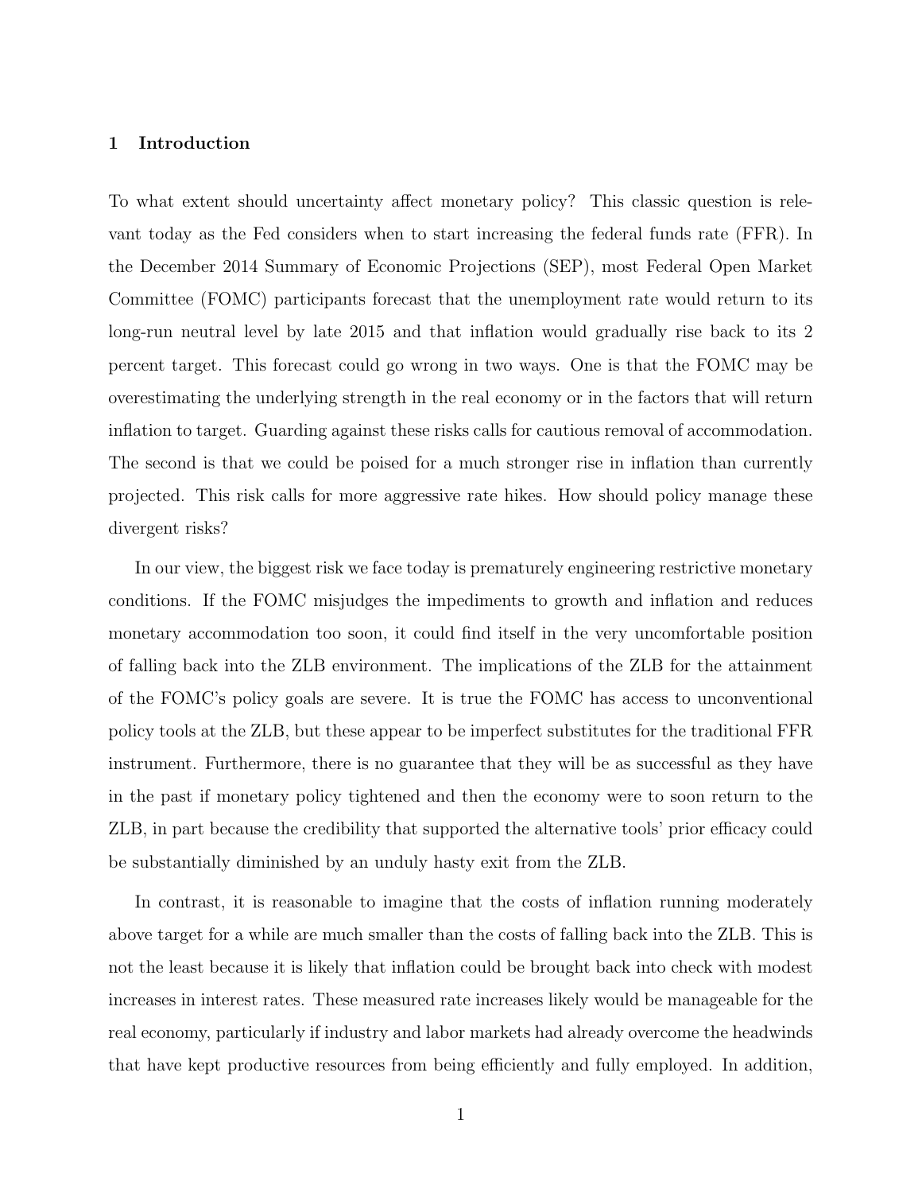## 1 Introduction

To what extent should uncertainty affect monetary policy? This classic question is relevant today as the Fed considers when to start increasing the federal funds rate (FFR). In the December 2014 Summary of Economic Projections (SEP), most Federal Open Market Committee (FOMC) participants forecast that the unemployment rate would return to its long-run neutral level by late 2015 and that inflation would gradually rise back to its 2 percent target. This forecast could go wrong in two ways. One is that the FOMC may be overestimating the underlying strength in the real economy or in the factors that will return inflation to target. Guarding against these risks calls for cautious removal of accommodation. The second is that we could be poised for a much stronger rise in inflation than currently projected. This risk calls for more aggressive rate hikes. How should policy manage these divergent risks?

In our view, the biggest risk we face today is prematurely engineering restrictive monetary conditions. If the FOMC misjudges the impediments to growth and inflation and reduces monetary accommodation too soon, it could find itself in the very uncomfortable position of falling back into the ZLB environment. The implications of the ZLB for the attainment of the FOMC's policy goals are severe. It is true the FOMC has access to unconventional policy tools at the ZLB, but these appear to be imperfect substitutes for the traditional FFR instrument. Furthermore, there is no guarantee that they will be as successful as they have in the past if monetary policy tightened and then the economy were to soon return to the ZLB, in part because the credibility that supported the alternative tools' prior efficacy could be substantially diminished by an unduly hasty exit from the ZLB.

In contrast, it is reasonable to imagine that the costs of inflation running moderately above target for a while are much smaller than the costs of falling back into the ZLB. This is not the least because it is likely that inflation could be brought back into check with modest increases in interest rates. These measured rate increases likely would be manageable for the real economy, particularly if industry and labor markets had already overcome the headwinds that have kept productive resources from being efficiently and fully employed. In addition,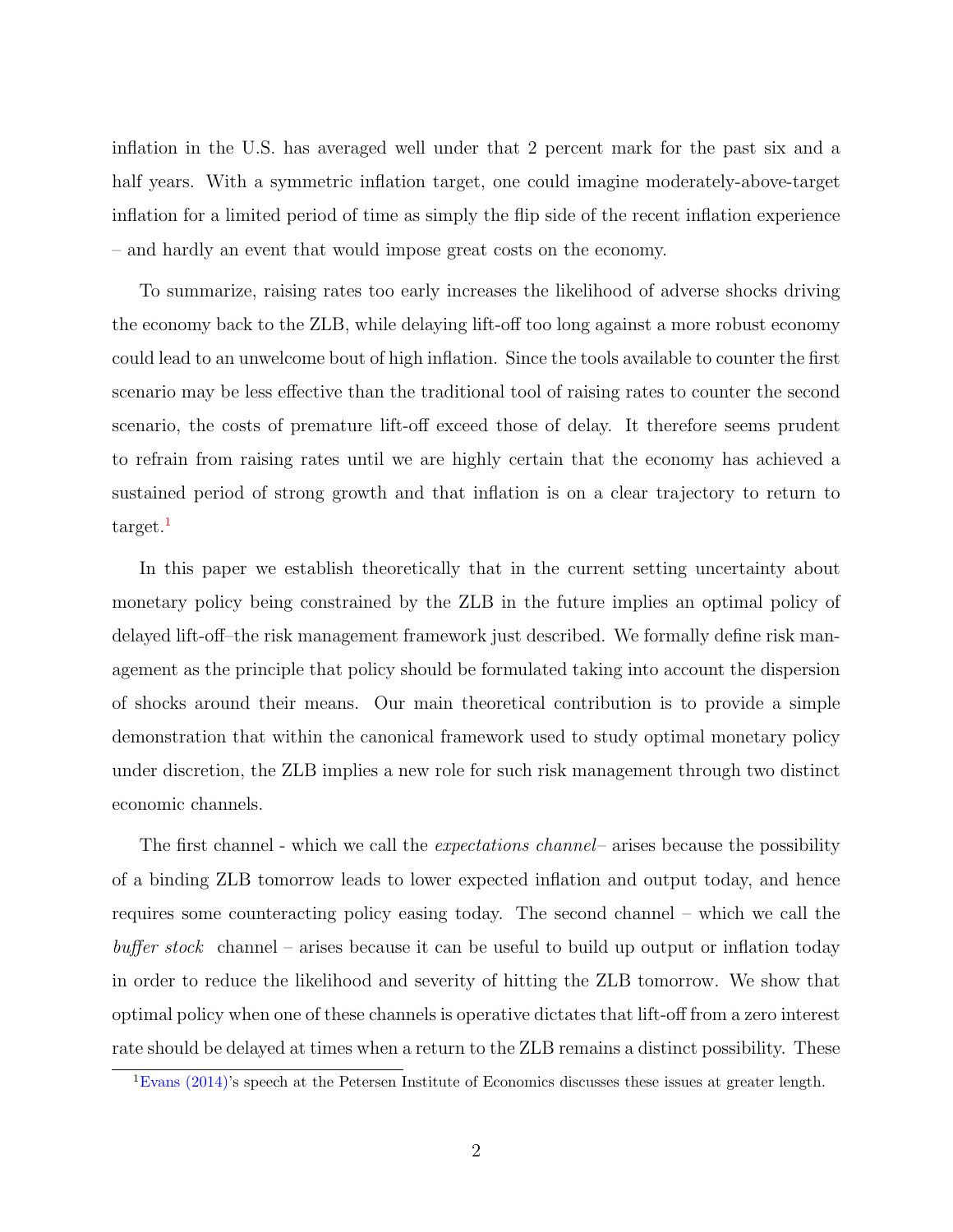inflation in the U.S. has averaged well under that 2 percent mark for the past six and a half years. With a symmetric inflation target, one could imagine moderately-above-target inflation for a limited period of time as simply the flip side of the recent inflation experience – and hardly an event that would impose great costs on the economy.

To summarize, raising rates too early increases the likelihood of adverse shocks driving the economy back to the ZLB, while delaying lift-off too long against a more robust economy could lead to an unwelcome bout of high inflation. Since the tools available to counter the first scenario may be less effective than the traditional tool of raising rates to counter the second scenario, the costs of premature lift-off exceed those of delay. It therefore seems prudent to refrain from raising rates until we are highly certain that the economy has achieved a sustained period of strong growth and that inflation is on a clear trajectory to return to target.[1]

In this paper we establish theoretically that in the current setting uncertainty about monetary policy being constrained by the ZLB in the future implies an optimal policy of delayed lift-off–the risk management framework just described. We formally define risk management as the principle that policy should be formulated taking into account the dispersion of shocks around their means. Our main theoretical contribution is to provide a simple demonstration that within the canonical framework used to study optimal monetary policy under discretion, the ZLB implies a new role for such risk management through two distinct economic channels.

The first channel - which we call the *expectations channel*– arises because the possibility of a binding ZLB tomorrow leads to lower expected inflation and output today, and hence requires some counteracting policy easing today. The second channel – which we call the *buffer stock* channel – arises because it can be useful to build up output or inflation today in order to reduce the likelihood and severity of hitting the ZLB tomorrow. We show that optimal policy when one of these channels is operative dictates that lift-off from a zero interest rate should be delayed at times when a return to the ZLB remains a distinct possibility. These

[1] Evans (2014)'s speech at the Petersen Institute of Economics discusses these issues at greater length.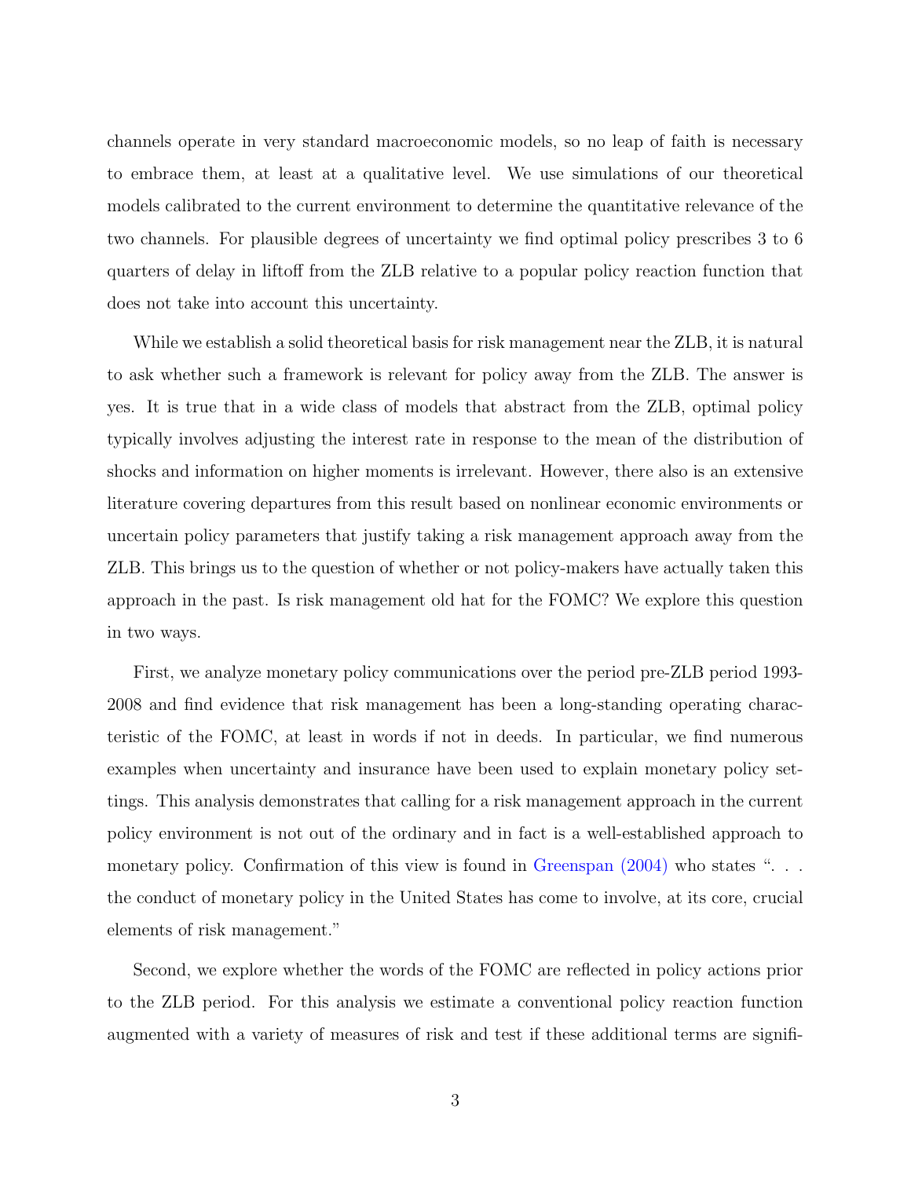channels operate in very standard macroeconomic models, so no leap of faith is necessary to embrace them, at least at a qualitative level. We use simulations of our theoretical models calibrated to the current environment to determine the quantitative relevance of the two channels. For plausible degrees of uncertainty we find optimal policy prescribes 3 to 6 quarters of delay in liftoff from the ZLB relative to a popular policy reaction function that does not take into account this uncertainty.

While we establish a solid theoretical basis for risk management near the ZLB, it is natural to ask whether such a framework is relevant for policy away from the ZLB. The answer is yes. It is true that in a wide class of models that abstract from the ZLB, optimal policy typically involves adjusting the interest rate in response to the mean of the distribution of shocks and information on higher moments is irrelevant. However, there also is an extensive literature covering departures from this result based on nonlinear economic environments or uncertain policy parameters that justify taking a risk management approach away from the ZLB. This brings us to the question of whether or not policy-makers have actually taken this approach in the past. Is risk management old hat for the FOMC? We explore this question in two ways.

First, we analyze monetary policy communications over the period pre-ZLB period 1993-2008 and find evidence that risk management has been a long-standing operating characteristic of the FOMC, at least in words if not in deeds. In particular, we find numerous examples when uncertainty and insurance have been used to explain monetary policy settings. This analysis demonstrates that calling for a risk management approach in the current policy environment is not out of the ordinary and in fact is a well-established approach to monetary policy. Confirmation of this view is found in Greenspan (2004) who states ". . . the conduct of monetary policy in the United States has come to involve, at its core, crucial elements of risk management."

Second, we explore whether the words of the FOMC are reflected in policy actions prior to the ZLB period. For this analysis we estimate a conventional policy reaction function augmented with a variety of measures of risk and test if these additional terms are signifi-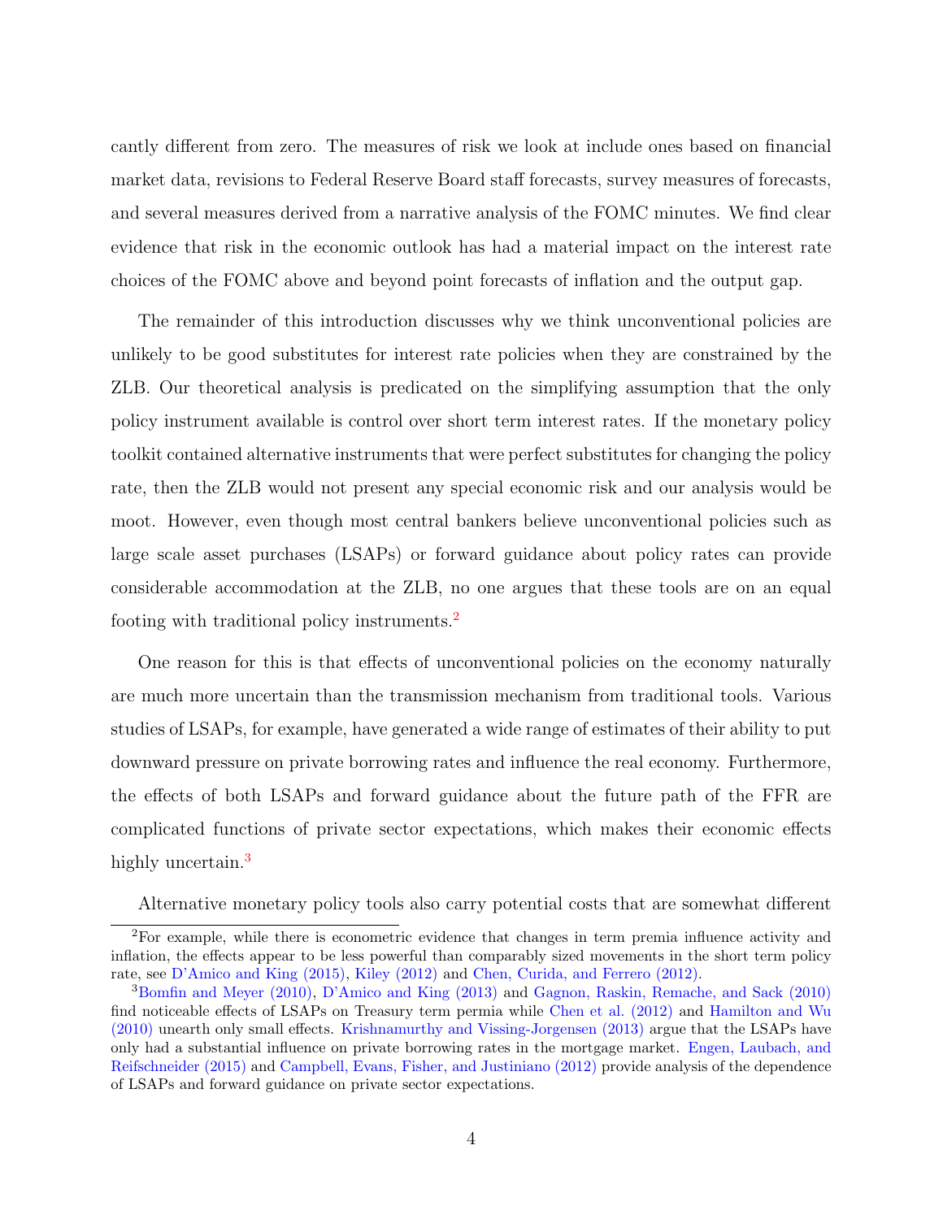cantly different from zero. The measures of risk we look at include ones based on financial market data, revisions to Federal Reserve Board staff forecasts, survey measures of forecasts, and several measures derived from a narrative analysis of the FOMC minutes. We find clear evidence that risk in the economic outlook has had a material impact on the interest rate choices of the FOMC above and beyond point forecasts of inflation and the output gap.

The remainder of this introduction discusses why we think unconventional policies are unlikely to be good substitutes for interest rate policies when they are constrained by the ZLB. Our theoretical analysis is predicated on the simplifying assumption that the only policy instrument available is control over short term interest rates. If the monetary policy toolkit contained alternative instruments that were perfect substitutes for changing the policy rate, then the ZLB would not present any special economic risk and our analysis would be moot. However, even though most central bankers believe unconventional policies such as large scale asset purchases (LSAPs) or forward guidance about policy rates can provide considerable accommodation at the ZLB, no one argues that these tools are on an equal footing with traditional policy instruments.[2]

One reason for this is that effects of unconventional policies on the economy naturally are much more uncertain than the transmission mechanism from traditional tools. Various studies of LSAPs, for example, have generated a wide range of estimates of their ability to put downward pressure on private borrowing rates and influence the real economy. Furthermore, the effects of both LSAPs and forward guidance about the future path of the FFR are complicated functions of private sector expectations, which makes their economic effects highly uncertain.[3]

Alternative monetary policy tools also carry potential costs that are somewhat different

---

[2] For example, while there is econometric evidence that changes in term premia influence activity and inflation, the effects appear to be less powerful than comparably sized movements in the short term policy rate, see D'Amico and King (2015), Kiley (2012) and Chen, Curida, and Ferrero (2012).

[3] Bomfin and Meyer (2010), D'Amico and King (2013) and Gagnon, Raskin, Remache, and Sack (2010) find noticeable effects of LSAPs on Treasury term permia while Chen et al. (2012) and Hamilton and Wu (2010) unearth only small effects. Krishnamurthy and Vissing-Jorgensen (2013) argue that the LSAPs have only had a substantial influence on private borrowing rates in the mortgage market. Engen, Laubach, and Reifschneider (2015) and Campbell, Evans, Fisher, and Justiniano (2012) provide analysis of the dependence of LSAPs and forward guidance on private sector expectations.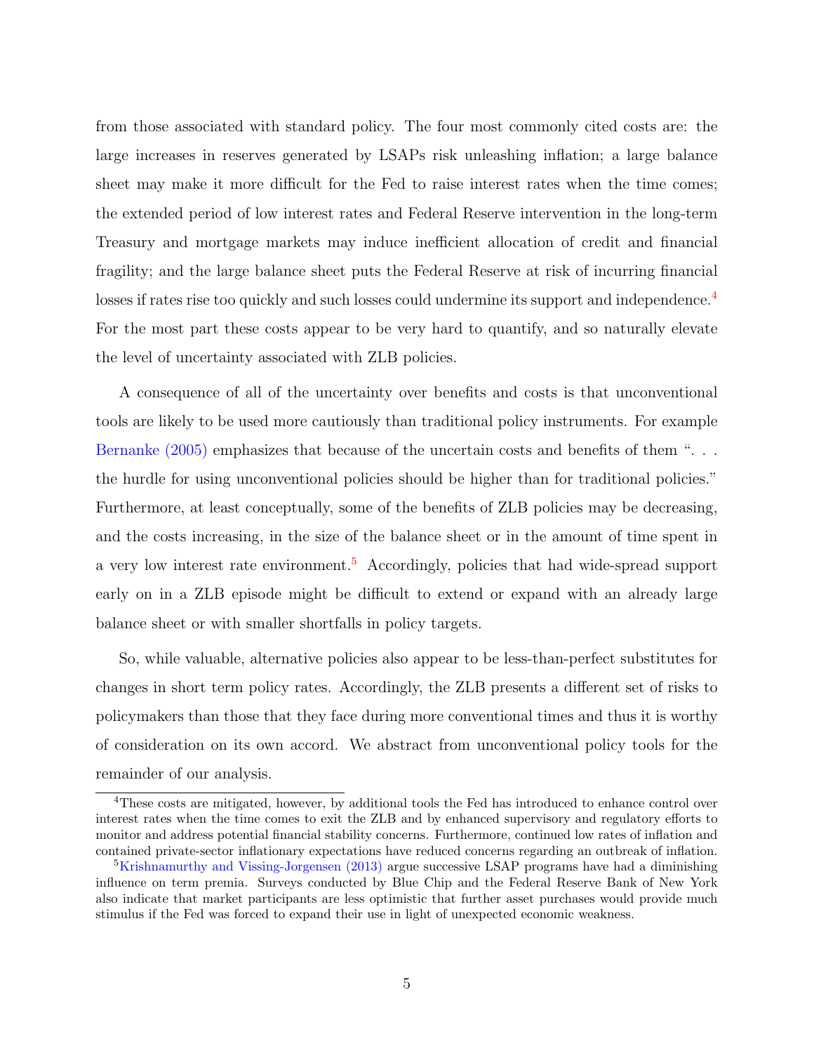from those associated with standard policy. The four most commonly cited costs are: the large increases in reserves generated by LSAPs risk unleashing inflation; a large balance sheet may make it more difficult for the Fed to raise interest rates when the time comes; the extended period of low interest rates and Federal Reserve intervention in the long-term Treasury and mortgage markets may induce inefficient allocation of credit and financial fragility; and the large balance sheet puts the Federal Reserve at risk of incurring financial losses if rates rise too quickly and such losses could undermine its support and independence.[4] For the most part these costs appear to be very hard to quantify, and so naturally elevate the level of uncertainty associated with ZLB policies.

A consequence of all of the uncertainty over benefits and costs is that unconventional tools are likely to be used more cautiously than traditional policy instruments. For example Bernanke (2005) emphasizes that because of the uncertain costs and benefits of them ". . . the hurdle for using unconventional policies should be higher than for traditional policies." Furthermore, at least conceptually, some of the benefits of ZLB policies may be decreasing, and the costs increasing, in the size of the balance sheet or in the amount of time spent in a very low interest rate environment.[5] Accordingly, policies that had wide-spread support early on in a ZLB episode might be difficult to extend or expand with an already large balance sheet or with smaller shortfalls in policy targets.

So, while valuable, alternative policies also appear to be less-than-perfect substitutes for changes in short term policy rates. Accordingly, the ZLB presents a different set of risks to policymakers than those that they face during more conventional times and thus it is worthy of consideration on its own accord. We abstract from unconventional policy tools for the remainder of our analysis.

[4]These costs are mitigated, however, by additional tools the Fed has introduced to enhance control over interest rates when the time comes to exit the ZLB and by enhanced supervisory and regulatory efforts to monitor and address potential financial stability concerns. Furthermore, continued low rates of inflation and contained private-sector inflationary expectations have reduced concerns regarding an outbreak of inflation.

[5]Krishnamurthy and Vissing-Jorgensen (2013) argue successive LSAP programs have had a diminishing influence on term premia. Surveys conducted by Blue Chip and the Federal Reserve Bank of New York also indicate that market participants are less optimistic that further asset purchases would provide much stimulus if the Fed was forced to expand their use in light of unexpected economic weakness.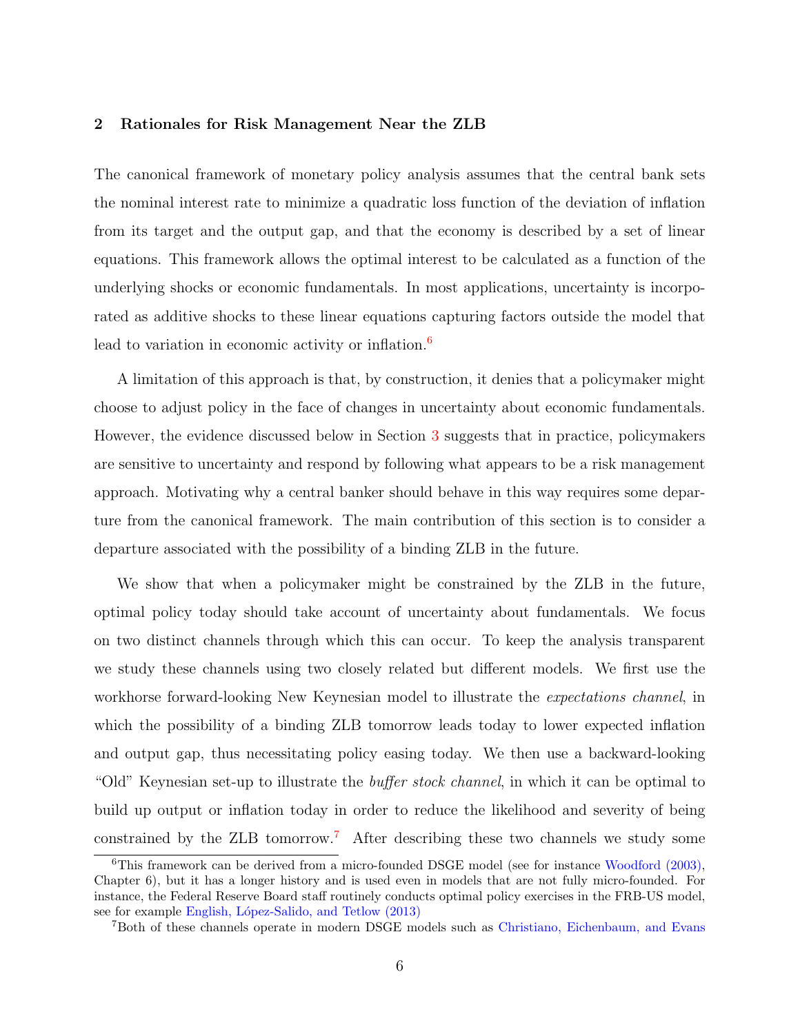## 2 Rationales for Risk Management Near the ZLB

The canonical framework of monetary policy analysis assumes that the central bank sets the nominal interest rate to minimize a quadratic loss function of the deviation of inflation from its target and the output gap, and that the economy is described by a set of linear equations. This framework allows the optimal interest to be calculated as a function of the underlying shocks or economic fundamentals. In most applications, uncertainty is incorporated as additive shocks to these linear equations capturing factors outside the model that lead to variation in economic activity or inflation.[6]

A limitation of this approach is that, by construction, it denies that a policymaker might choose to adjust policy in the face of changes in uncertainty about economic fundamentals. However, the evidence discussed below in Section 3 suggests that in practice, policymakers are sensitive to uncertainty and respond by following what appears to be a risk management approach. Motivating why a central banker should behave in this way requires some departure from the canonical framework. The main contribution of this section is to consider a departure associated with the possibility of a binding ZLB in the future.

We show that when a policymaker might be constrained by the ZLB in the future, optimal policy today should take account of uncertainty about fundamentals. We focus on two distinct channels through which this can occur. To keep the analysis transparent we study these channels using two closely related but different models. We first use the workhorse forward-looking New Keynesian model to illustrate the *expectations channel*, in which the possibility of a binding ZLB tomorrow leads today to lower expected inflation and output gap, thus necessitating policy easing today. We then use a backward-looking "Old" Keynesian set-up to illustrate the *buffer stock channel*, in which it can be optimal to build up output or inflation today in order to reduce the likelihood and severity of being constrained by the ZLB tomorrow.[7] After describing these two channels we study some

[6] This framework can be derived from a micro-founded DSGE model (see for instance Woodford (2003), Chapter 6), but it has a longer history and is used even in models that are not fully micro-founded. For instance, the Federal Reserve Board staff routinely conducts optimal policy exercises in the FRB-US model, see for example English, López-Salido, and Tetlow (2013)

[7] Both of these channels operate in modern DSGE models such as Christiano, Eichenbaum, and Evans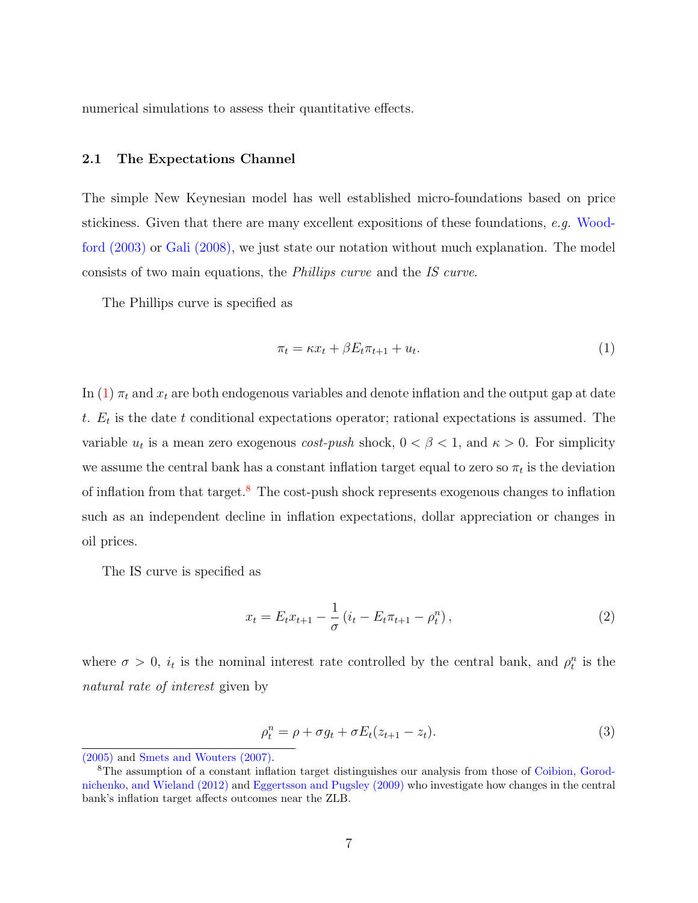numerical simulations to assess their quantitative effects.

### 2.1 The Expectations Channel

The simple New Keynesian model has well established micro-foundations based on price stickiness. Given that there are many excellent expositions of these foundations, *e.g.* Woodford (2003) or Gali (2008), we just state our notation without much explanation. The model consists of two main equations, the *Phillips curve* and the *IS curve*.

The Phillips curve is specified as

$$\pi_t = \kappa x_t + \beta E_t \pi_{t+1} + u_t. \tag{1}$$

In (1) $\pi_t$ and $x_t$ are both endogenous variables and denote inflation and the output gap at date $t$. $E_t$ is the date $t$ conditional expectations operator; rational expectations is assumed. The variable $u_t$ is a mean zero exogenous *cost-push* shock, $0 < \beta < 1$, and $\kappa > 0$. For simplicity we assume the central bank has a constant inflation target equal to zero so $\pi_t$ is the deviation of inflation from that target.[8] The cost-push shock represents exogenous changes to inflation such as an independent decline in inflation expectations, dollar appreciation or changes in oil prices.

The IS curve is specified as

$$x_t = E_t x_{t+1} - \frac{1}{\sigma}\left(i_t - E_t \pi_{t+1} - \rho_t^n\right), \tag{2}$$

where $\sigma > 0$, $i_t$ is the nominal interest rate controlled by the central bank, and $\rho_t^n$ is the *natural rate of interest* given by

$$\rho_t^n = \rho + \sigma g_t + \sigma E_t(z_{t+1} - z_t). \tag{3}$$

(2005) and Smets and Wouters (2007).

[8] The assumption of a constant inflation target distinguishes our analysis from those of Coibion, Gorodnichenko, and Wieland (2012) and Eggertsson and Pugsley (2009) who investigate how changes in the central bank's inflation target affects outcomes near the ZLB.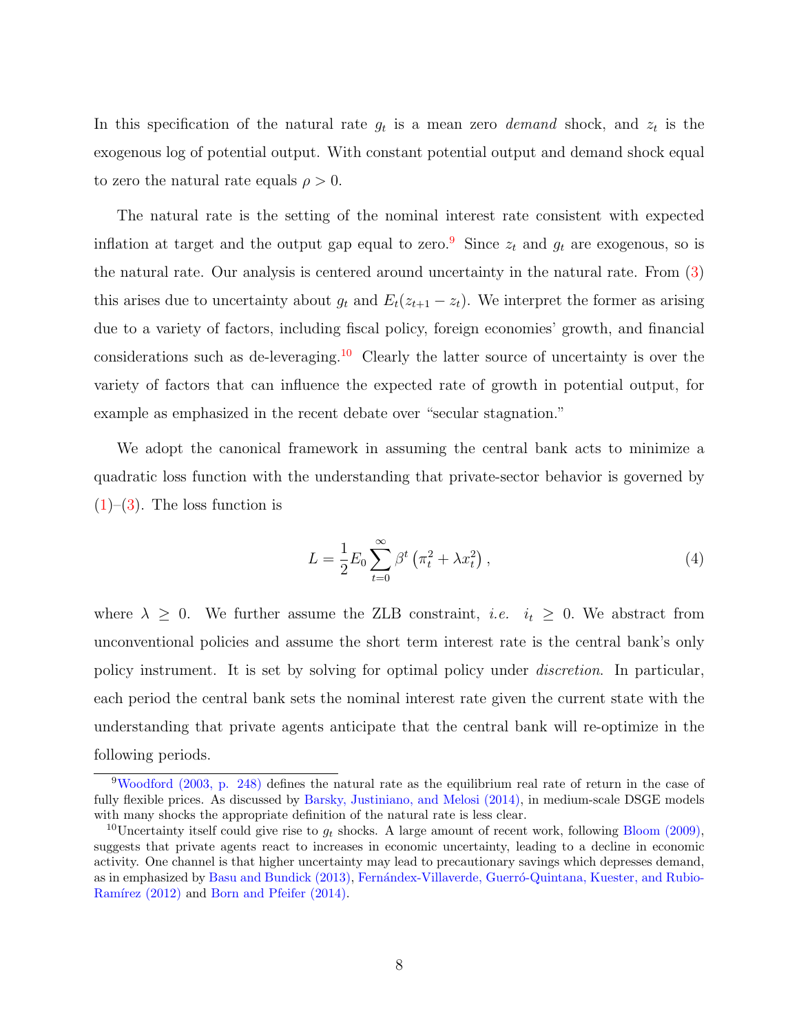In this specification of the natural rate $g_t$ is a mean zero *demand* shock, and $z_t$ is the exogenous log of potential output. With constant potential output and demand shock equal to zero the natural rate equals $\rho > 0$.

The natural rate is the setting of the nominal interest rate consistent with expected inflation at target and the output gap equal to zero.[9] Since $z_t$ and $g_t$ are exogenous, so is the natural rate. Our analysis is centered around uncertainty in the natural rate. From (3) this arises due to uncertainty about $g_t$ and $E_t(z_{t+1} - z_t)$. We interpret the former as arising due to a variety of factors, including fiscal policy, foreign economies' growth, and financial considerations such as de-leveraging.[10] Clearly the latter source of uncertainty is over the variety of factors that can influence the expected rate of growth in potential output, for example as emphasized in the recent debate over "secular stagnation."

We adopt the canonical framework in assuming the central bank acts to minimize a quadratic loss function with the understanding that private-sector behavior is governed by (1)–(3). The loss function is

$$L = \frac{1}{2} E_0 \sum_{t=0}^{\infty} \beta^t \left( \pi_t^2 + \lambda x_t^2 \right), \tag{4}$$

where $\lambda \geq 0$. We further assume the ZLB constraint, *i.e.* $i_t \geq 0$. We abstract from unconventional policies and assume the short term interest rate is the central bank's only policy instrument. It is set by solving for optimal policy under *discretion*. In particular, each period the central bank sets the nominal interest rate given the current state with the understanding that private agents anticipate that the central bank will re-optimize in the following periods.

---

[9] Woodford (2003, p. 248) defines the natural rate as the equilibrium real rate of return in the case of fully flexible prices. As discussed by Barsky, Justiniano, and Melosi (2014), in medium-scale DSGE models with many shocks the appropriate definition of the natural rate is less clear.

[10] Uncertainty itself could give rise to $g_t$ shocks. A large amount of recent work, following Bloom (2009), suggests that private agents react to increases in economic uncertainty, leading to a decline in economic activity. One channel is that higher uncertainty may lead to precautionary savings which depresses demand, as in emphasized by Basu and Bundick (2013), Fernández-Villaverde, Guerró-Quintana, Kuester, and Rubio-Ramírez (2012) and Born and Pfeifer (2014).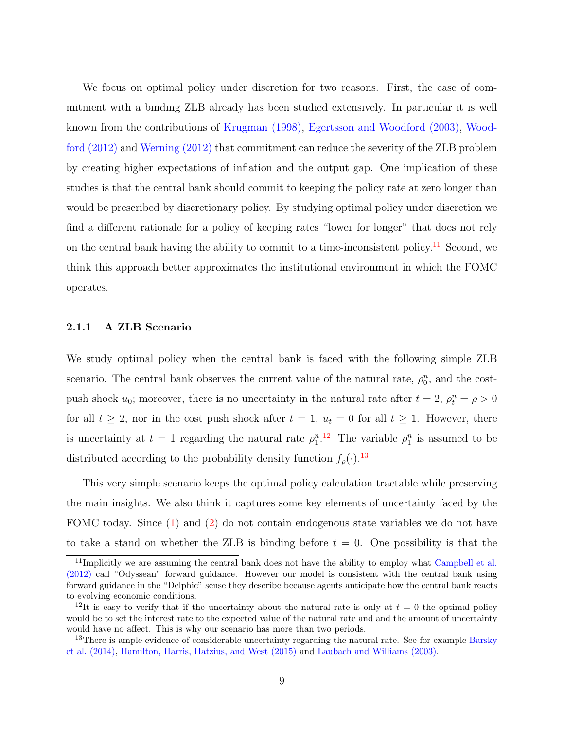We focus on optimal policy under discretion for two reasons. First, the case of commitment with a binding ZLB already has been studied extensively. In particular it is well known from the contributions of Krugman (1998), Egertsson and Woodford (2003), Woodford (2012) and Werning (2012) that commitment can reduce the severity of the ZLB problem by creating higher expectations of inflation and the output gap. One implication of these studies is that the central bank should commit to keeping the policy rate at zero longer than would be prescribed by discretionary policy. By studying optimal policy under discretion we find a different rationale for a policy of keeping rates "lower for longer" that does not rely on the central bank having the ability to commit to a time-inconsistent policy.[11] Second, we think this approach better approximates the institutional environment in which the FOMC operates.

### 2.1.1 A ZLB Scenario

We study optimal policy when the central bank is faced with the following simple ZLB scenario. The central bank observes the current value of the natural rate, $\rho_0^n$, and the cost-push shock $u_0$; moreover, there is no uncertainty in the natural rate after $t = 2$, $\rho_t^n = \rho > 0$ for all $t \geq 2$, nor in the cost push shock after $t = 1$, $u_t = 0$ for all $t \geq 1$. However, there is uncertainty at $t = 1$ regarding the natural rate $\rho_1^n$.[12] The variable $\rho_1^n$ is assumed to be distributed according to the probability density function $f_\rho(\cdot)$.[13]

This very simple scenario keeps the optimal policy calculation tractable while preserving the main insights. We also think it captures some key elements of uncertainty faced by the FOMC today. Since (1) and (2) do not contain endogenous state variables we do not have to take a stand on whether the ZLB is binding before $t = 0$. One possibility is that the

[11] Implicitly we are assuming the central bank does not have the ability to employ what Campbell et al. (2012) call "Odyssean" forward guidance. However our model is consistent with the central bank using forward guidance in the "Delphic" sense they describe because agents anticipate how the central bank reacts to evolving economic conditions.

[12] It is easy to verify that if the uncertainty about the natural rate is only at $t = 0$ the optimal policy would be to set the interest rate to the expected value of the natural rate and and the amount of uncertainty would have no affect. This is why our scenario has more than two periods.

[13] There is ample evidence of considerable uncertainty regarding the natural rate. See for example Barsky et al. (2014), Hamilton, Harris, Hatzius, and West (2015) and Laubach and Williams (2003).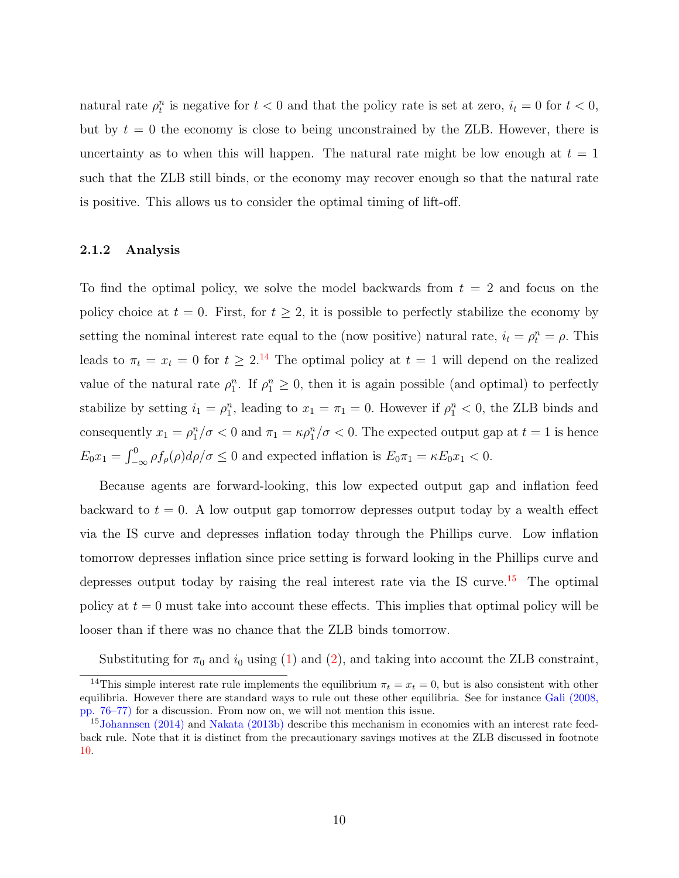natural rate $\rho_t^n$ is negative for $t < 0$ and that the policy rate is set at zero, $i_t = 0$ for $t < 0$, but by $t = 0$ the economy is close to being unconstrained by the ZLB. However, there is uncertainty as to when this will happen. The natural rate might be low enough at $t = 1$ such that the ZLB still binds, or the economy may recover enough so that the natural rate is positive. This allows us to consider the optimal timing of lift-off.

### 2.1.2 Analysis

To find the optimal policy, we solve the model backwards from $t = 2$ and focus on the policy choice at $t = 0$. First, for $t \geq 2$, it is possible to perfectly stabilize the economy by setting the nominal interest rate equal to the (now positive) natural rate, $i_t = \rho_t^n = \rho$. This leads to $\pi_t = x_t = 0$ for $t \geq 2$.[14] The optimal policy at $t = 1$ will depend on the realized value of the natural rate $\rho_1^n$. If $\rho_1^n \geq 0$, then it is again possible (and optimal) to perfectly stabilize by setting $i_1 = \rho_1^n$, leading to $x_1 = \pi_1 = 0$. However if $\rho_1^n < 0$, the ZLB binds and consequently $x_1 = \rho_1^n/\sigma < 0$ and $\pi_1 = \kappa\rho_1^n/\sigma < 0$. The expected output gap at $t = 1$ is hence $E_0 x_1 = \int_{-\infty}^{0} \rho f_\rho(\rho) d\rho/\sigma \leq 0$ and expected inflation is $E_0 \pi_1 = \kappa E_0 x_1 < 0$.

Because agents are forward-looking, this low expected output gap and inflation feed backward to $t = 0$. A low output gap tomorrow depresses output today by a wealth effect via the IS curve and depresses inflation today through the Phillips curve. Low inflation tomorrow depresses inflation since price setting is forward looking in the Phillips curve and depresses output today by raising the real interest rate via the IS curve.[15] The optimal policy at $t = 0$ must take into account these effects. This implies that optimal policy will be looser than if there was no chance that the ZLB binds tomorrow.

Substituting for $\pi_0$ and $i_0$ using (1) and (2), and taking into account the ZLB constraint,

[14] This simple interest rate rule implements the equilibrium $\pi_t = x_t = 0$, but is also consistent with other equilibria. However there are standard ways to rule out these other equilibria. See for instance Gali (2008, pp. 76–77) for a discussion. From now on, we will not mention this issue.

[15] Johannsen (2014) and Nakata (2013b) describe this mechanism in economies with an interest rate feedback rule. Note that it is distinct from the precautionary savings motives at the ZLB discussed in footnote 10.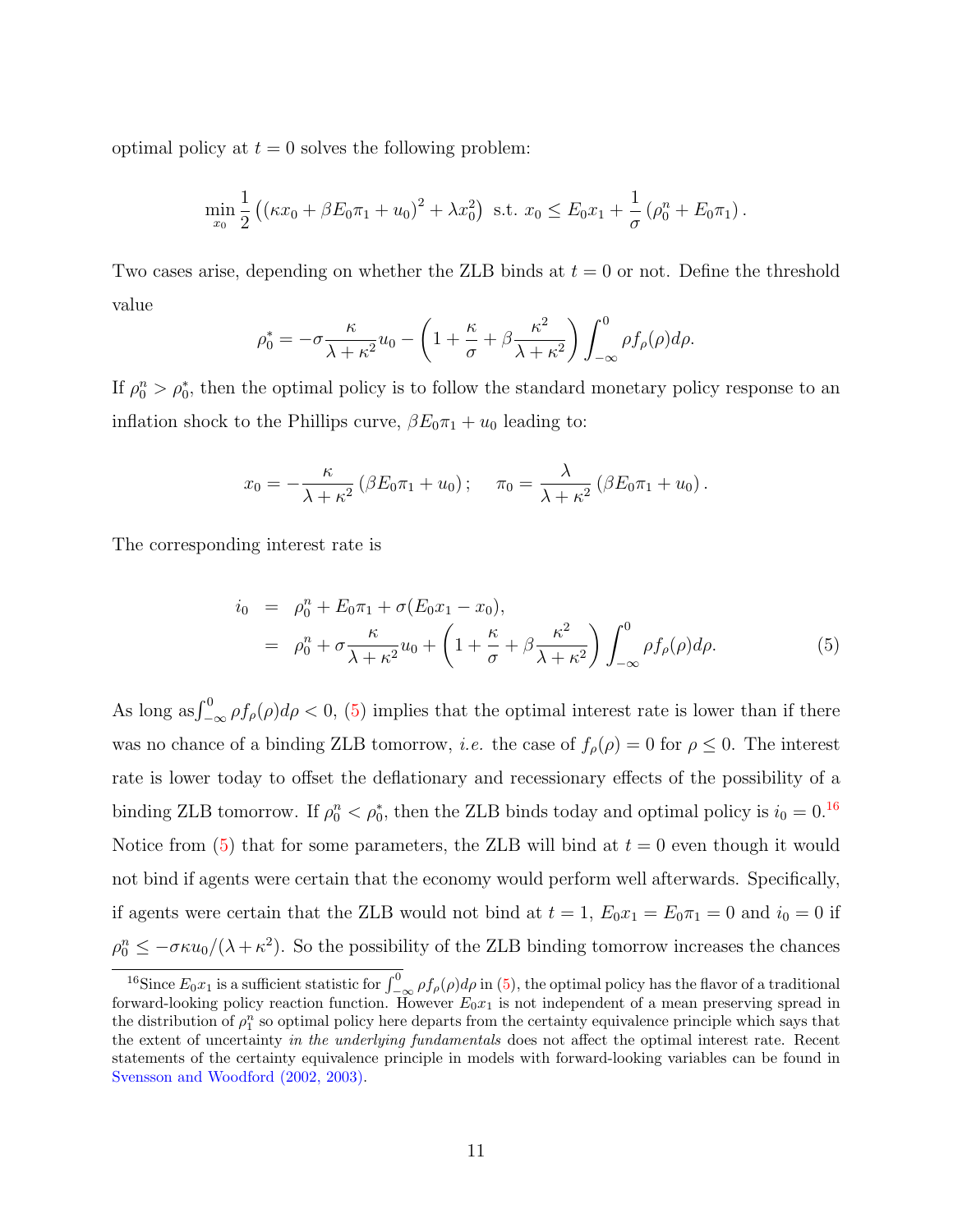optimal policy at $t = 0$ solves the following problem:

$$\min_{x_0} \frac{1}{2}\left((\kappa x_0 + \beta E_0 \pi_1 + u_0)^2 + \lambda x_0^2\right) \text{ s.t. } x_0 \leq E_0 x_1 + \frac{1}{\sigma}\left(\rho_0^n + E_0 \pi_1\right).$$

Two cases arise, depending on whether the ZLB binds at $t = 0$ or not. Define the threshold value

$$\rho_0^* = -\sigma \frac{\kappa}{\lambda + \kappa^2} u_0 - \left(1 + \frac{\kappa}{\sigma} + \beta \frac{\kappa^2}{\lambda + \kappa^2}\right) \int_{-\infty}^{0} \rho f_\rho(\rho) d\rho.$$

If $\rho_0^n > \rho_0^*$, then the optimal policy is to follow the standard monetary policy response to an inflation shock to the Phillips curve, $\beta E_0 \pi_1 + u_0$ leading to:

$$x_0 = -\frac{\kappa}{\lambda + \kappa^2}\left(\beta E_0 \pi_1 + u_0\right); \quad \pi_0 = \frac{\lambda}{\lambda + \kappa^2}\left(\beta E_0 \pi_1 + u_0\right).$$

The corresponding interest rate is

$$\begin{aligned} i_0 &= \rho_0^n + E_0 \pi_1 + \sigma(E_0 x_1 - x_0), \\ &= \rho_0^n + \sigma \frac{\kappa}{\lambda + \kappa^2} u_0 + \left(1 + \frac{\kappa}{\sigma} + \beta \frac{\kappa^2}{\lambda + \kappa^2}\right) \int_{-\infty}^{0} \rho f_\rho(\rho) d\rho. \end{aligned} \quad (5)$$

As long as $\int_{-\infty}^{0} \rho f_\rho(\rho) d\rho < 0$, (5) implies that the optimal interest rate is lower than if there was no chance of a binding ZLB tomorrow, *i.e.* the case of $f_\rho(\rho) = 0$ for $\rho \leq 0$. The interest rate is lower today to offset the deflationary and recessionary effects of the possibility of a binding ZLB tomorrow. If $\rho_0^n < \rho_0^*$, then the ZLB binds today and optimal policy is $i_0 = 0$.[16] Notice from (5) that for some parameters, the ZLB will bind at $t = 0$ even though it would not bind if agents were certain that the economy would perform well afterwards. Specifically, if agents were certain that the ZLB would not bind at $t = 1$, $E_0 x_1 = E_0 \pi_1 = 0$ and $i_0 = 0$ if $\rho_0^n \leq -\sigma \kappa u_0 / (\lambda + \kappa^2)$. So the possibility of the ZLB binding tomorrow increases the chances

[16] Since $E_0 x_1$ is a sufficient statistic for $\int_{-\infty}^{0} \rho f_\rho(\rho) d\rho$ in (5), the optimal policy has the flavor of a traditional forward-looking policy reaction function. However $E_0 x_1$ is not independent of a mean preserving spread in the distribution of $\rho_1^n$ so optimal policy here departs from the certainty equivalence principle which says that the extent of uncertainty *in the underlying fundamentals* does not affect the optimal interest rate. Recent statements of the certainty equivalence principle in models with forward-looking variables can be found in Svensson and Woodford (2002, 2003).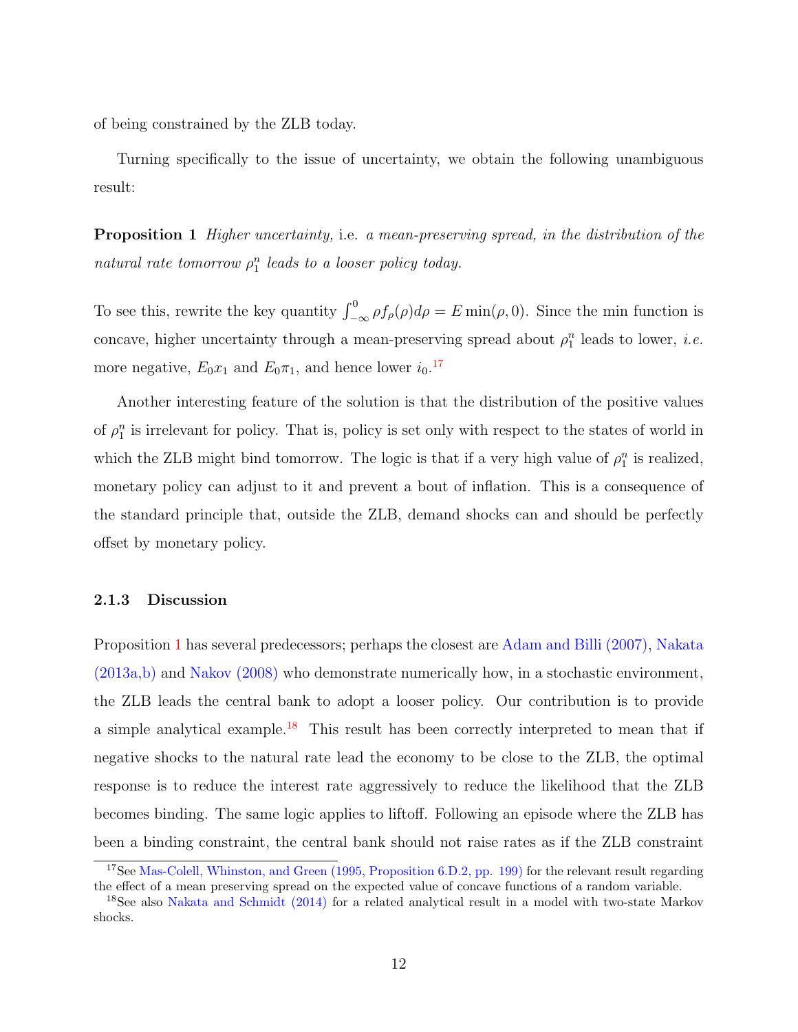of being constrained by the ZLB today.

Turning specifically to the issue of uncertainty, we obtain the following unambiguous result:

**Proposition 1** *Higher uncertainty,* i.e. *a mean-preserving spread, in the distribution of the natural rate tomorrow $\rho_1^n$ leads to a looser policy today.*

To see this, rewrite the key quantity $\int_{-\infty}^{0} \rho f_\rho(\rho) d\rho = E \min(\rho, 0)$. Since the min function is concave, higher uncertainty through a mean-preserving spread about $\rho_1^n$ leads to lower, *i.e.* more negative, $E_0 x_1$ and $E_0 \pi_1$, and hence lower $i_0$.[17]

Another interesting feature of the solution is that the distribution of the positive values of $\rho_1^n$ is irrelevant for policy. That is, policy is set only with respect to the states of world in which the ZLB might bind tomorrow. The logic is that if a very high value of $\rho_1^n$ is realized, monetary policy can adjust to it and prevent a bout of inflation. This is a consequence of the standard principle that, outside the ZLB, demand shocks can and should be perfectly offset by monetary policy.

### 2.1.3 Discussion

Proposition 1 has several predecessors; perhaps the closest are Adam and Billi (2007), Nakata (2013a,b) and Nakov (2008) who demonstrate numerically how, in a stochastic environment, the ZLB leads the central bank to adopt a looser policy. Our contribution is to provide a simple analytical example.[18] This result has been correctly interpreted to mean that if negative shocks to the natural rate lead the economy to be close to the ZLB, the optimal response is to reduce the interest rate aggressively to reduce the likelihood that the ZLB becomes binding. The same logic applies to liftoff. Following an episode where the ZLB has been a binding constraint, the central bank should not raise rates as if the ZLB constraint

[17] See Mas-Colell, Whinston, and Green (1995, Proposition 6.D.2, pp. 199) for the relevant result regarding the effect of a mean preserving spread on the expected value of concave functions of a random variable.

[18] See also Nakata and Schmidt (2014) for a related analytical result in a model with two-state Markov shocks.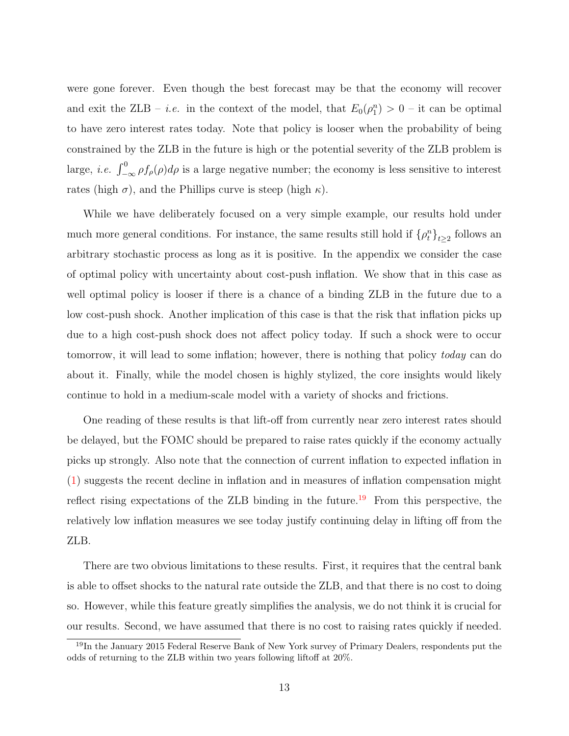were gone forever. Even though the best forecast may be that the economy will recover and exit the ZLB – *i.e.* in the context of the model, that $E_0(\rho_1^n) > 0$ – it can be optimal to have zero interest rates today. Note that policy is looser when the probability of being constrained by the ZLB in the future is high or the potential severity of the ZLB problem is large, *i.e.* $\int_{-\infty}^{0} \rho f_\rho(\rho) d\rho$ is a large negative number; the economy is less sensitive to interest rates (high $\sigma$), and the Phillips curve is steep (high $\kappa$).

While we have deliberately focused on a very simple example, our results hold under much more general conditions. For instance, the same results still hold if $\{\rho_t^n\}_{t\geq 2}$ follows an arbitrary stochastic process as long as it is positive. In the appendix we consider the case of optimal policy with uncertainty about cost-push inflation. We show that in this case as well optimal policy is looser if there is a chance of a binding ZLB in the future due to a low cost-push shock. Another implication of this case is that the risk that inflation picks up due to a high cost-push shock does not affect policy today. If such a shock were to occur tomorrow, it will lead to some inflation; however, there is nothing that policy *today* can do about it. Finally, while the model chosen is highly stylized, the core insights would likely continue to hold in a medium-scale model with a variety of shocks and frictions.

One reading of these results is that lift-off from currently near zero interest rates should be delayed, but the FOMC should be prepared to raise rates quickly if the economy actually picks up strongly. Also note that the connection of current inflation to expected inflation in (1) suggests the recent decline in inflation and in measures of inflation compensation might reflect rising expectations of the ZLB binding in the future.[19] From this perspective, the relatively low inflation measures we see today justify continuing delay in lifting off from the ZLB.

There are two obvious limitations to these results. First, it requires that the central bank is able to offset shocks to the natural rate outside the ZLB, and that there is no cost to doing so. However, while this feature greatly simplifies the analysis, we do not think it is crucial for our results. Second, we have assumed that there is no cost to raising rates quickly if needed.

[19] In the January 2015 Federal Reserve Bank of New York survey of Primary Dealers, respondents put the odds of returning to the ZLB within two years following liftoff at 20%.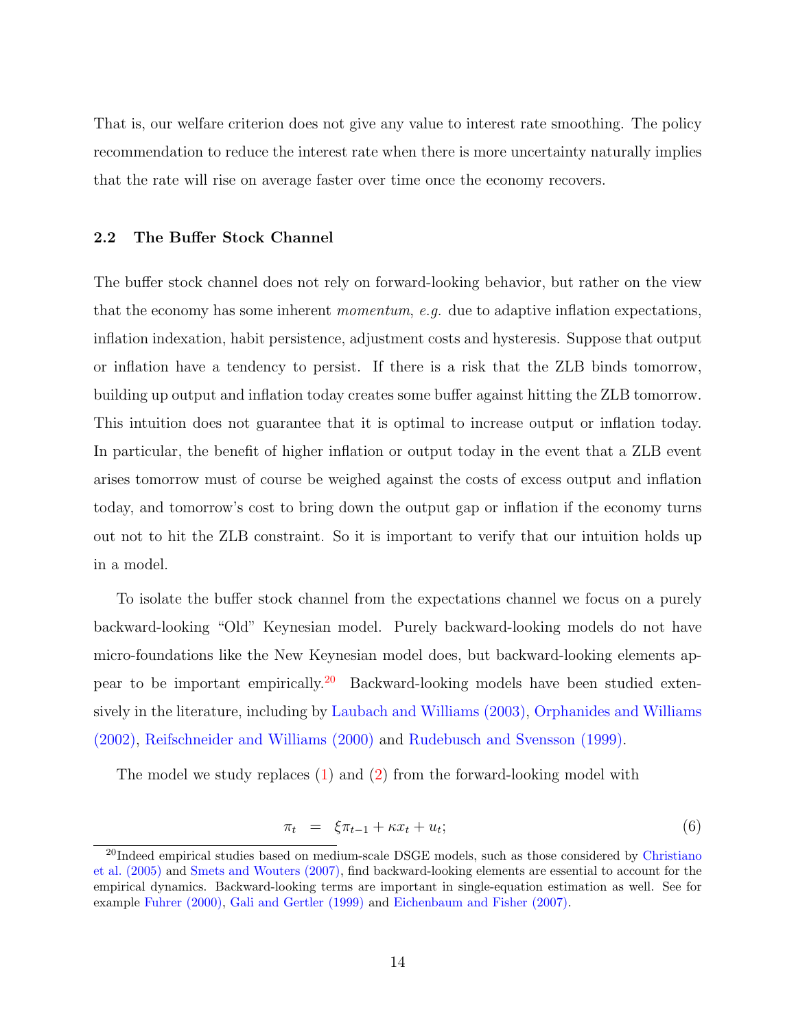That is, our welfare criterion does not give any value to interest rate smoothing. The policy recommendation to reduce the interest rate when there is more uncertainty naturally implies that the rate will rise on average faster over time once the economy recovers.

### 2.2 The Buffer Stock Channel

The buffer stock channel does not rely on forward-looking behavior, but rather on the view that the economy has some inherent *momentum*, *e.g.* due to adaptive inflation expectations, inflation indexation, habit persistence, adjustment costs and hysteresis. Suppose that output or inflation have a tendency to persist. If there is a risk that the ZLB binds tomorrow, building up output and inflation today creates some buffer against hitting the ZLB tomorrow. This intuition does not guarantee that it is optimal to increase output or inflation today. In particular, the benefit of higher inflation or output today in the event that a ZLB event arises tomorrow must of course be weighed against the costs of excess output and inflation today, and tomorrow's cost to bring down the output gap or inflation if the economy turns out not to hit the ZLB constraint. So it is important to verify that our intuition holds up in a model.

To isolate the buffer stock channel from the expectations channel we focus on a purely backward-looking "Old" Keynesian model. Purely backward-looking models do not have micro-foundations like the New Keynesian model does, but backward-looking elements appear to be important empirically.[20] Backward-looking models have been studied extensively in the literature, including by Laubach and Williams (2003), Orphanides and Williams (2002), Reifschneider and Williams (2000) and Rudebusch and Svensson (1999).

The model we study replaces (1) and (2) from the forward-looking model with

$$\pi_t = \xi \pi_{t-1} + \kappa x_t + u_t; \tag{6}$$

[20] Indeed empirical studies based on medium-scale DSGE models, such as those considered by Christiano et al. (2005) and Smets and Wouters (2007), find backward-looking elements are essential to account for the empirical dynamics. Backward-looking terms are important in single-equation estimation as well. See for example Fuhrer (2000), Gali and Gertler (1999) and Eichenbaum and Fisher (2007).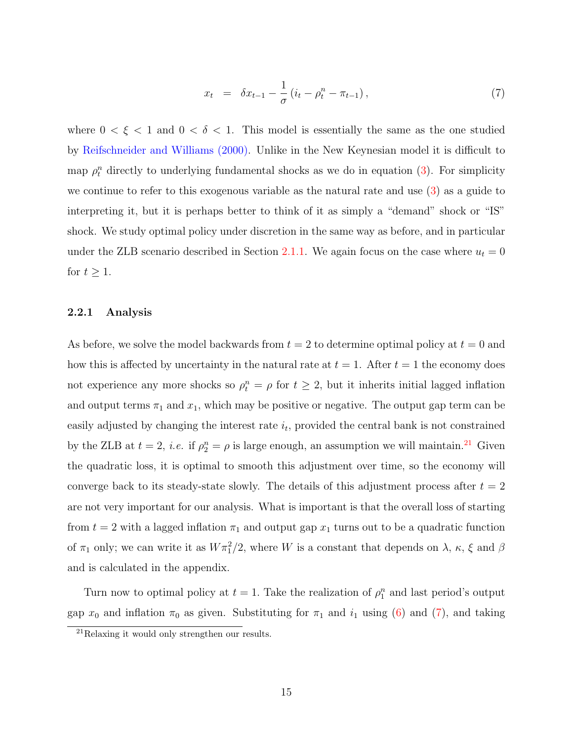$$x_t \;\; = \;\; \delta x_{t-1} - \frac{1}{\sigma}\left(i_t - \rho_t^n - \pi_{t-1}\right), \tag{7}$$

where $0 < \xi < 1$ and $0 < \delta < 1$. This model is essentially the same as the one studied by Reifschneider and Williams (2000). Unlike in the New Keynesian model it is difficult to map $\rho_t^n$ directly to underlying fundamental shocks as we do in equation (3). For simplicity we continue to refer to this exogenous variable as the natural rate and use (3) as a guide to interpreting it, but it is perhaps better to think of it as simply a "demand" shock or "IS" shock. We study optimal policy under discretion in the same way as before, and in particular under the ZLB scenario described in Section 2.1.1. We again focus on the case where $u_t = 0$ for $t \geq 1$.

### 2.2.1 Analysis

As before, we solve the model backwards from $t = 2$ to determine optimal policy at $t = 0$ and how this is affected by uncertainty in the natural rate at $t = 1$. After $t = 1$ the economy does not experience any more shocks so $\rho_t^n = \rho$ for $t \geq 2$, but it inherits initial lagged inflation and output terms $\pi_1$ and $x_1$, which may be positive or negative. The output gap term can be easily adjusted by changing the interest rate $i_t$, provided the central bank is not constrained by the ZLB at $t = 2$, *i.e.* if $\rho_2^n = \rho$ is large enough, an assumption we will maintain.[21] Given the quadratic loss, it is optimal to smooth this adjustment over time, so the economy will converge back to its steady-state slowly. The details of this adjustment process after $t = 2$ are not very important for our analysis. What is important is that the overall loss of starting from $t = 2$ with a lagged inflation $\pi_1$ and output gap $x_1$ turns out to be a quadratic function of $\pi_1$ only; we can write it as $W\pi_1^2/2$, where $W$ is a constant that depends on $\lambda$, $\kappa$, $\xi$ and $\beta$ and is calculated in the appendix.

Turn now to optimal policy at $t = 1$. Take the realization of $\rho_1^n$ and last period's output gap $x_0$ and inflation $\pi_0$ as given. Substituting for $\pi_1$ and $i_1$ using (6) and (7), and taking

[21] Relaxing it would only strengthen our results.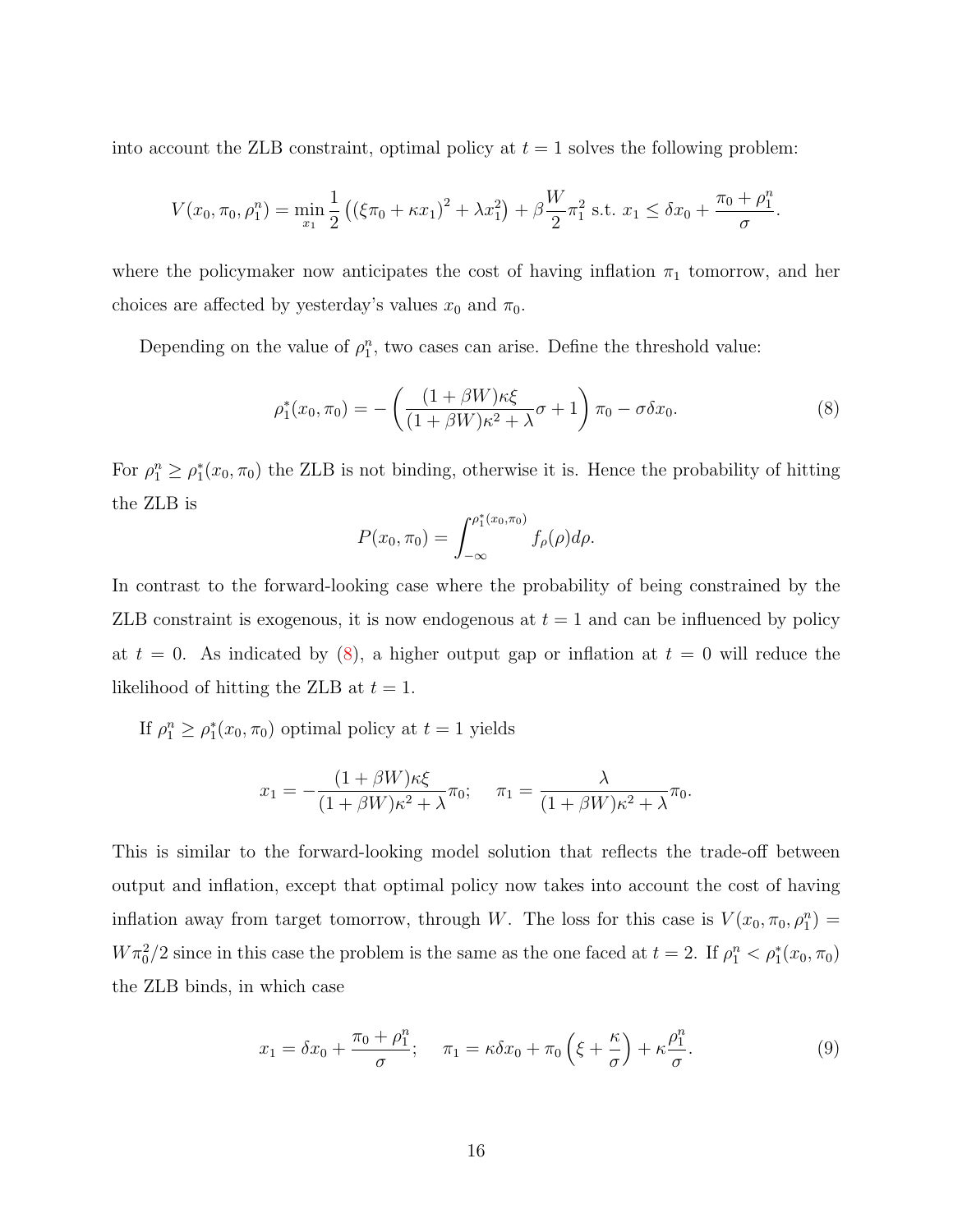into account the ZLB constraint, optimal policy at $t = 1$ solves the following problem:

$$V(x_0, \pi_0, \rho_1^n) = \min_{x_1} \frac{1}{2} \left( (\xi \pi_0 + \kappa x_1)^2 + \lambda x_1^2 \right) + \beta \frac{W}{2} \pi_1^2 \text{ s.t. } x_1 \leq \delta x_0 + \frac{\pi_0 + \rho_1^n}{\sigma}.$$

where the policymaker now anticipates the cost of having inflation $\pi_1$ tomorrow, and her choices are affected by yesterday's values $x_0$ and $\pi_0$.

Depending on the value of $\rho_1^n$, two cases can arise. Define the threshold value:

$$\rho_1^*(x_0, \pi_0) = - \left( \frac{(1 + \beta W)\kappa \xi}{(1 + \beta W)\kappa^2 + \lambda} \sigma + 1 \right) \pi_0 - \sigma \delta x_0. \tag{8}$$

For $\rho_1^n \geq \rho_1^*(x_0, \pi_0)$ the ZLB is not binding, otherwise it is. Hence the probability of hitting the ZLB is

$$P(x_0, \pi_0) = \int_{-\infty}^{\rho_1^*(x_0, \pi_0)} f_\rho(\rho) d\rho.$$

In contrast to the forward-looking case where the probability of being constrained by the ZLB constraint is exogenous, it is now endogenous at $t = 1$ and can be influenced by policy at $t = 0$. As indicated by (8), a higher output gap or inflation at $t = 0$ will reduce the likelihood of hitting the ZLB at $t = 1$.

If $\rho_1^n \geq \rho_1^*(x_0, \pi_0)$ optimal policy at $t = 1$ yields

$$x_1 = -\frac{(1 + \beta W)\kappa \xi}{(1 + \beta W)\kappa^2 + \lambda} \pi_0; \quad \pi_1 = \frac{\lambda}{(1 + \beta W)\kappa^2 + \lambda} \pi_0.$$

This is similar to the forward-looking model solution that reflects the trade-off between output and inflation, except that optimal policy now takes into account the cost of having inflation away from target tomorrow, through $W$. The loss for this case is $V(x_0, \pi_0, \rho_1^n) = W\pi_0^2/2$ since in this case the problem is the same as the one faced at $t = 2$. If $\rho_1^n < \rho_1^*(x_0, \pi_0)$ the ZLB binds, in which case

$$x_1 = \delta x_0 + \frac{\pi_0 + \rho_1^n}{\sigma}; \quad \pi_1 = \kappa \delta x_0 + \pi_0 \left( \xi + \frac{\kappa}{\sigma} \right) + \kappa \frac{\rho_1^n}{\sigma}. \tag{9}$$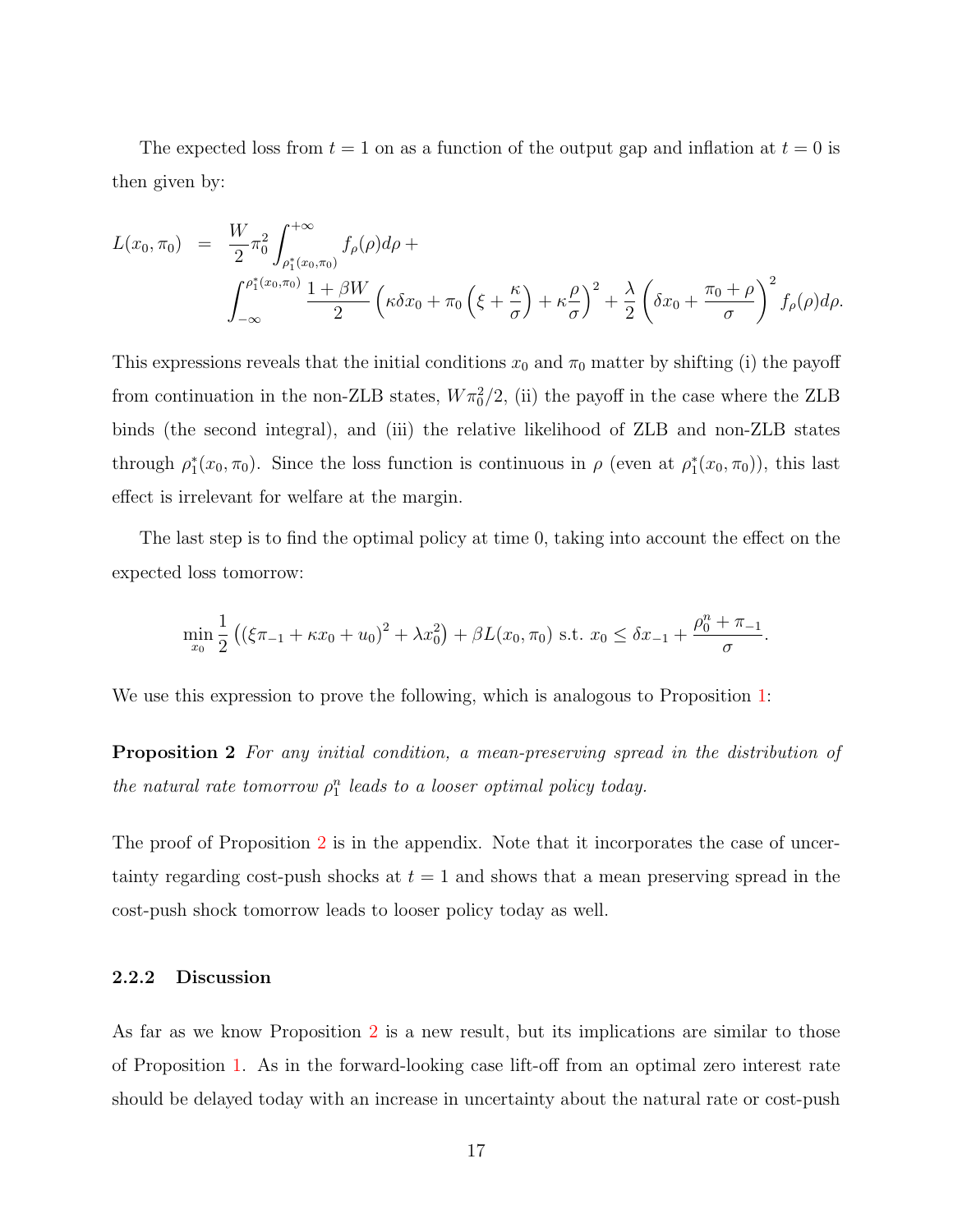The expected loss from $t = 1$ on as a function of the output gap and inflation at $t = 0$ is then given by:

$$
\begin{aligned}
L(x_0, \pi_0) \;=\;& \frac{W}{2}\pi_0^2 \int_{\rho_1^*(x_0,\pi_0)}^{+\infty} f_\rho(\rho) d\rho + \\
& \int_{-\infty}^{\rho_1^*(x_0,\pi_0)} \frac{1+\beta W}{2} \left(\kappa \delta x_0 + \pi_0 \left(\xi + \frac{\kappa}{\sigma}\right) + \kappa \frac{\rho}{\sigma}\right)^2 + \frac{\lambda}{2}\left(\delta x_0 + \frac{\pi_0 + \rho}{\sigma}\right)^2 f_\rho(\rho) d\rho.
\end{aligned}
$$

This expressions reveals that the initial conditions $x_0$ and $\pi_0$ matter by shifting (i) the payoff from continuation in the non-ZLB states, $W\pi_0^2/2$, (ii) the payoff in the case where the ZLB binds (the second integral), and (iii) the relative likelihood of ZLB and non-ZLB states through $\rho_1^*(x_0, \pi_0)$. Since the loss function is continuous in $\rho$ (even at $\rho_1^*(x_0, \pi_0)$), this last effect is irrelevant for welfare at the margin.

The last step is to find the optimal policy at time 0, taking into account the effect on the expected loss tomorrow:

$$
\min_{x_0} \frac{1}{2}\left((\xi \pi_{-1} + \kappa x_0 + u_0)^2 + \lambda x_0^2\right) + \beta L(x_0, \pi_0) \text{ s.t. } x_0 \le \delta x_{-1} + \frac{\rho_0^n + \pi_{-1}}{\sigma}.
$$

We use this expression to prove the following, which is analogous to Proposition 1:

**Proposition 2** *For any initial condition, a mean-preserving spread in the distribution of the natural rate tomorrow $\rho_1^n$ leads to a looser optimal policy today.*

The proof of Proposition 2 is in the appendix. Note that it incorporates the case of uncertainty regarding cost-push shocks at $t = 1$ and shows that a mean preserving spread in the cost-push shock tomorrow leads to looser policy today as well.

### 2.2.2 Discussion

As far as we know Proposition 2 is a new result, but its implications are similar to those of Proposition 1. As in the forward-looking case lift-off from an optimal zero interest rate should be delayed today with an increase in uncertainty about the natural rate or cost-push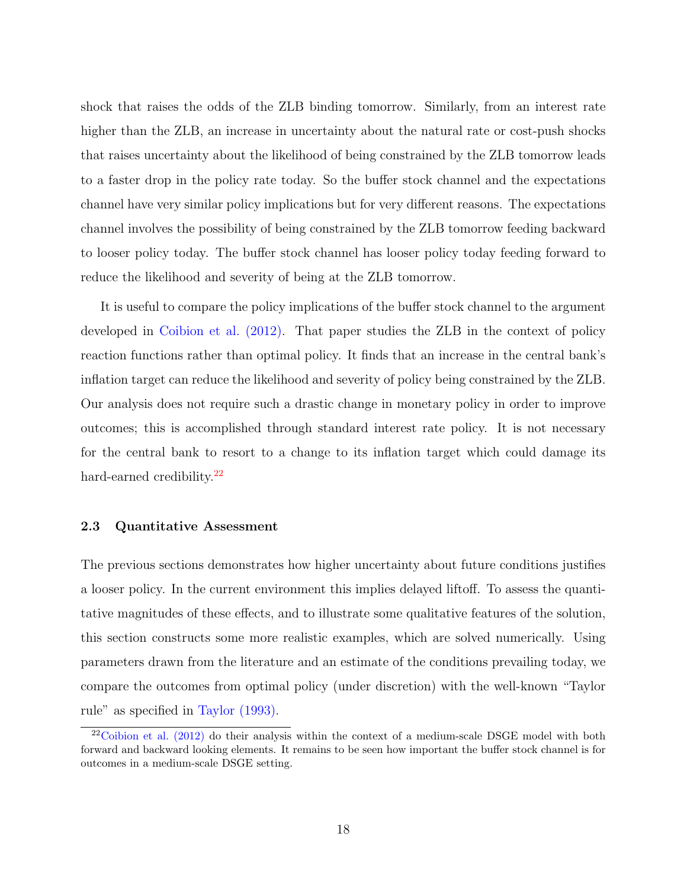shock that raises the odds of the ZLB binding tomorrow. Similarly, from an interest rate higher than the ZLB, an increase in uncertainty about the natural rate or cost-push shocks that raises uncertainty about the likelihood of being constrained by the ZLB tomorrow leads to a faster drop in the policy rate today. So the buffer stock channel and the expectations channel have very similar policy implications but for very different reasons. The expectations channel involves the possibility of being constrained by the ZLB tomorrow feeding backward to looser policy today. The buffer stock channel has looser policy today feeding forward to reduce the likelihood and severity of being at the ZLB tomorrow.

It is useful to compare the policy implications of the buffer stock channel to the argument developed in Coibion et al. (2012). That paper studies the ZLB in the context of policy reaction functions rather than optimal policy. It finds that an increase in the central bank's inflation target can reduce the likelihood and severity of policy being constrained by the ZLB. Our analysis does not require such a drastic change in monetary policy in order to improve outcomes; this is accomplished through standard interest rate policy. It is not necessary for the central bank to resort to a change to its inflation target which could damage its hard-earned credibility.[22]

### 2.3 Quantitative Assessment

The previous sections demonstrates how higher uncertainty about future conditions justifies a looser policy. In the current environment this implies delayed liftoff. To assess the quantitative magnitudes of these effects, and to illustrate some qualitative features of the solution, this section constructs some more realistic examples, which are solved numerically. Using parameters drawn from the literature and an estimate of the conditions prevailing today, we compare the outcomes from optimal policy (under discretion) with the well-known "Taylor rule" as specified in Taylor (1993).

[22] Coibion et al. (2012) do their analysis within the context of a medium-scale DSGE model with both forward and backward looking elements. It remains to be seen how important the buffer stock channel is for outcomes in a medium-scale DSGE setting.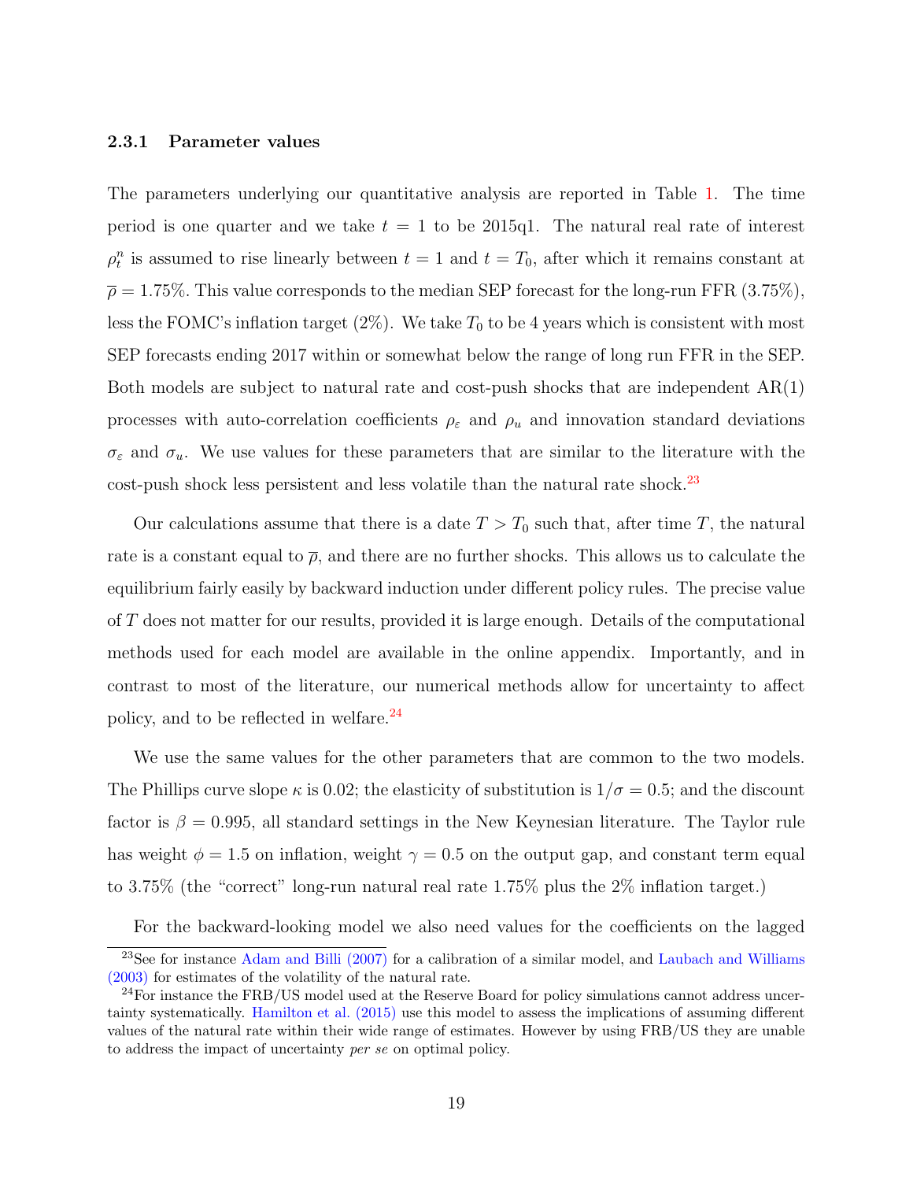### 2.3.1 Parameter values

The parameters underlying our quantitative analysis are reported in Table 1. The time period is one quarter and we take $t = 1$ to be 2015q1. The natural real rate of interest $\rho_t^n$ is assumed to rise linearly between $t = 1$ and $t = T_0$, after which it remains constant at $\overline{\rho} = 1.75\%$. This value corresponds to the median SEP forecast for the long-run FFR (3.75%), less the FOMC's inflation target (2%). We take $T_0$ to be 4 years which is consistent with most SEP forecasts ending 2017 within or somewhat below the range of long run FFR in the SEP. Both models are subject to natural rate and cost-push shocks that are independent AR(1) processes with auto-correlation coefficients $\rho_\varepsilon$ and $\rho_u$ and innovation standard deviations $\sigma_\varepsilon$ and $\sigma_u$. We use values for these parameters that are similar to the literature with the cost-push shock less persistent and less volatile than the natural rate shock.[23]

Our calculations assume that there is a date $T > T_0$ such that, after time $T$, the natural rate is a constant equal to $\overline{\rho}$, and there are no further shocks. This allows us to calculate the equilibrium fairly easily by backward induction under different policy rules. The precise value of $T$ does not matter for our results, provided it is large enough. Details of the computational methods used for each model are available in the online appendix. Importantly, and in contrast to most of the literature, our numerical methods allow for uncertainty to affect policy, and to be reflected in welfare.[24]

We use the same values for the other parameters that are common to the two models. The Phillips curve slope $\kappa$ is 0.02; the elasticity of substitution is $1/\sigma = 0.5$; and the discount factor is $\beta = 0.995$, all standard settings in the New Keynesian literature. The Taylor rule has weight $\phi = 1.5$ on inflation, weight $\gamma = 0.5$ on the output gap, and constant term equal to 3.75% (the "correct" long-run natural real rate 1.75% plus the 2% inflation target.)

For the backward-looking model we also need values for the coefficients on the lagged

[23] See for instance Adam and Billi (2007) for a calibration of a similar model, and Laubach and Williams (2003) for estimates of the volatility of the natural rate.

[24] For instance the FRB/US model used at the Reserve Board for policy simulations cannot address uncertainty systematically. Hamilton et al. (2015) use this model to assess the implications of assuming different values of the natural rate within their wide range of estimates. However by using FRB/US they are unable to address the impact of uncertainty *per se* on optimal policy.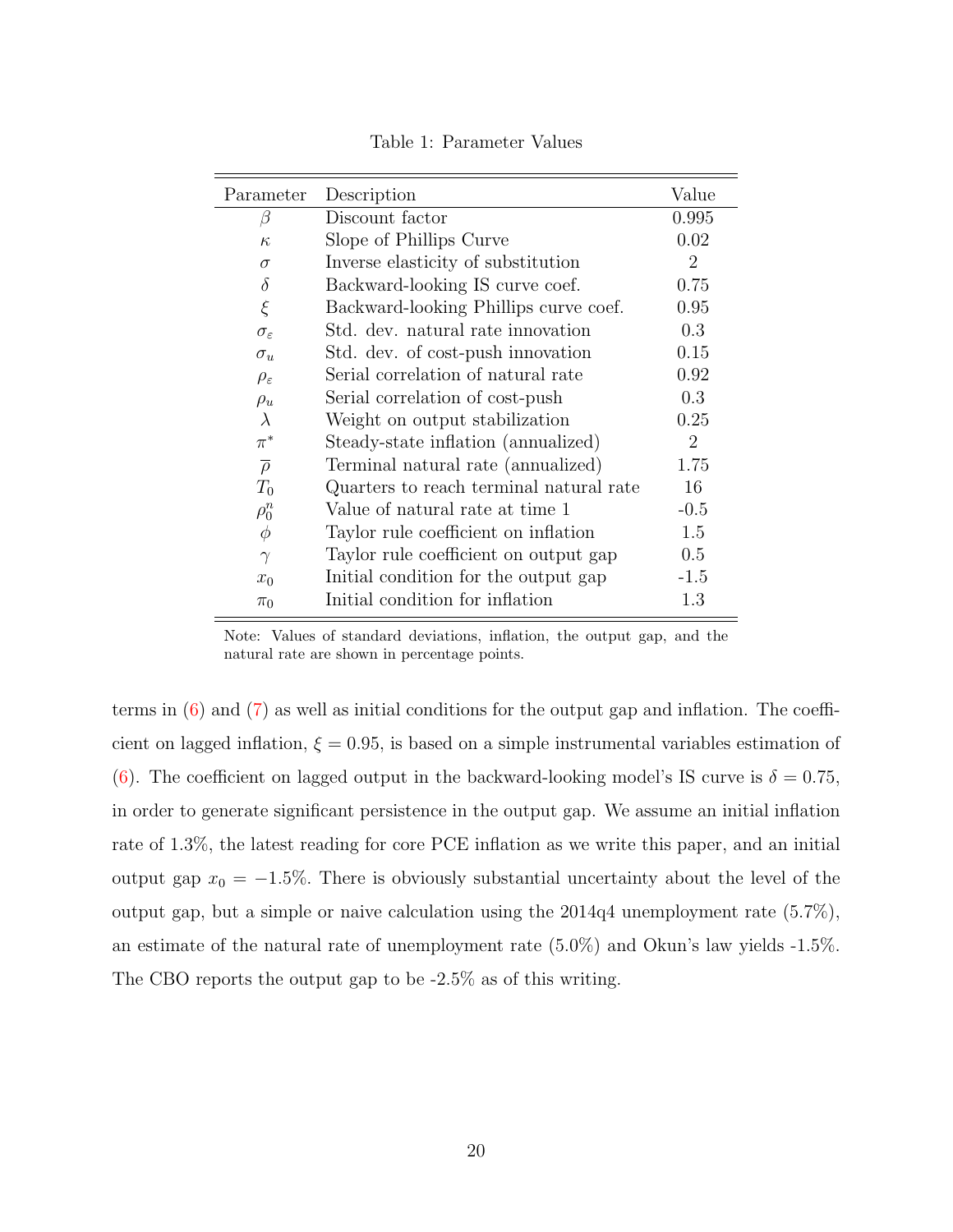Table 1: Parameter Values

| Parameter | Description | Value |
|---|---|---|
| $\beta$ | Discount factor | 0.995 |
| $\kappa$ | Slope of Phillips Curve | 0.02 |
| $\sigma$ | Inverse elasticity of substitution | 2 |
| $\delta$ | Backward-looking IS curve coef. | 0.75 |
| $\xi$ | Backward-looking Phillips curve coef. | 0.95 |
| $\sigma_\varepsilon$ | Std. dev. natural rate innovation | 0.3 |
| $\sigma_u$ | Std. dev. of cost-push innovation | 0.15 |
| $\rho_\varepsilon$ | Serial correlation of natural rate | 0.92 |
| $\rho_u$ | Serial correlation of cost-push | 0.3 |
| $\lambda$ | Weight on output stabilization | 0.25 |
| $\pi^*$ | Steady-state inflation (annualized) | 2 |
| $\overline{\rho}$ | Terminal natural rate (annualized) | 1.75 |
| $T_0$ | Quarters to reach terminal natural rate | 16 |
| $\rho_0^n$ | Value of natural rate at time 1 | -0.5 |
| $\phi$ | Taylor rule coefficient on inflation | 1.5 |
| $\gamma$ | Taylor rule coefficient on output gap | 0.5 |
| $x_0$ | Initial condition for the output gap | -1.5 |
| $\pi_0$ | Initial condition for inflation | 1.3 |

Note: Values of standard deviations, inflation, the output gap, and the natural rate are shown in percentage points.

terms in (6) and (7) as well as initial conditions for the output gap and inflation. The coefficient on lagged inflation, $\xi = 0.95$, is based on a simple instrumental variables estimation of (6). The coefficient on lagged output in the backward-looking model's IS curve is $\delta = 0.75$, in order to generate significant persistence in the output gap. We assume an initial inflation rate of 1.3%, the latest reading for core PCE inflation as we write this paper, and an initial output gap $x_0 = -1.5\%$. There is obviously substantial uncertainty about the level of the output gap, but a simple or naive calculation using the 2014q4 unemployment rate (5.7%), an estimate of the natural rate of unemployment rate (5.0%) and Okun's law yields -1.5%. The CBO reports the output gap to be -2.5% as of this writing.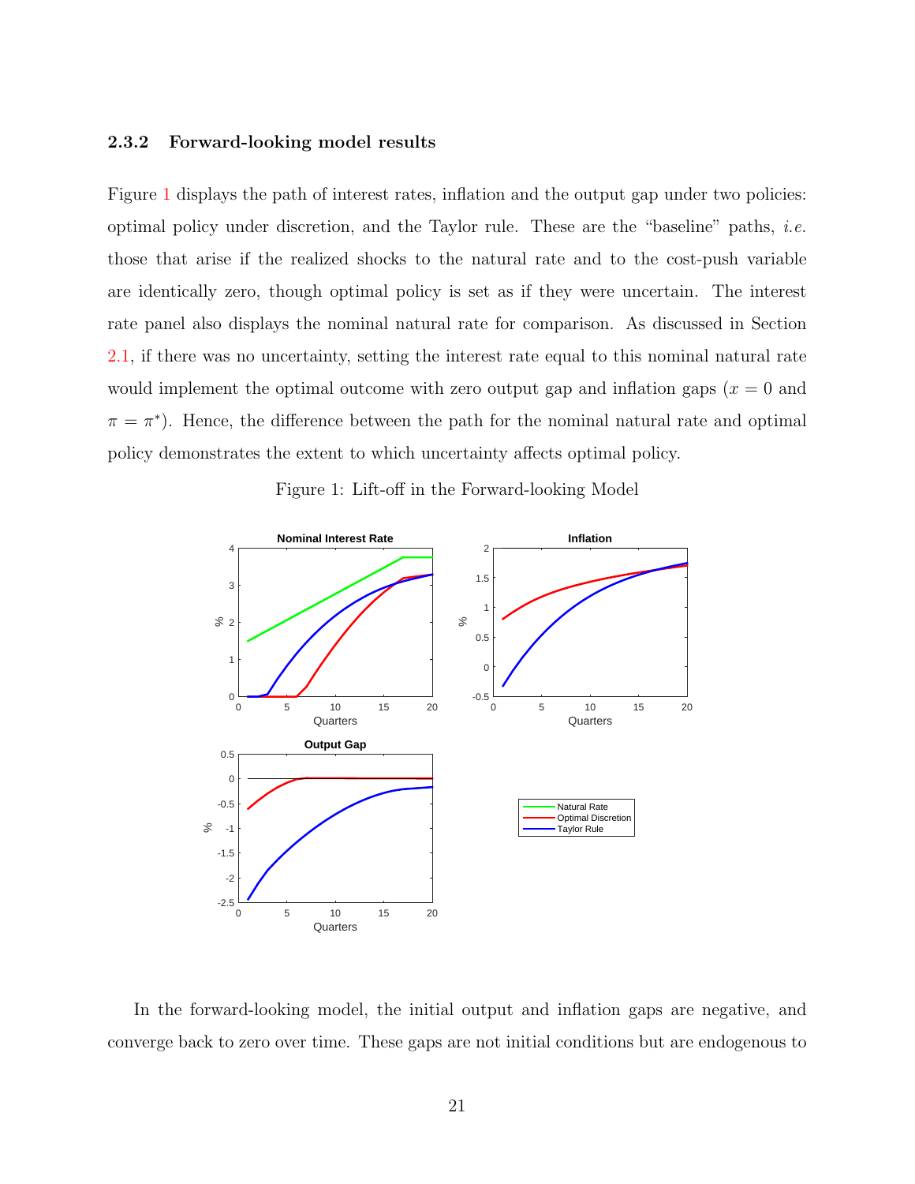### 2.3.2 Forward-looking model results

Figure 1 displays the path of interest rates, inflation and the output gap under two policies: optimal policy under discretion, and the Taylor rule. These are the "baseline" paths, *i.e.* those that arise if the realized shocks to the natural rate and to the cost-push variable are identically zero, though optimal policy is set as if they were uncertain. The interest rate panel also displays the nominal natural rate for comparison. As discussed in Section 2.1, if there was no uncertainty, setting the interest rate equal to this nominal natural rate would implement the optimal outcome with zero output gap and inflation gaps ($x = 0$ and $\pi = \pi^*$). Hence, the difference between the path for the nominal natural rate and optimal policy demonstrates the extent to which uncertainty affects optimal policy.

Figure 1: Lift-off in the Forward-looking Model

In the forward-looking model, the initial output and inflation gaps are negative, and converge back to zero over time. These gaps are not initial conditions but are endogenous to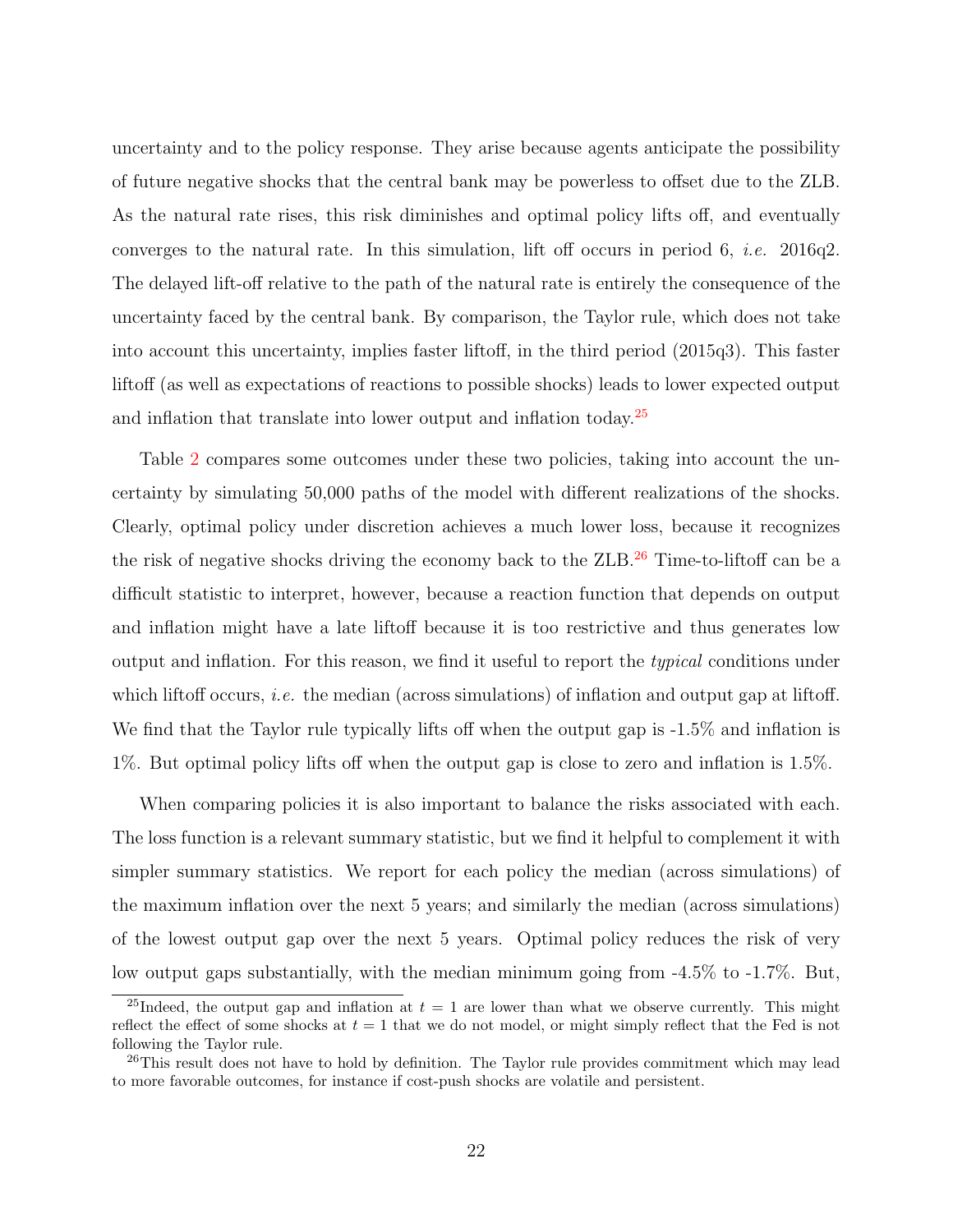uncertainty and to the policy response. They arise because agents anticipate the possibility of future negative shocks that the central bank may be powerless to offset due to the ZLB. As the natural rate rises, this risk diminishes and optimal policy lifts off, and eventually converges to the natural rate. In this simulation, lift off occurs in period 6, *i.e.* 2016q2. The delayed lift-off relative to the path of the natural rate is entirely the consequence of the uncertainty faced by the central bank. By comparison, the Taylor rule, which does not take into account this uncertainty, implies faster liftoff, in the third period (2015q3). This faster liftoff (as well as expectations of reactions to possible shocks) leads to lower expected output and inflation that translate into lower output and inflation today.[25]

Table 2 compares some outcomes under these two policies, taking into account the uncertainty by simulating 50,000 paths of the model with different realizations of the shocks. Clearly, optimal policy under discretion achieves a much lower loss, because it recognizes the risk of negative shocks driving the economy back to the ZLB.[26] Time-to-liftoff can be a difficult statistic to interpret, however, because a reaction function that depends on output and inflation might have a late liftoff because it is too restrictive and thus generates low output and inflation. For this reason, we find it useful to report the *typical* conditions under which liftoff occurs, *i.e.* the median (across simulations) of inflation and output gap at liftoff. We find that the Taylor rule typically lifts off when the output gap is -1.5% and inflation is 1%. But optimal policy lifts off when the output gap is close to zero and inflation is 1.5%.

When comparing policies it is also important to balance the risks associated with each. The loss function is a relevant summary statistic, but we find it helpful to complement it with simpler summary statistics. We report for each policy the median (across simulations) of the maximum inflation over the next 5 years; and similarly the median (across simulations) of the lowest output gap over the next 5 years. Optimal policy reduces the risk of very low output gaps substantially, with the median minimum going from -4.5% to -1.7%. But,

[25] Indeed, the output gap and inflation at $t = 1$ are lower than what we observe currently. This might reflect the effect of some shocks at $t = 1$ that we do not model, or might simply reflect that the Fed is not following the Taylor rule.

[26] This result does not have to hold by definition. The Taylor rule provides commitment which may lead to more favorable outcomes, for instance if cost-push shocks are volatile and persistent.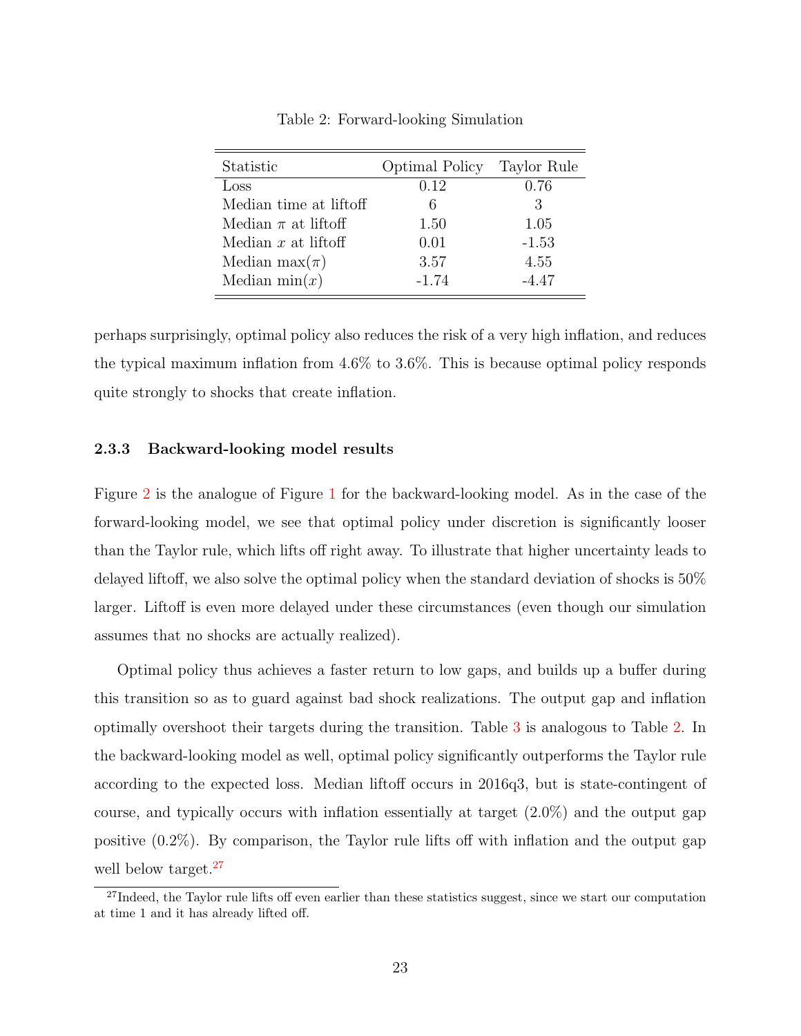Table 2: Forward-looking Simulation

| Statistic | Optimal Policy | Taylor Rule |
|---|---|---|
| Loss | 0.12 | 0.76 |
| Median time at liftoff | 6 | 3 |
| Median $\pi$ at liftoff | 1.50 | 1.05 |
| Median $x$ at liftoff | 0.01 | -1.53 |
| Median $\max(\pi)$ | 3.57 | 4.55 |
| Median $\min(x)$ | -1.74 | -4.47 |

perhaps surprisingly, optimal policy also reduces the risk of a very high inflation, and reduces the typical maximum inflation from 4.6% to 3.6%. This is because optimal policy responds quite strongly to shocks that create inflation.

### 2.3.3 Backward-looking model results

Figure 2 is the analogue of Figure 1 for the backward-looking model. As in the case of the forward-looking model, we see that optimal policy under discretion is significantly looser than the Taylor rule, which lifts off right away. To illustrate that higher uncertainty leads to delayed liftoff, we also solve the optimal policy when the standard deviation of shocks is 50% larger. Liftoff is even more delayed under these circumstances (even though our simulation assumes that no shocks are actually realized).

Optimal policy thus achieves a faster return to low gaps, and builds up a buffer during this transition so as to guard against bad shock realizations. The output gap and inflation optimally overshoot their targets during the transition. Table 3 is analogous to Table 2. In the backward-looking model as well, optimal policy significantly outperforms the Taylor rule according to the expected loss. Median liftoff occurs in 2016q3, but is state-contingent of course, and typically occurs with inflation essentially at target (2.0%) and the output gap positive (0.2%). By comparison, the Taylor rule lifts off with inflation and the output gap well below target.[27]

[27] Indeed, the Taylor rule lifts off even earlier than these statistics suggest, since we start our computation at time 1 and it has already lifted off.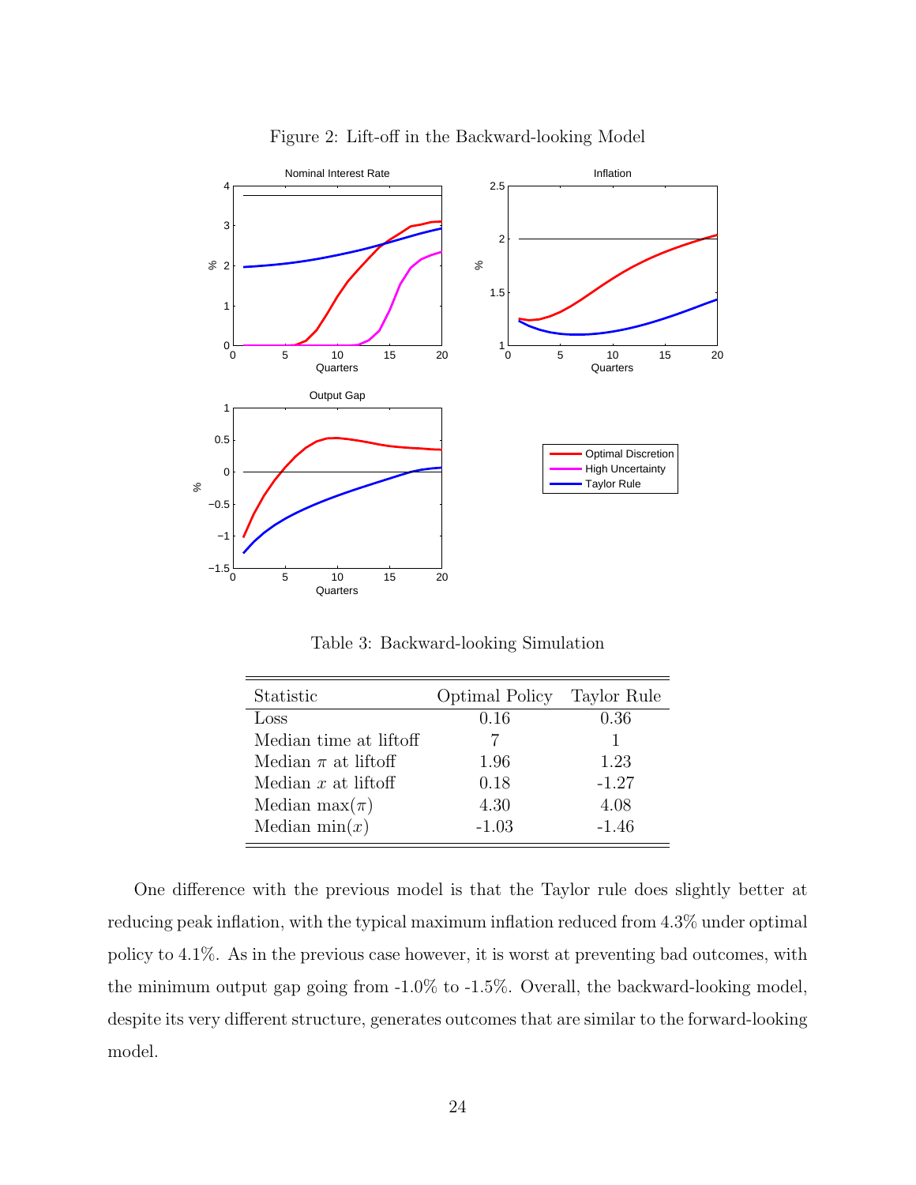Figure 2: Lift-off in the Backward-looking Model

Table 3: Backward-looking Simulation

| Statistic | Optimal Policy | Taylor Rule |
|---|---|---|
| Loss | 0.16 | 0.36 |
| Median time at liftoff | 7 | 1 |
| Median $\pi$ at liftoff | 1.96 | 1.23 |
| Median $x$ at liftoff | 0.18 | -1.27 |
| Median $\max(\pi)$ | 4.30 | 4.08 |
| Median $\min(x)$ | -1.03 | -1.46 |

One difference with the previous model is that the Taylor rule does slightly better at reducing peak inflation, with the typical maximum inflation reduced from 4.3% under optimal policy to 4.1%. As in the previous case however, it is worst at preventing bad outcomes, with the minimum output gap going from -1.0% to -1.5%. Overall, the backward-looking model, despite its very different structure, generates outcomes that are similar to the forward-looking model.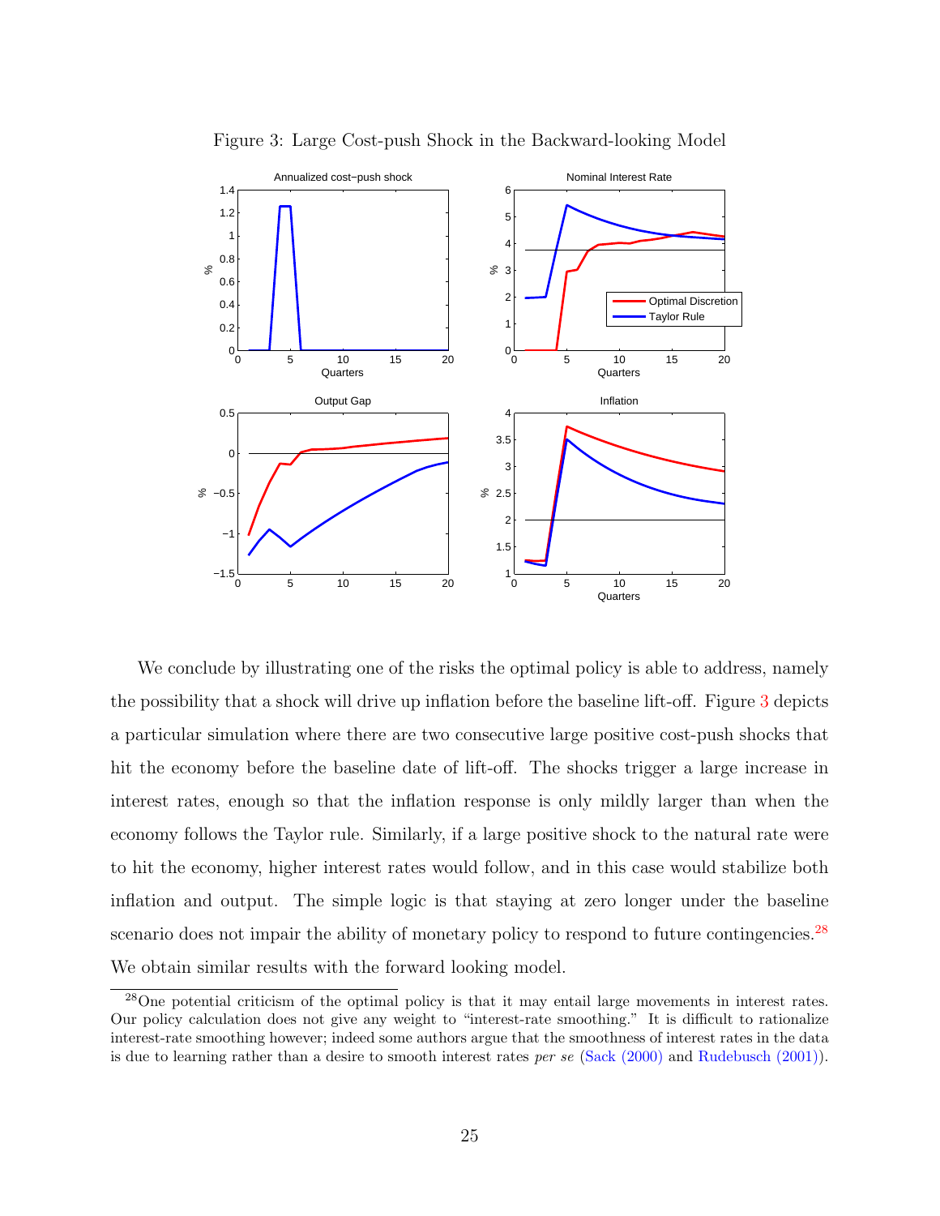Figure 3: Large Cost-push Shock in the Backward-looking Model

We conclude by illustrating one of the risks the optimal policy is able to address, namely the possibility that a shock will drive up inflation before the baseline lift-off. Figure 3 depicts a particular simulation where there are two consecutive large positive cost-push shocks that hit the economy before the baseline date of lift-off. The shocks trigger a large increase in interest rates, enough so that the inflation response is only mildly larger than when the economy follows the Taylor rule. Similarly, if a large positive shock to the natural rate were to hit the economy, higher interest rates would follow, and in this case would stabilize both inflation and output. The simple logic is that staying at zero longer under the baseline scenario does not impair the ability of monetary policy to respond to future contingencies.[28] We obtain similar results with the forward looking model.

[28] One potential criticism of the optimal policy is that it may entail large movements in interest rates. Our policy calculation does not give any weight to "interest-rate smoothing." It is difficult to rationalize interest-rate smoothing however; indeed some authors argue that the smoothness of interest rates in the data is due to learning rather than a desire to smooth interest rates *per se* (Sack (2000) and Rudebusch (2001)).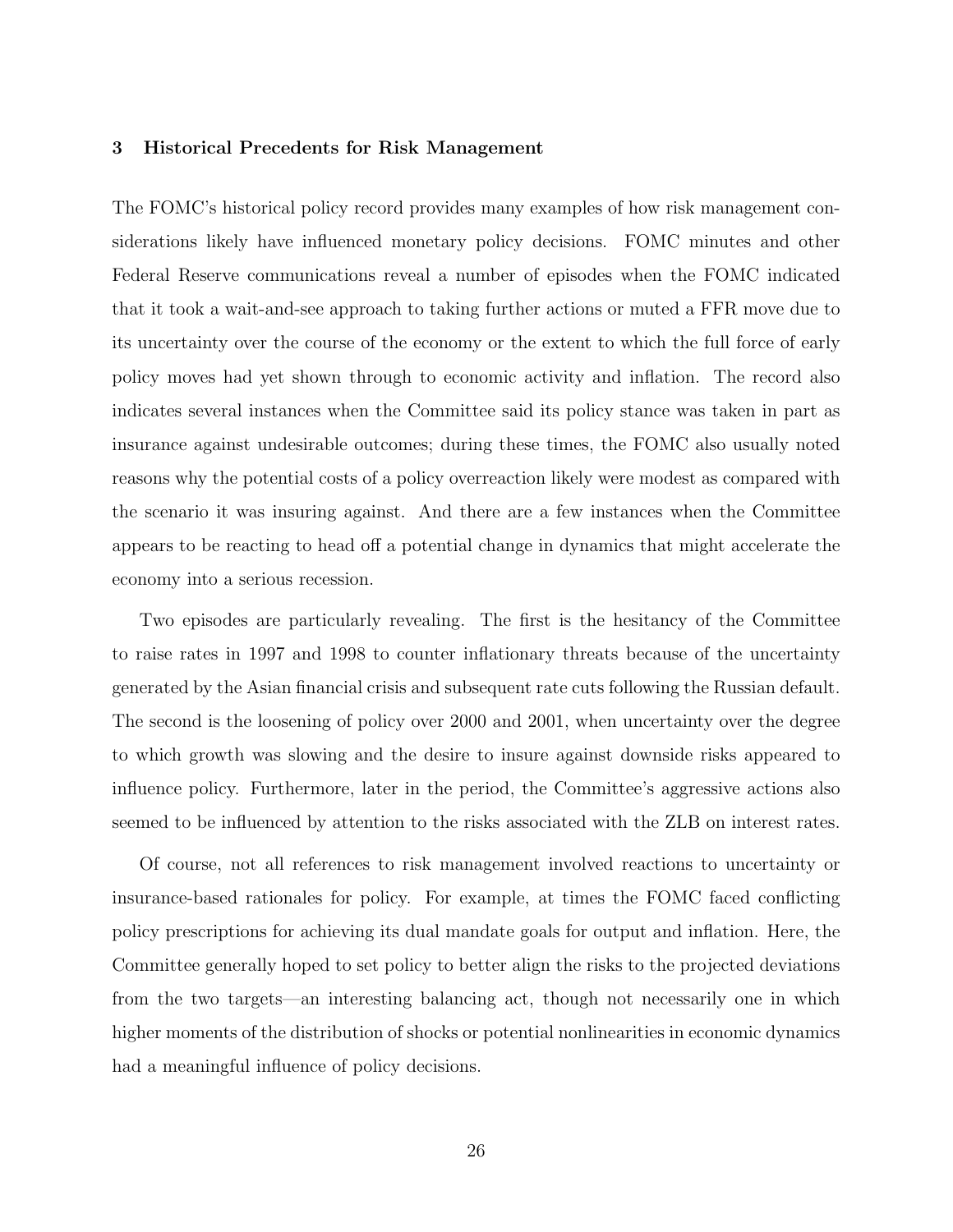## 3 Historical Precedents for Risk Management

The FOMC's historical policy record provides many examples of how risk management considerations likely have influenced monetary policy decisions. FOMC minutes and other Federal Reserve communications reveal a number of episodes when the FOMC indicated that it took a wait-and-see approach to taking further actions or muted a FFR move due to its uncertainty over the course of the economy or the extent to which the full force of early policy moves had yet shown through to economic activity and inflation. The record also indicates several instances when the Committee said its policy stance was taken in part as insurance against undesirable outcomes; during these times, the FOMC also usually noted reasons why the potential costs of a policy overreaction likely were modest as compared with the scenario it was insuring against. And there are a few instances when the Committee appears to be reacting to head off a potential change in dynamics that might accelerate the economy into a serious recession.

Two episodes are particularly revealing. The first is the hesitancy of the Committee to raise rates in 1997 and 1998 to counter inflationary threats because of the uncertainty generated by the Asian financial crisis and subsequent rate cuts following the Russian default. The second is the loosening of policy over 2000 and 2001, when uncertainty over the degree to which growth was slowing and the desire to insure against downside risks appeared to influence policy. Furthermore, later in the period, the Committee's aggressive actions also seemed to be influenced by attention to the risks associated with the ZLB on interest rates.

Of course, not all references to risk management involved reactions to uncertainty or insurance-based rationales for policy. For example, at times the FOMC faced conflicting policy prescriptions for achieving its dual mandate goals for output and inflation. Here, the Committee generally hoped to set policy to better align the risks to the projected deviations from the two targets—an interesting balancing act, though not necessarily one in which higher moments of the distribution of shocks or potential nonlinearities in economic dynamics had a meaningful influence of policy decisions.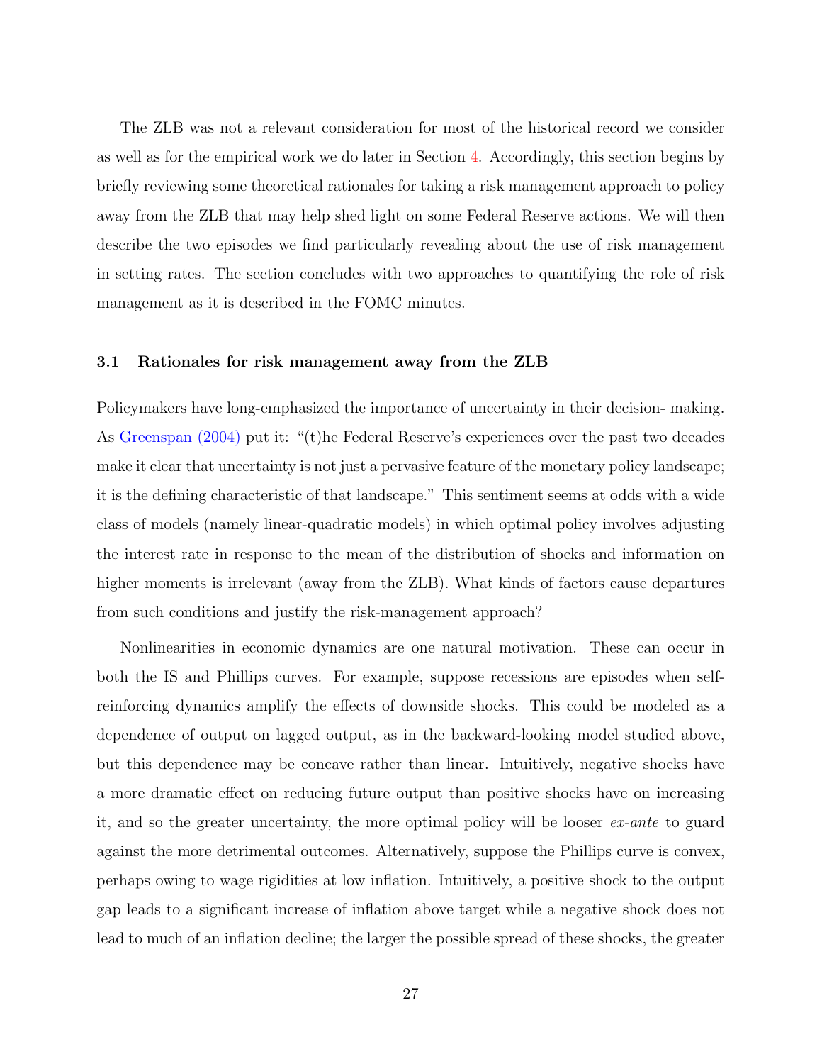The ZLB was not a relevant consideration for most of the historical record we consider as well as for the empirical work we do later in Section 4. Accordingly, this section begins by briefly reviewing some theoretical rationales for taking a risk management approach to policy away from the ZLB that may help shed light on some Federal Reserve actions. We will then describe the two episodes we find particularly revealing about the use of risk management in setting rates. The section concludes with two approaches to quantifying the role of risk management as it is described in the FOMC minutes.

### 3.1 Rationales for risk management away from the ZLB

Policymakers have long-emphasized the importance of uncertainty in their decision- making. As Greenspan (2004) put it: "(t)he Federal Reserve's experiences over the past two decades make it clear that uncertainty is not just a pervasive feature of the monetary policy landscape; it is the defining characteristic of that landscape." This sentiment seems at odds with a wide class of models (namely linear-quadratic models) in which optimal policy involves adjusting the interest rate in response to the mean of the distribution of shocks and information on higher moments is irrelevant (away from the ZLB). What kinds of factors cause departures from such conditions and justify the risk-management approach?

Nonlinearities in economic dynamics are one natural motivation. These can occur in both the IS and Phillips curves. For example, suppose recessions are episodes when self-reinforcing dynamics amplify the effects of downside shocks. This could be modeled as a dependence of output on lagged output, as in the backward-looking model studied above, but this dependence may be concave rather than linear. Intuitively, negative shocks have a more dramatic effect on reducing future output than positive shocks have on increasing it, and so the greater uncertainty, the more optimal policy will be looser *ex-ante* to guard against the more detrimental outcomes. Alternatively, suppose the Phillips curve is convex, perhaps owing to wage rigidities at low inflation. Intuitively, a positive shock to the output gap leads to a significant increase of inflation above target while a negative shock does not lead to much of an inflation decline; the larger the possible spread of these shocks, the greater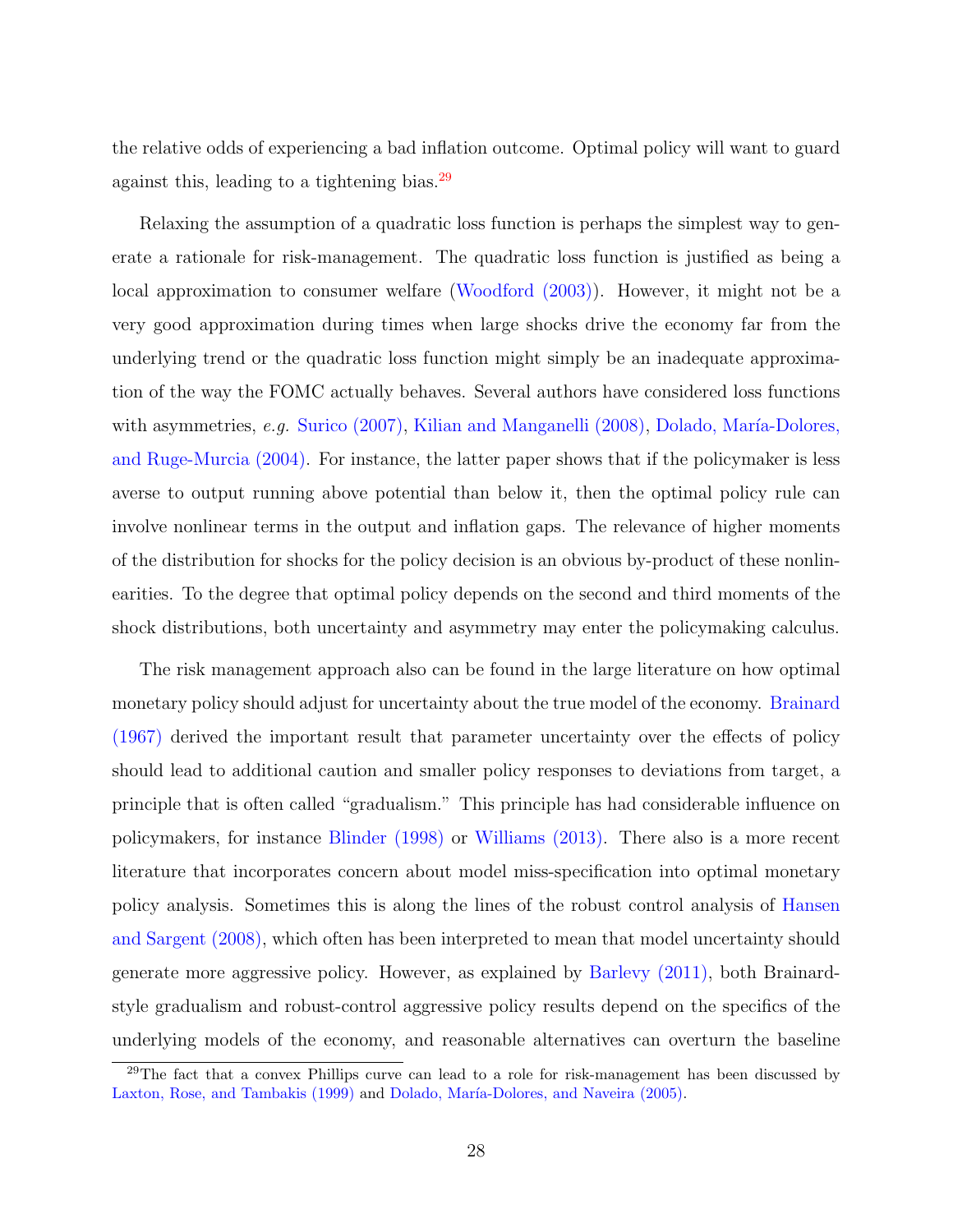the relative odds of experiencing a bad inflation outcome. Optimal policy will want to guard against this, leading to a tightening bias.[29]

Relaxing the assumption of a quadratic loss function is perhaps the simplest way to generate a rationale for risk-management. The quadratic loss function is justified as being a local approximation to consumer welfare (Woodford (2003)). However, it might not be a very good approximation during times when large shocks drive the economy far from the underlying trend or the quadratic loss function might simply be an inadequate approximation of the way the FOMC actually behaves. Several authors have considered loss functions with asymmetries, *e.g.* Surico (2007), Kilian and Manganelli (2008), Dolado, María-Dolores, and Ruge-Murcia (2004). For instance, the latter paper shows that if the policymaker is less averse to output running above potential than below it, then the optimal policy rule can involve nonlinear terms in the output and inflation gaps. The relevance of higher moments of the distribution for shocks for the policy decision is an obvious by-product of these nonlinearities. To the degree that optimal policy depends on the second and third moments of the shock distributions, both uncertainty and asymmetry may enter the policymaking calculus.

The risk management approach also can be found in the large literature on how optimal monetary policy should adjust for uncertainty about the true model of the economy. Brainard (1967) derived the important result that parameter uncertainty over the effects of policy should lead to additional caution and smaller policy responses to deviations from target, a principle that is often called "gradualism." This principle has had considerable influence on policymakers, for instance Blinder (1998) or Williams (2013). There also is a more recent literature that incorporates concern about model miss-specification into optimal monetary policy analysis. Sometimes this is along the lines of the robust control analysis of Hansen and Sargent (2008), which often has been interpreted to mean that model uncertainty should generate more aggressive policy. However, as explained by Barlevy (2011), both Brainard-style gradualism and robust-control aggressive policy results depend on the specifics of the underlying models of the economy, and reasonable alternatives can overturn the baseline

[29] The fact that a convex Phillips curve can lead to a role for risk-management has been discussed by Laxton, Rose, and Tambakis (1999) and Dolado, María-Dolores, and Naveira (2005).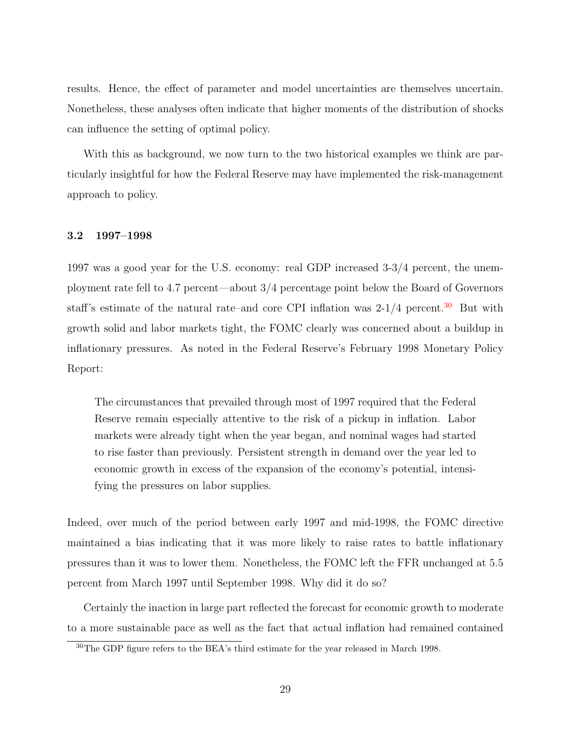results. Hence, the effect of parameter and model uncertainties are themselves uncertain. Nonetheless, these analyses often indicate that higher moments of the distribution of shocks can influence the setting of optimal policy.

With this as background, we now turn to the two historical examples we think are particularly insightful for how the Federal Reserve may have implemented the risk-management approach to policy.

### 3.2 1997–1998

1997 was a good year for the U.S. economy: real GDP increased 3-3/4 percent, the unemployment rate fell to 4.7 percent—about 3/4 percentage point below the Board of Governors staff's estimate of the natural rate–and core CPI inflation was 2-1/4 percent.[30] But with growth solid and labor markets tight, the FOMC clearly was concerned about a buildup in inflationary pressures. As noted in the Federal Reserve's February 1998 Monetary Policy Report:

> The circumstances that prevailed through most of 1997 required that the Federal Reserve remain especially attentive to the risk of a pickup in inflation. Labor markets were already tight when the year began, and nominal wages had started to rise faster than previously. Persistent strength in demand over the year led to economic growth in excess of the expansion of the economy's potential, intensifying the pressures on labor supplies.

Indeed, over much of the period between early 1997 and mid-1998, the FOMC directive maintained a bias indicating that it was more likely to raise rates to battle inflationary pressures than it was to lower them. Nonetheless, the FOMC left the FFR unchanged at 5.5 percent from March 1997 until September 1998. Why did it do so?

Certainly the inaction in large part reflected the forecast for economic growth to moderate to a more sustainable pace as well as the fact that actual inflation had remained contained

[30] The GDP figure refers to the BEA's third estimate for the year released in March 1998.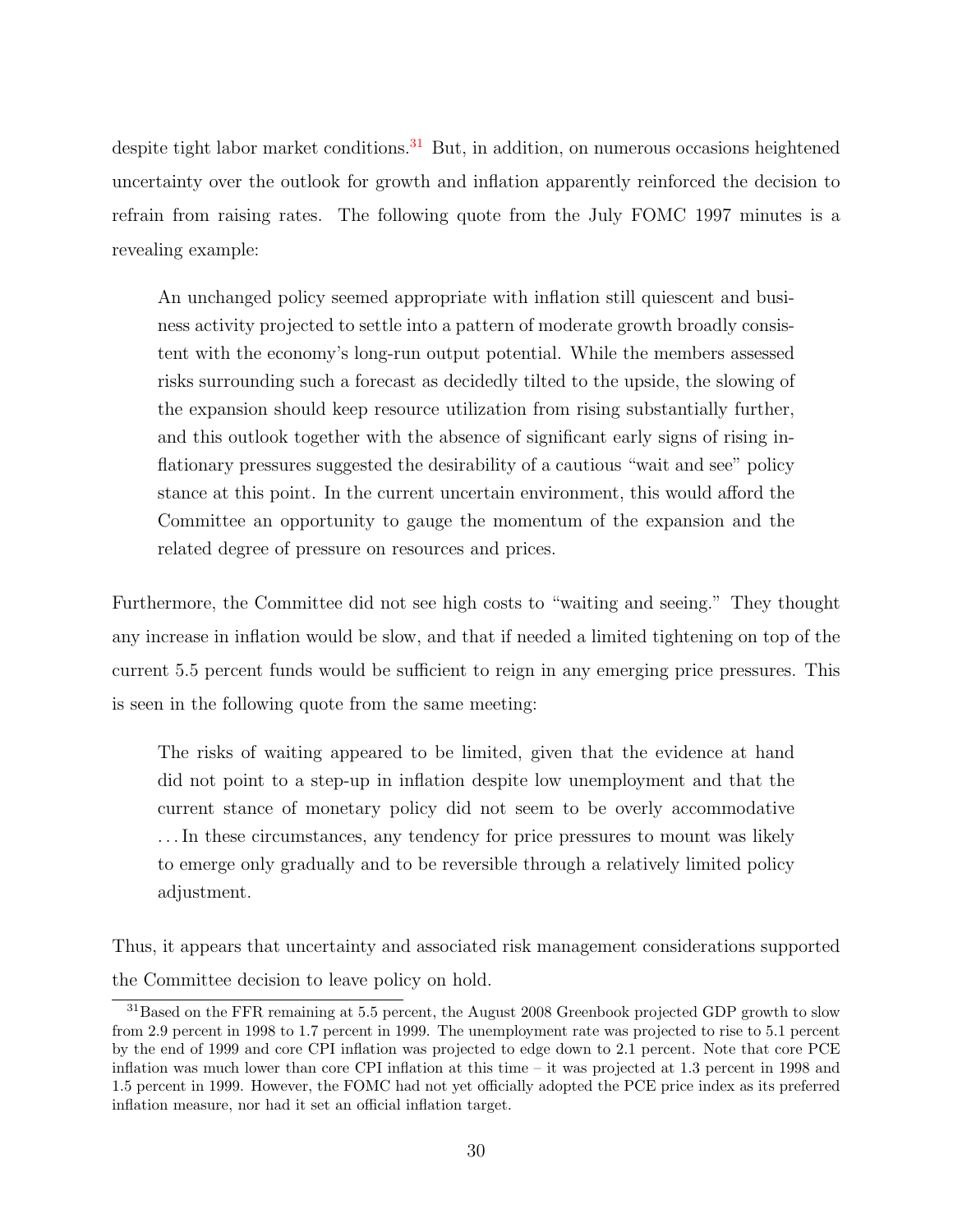despite tight labor market conditions.[31] But, in addition, on numerous occasions heightened uncertainty over the outlook for growth and inflation apparently reinforced the decision to refrain from raising rates. The following quote from the July FOMC 1997 minutes is a revealing example:

> An unchanged policy seemed appropriate with inflation still quiescent and business activity projected to settle into a pattern of moderate growth broadly consistent with the economy's long-run output potential. While the members assessed risks surrounding such a forecast as decidedly tilted to the upside, the slowing of the expansion should keep resource utilization from rising substantially further, and this outlook together with the absence of significant early signs of rising inflationary pressures suggested the desirability of a cautious "wait and see" policy stance at this point. In the current uncertain environment, this would afford the Committee an opportunity to gauge the momentum of the expansion and the related degree of pressure on resources and prices.

Furthermore, the Committee did not see high costs to "waiting and seeing." They thought any increase in inflation would be slow, and that if needed a limited tightening on top of the current 5.5 percent funds would be sufficient to reign in any emerging price pressures. This is seen in the following quote from the same meeting:

> The risks of waiting appeared to be limited, given that the evidence at hand did not point to a step-up in inflation despite low unemployment and that the current stance of monetary policy did not seem to be overly accommodative . . . In these circumstances, any tendency for price pressures to mount was likely to emerge only gradually and to be reversible through a relatively limited policy adjustment.

Thus, it appears that uncertainty and associated risk management considerations supported the Committee decision to leave policy on hold.

[31] Based on the FFR remaining at 5.5 percent, the August 2008 Greenbook projected GDP growth to slow from 2.9 percent in 1998 to 1.7 percent in 1999. The unemployment rate was projected to rise to 5.1 percent by the end of 1999 and core CPI inflation was projected to edge down to 2.1 percent. Note that core PCE inflation was much lower than core CPI inflation at this time – it was projected at 1.3 percent in 1998 and 1.5 percent in 1999. However, the FOMC had not yet officially adopted the PCE price index as its preferred inflation measure, nor had it set an official inflation target.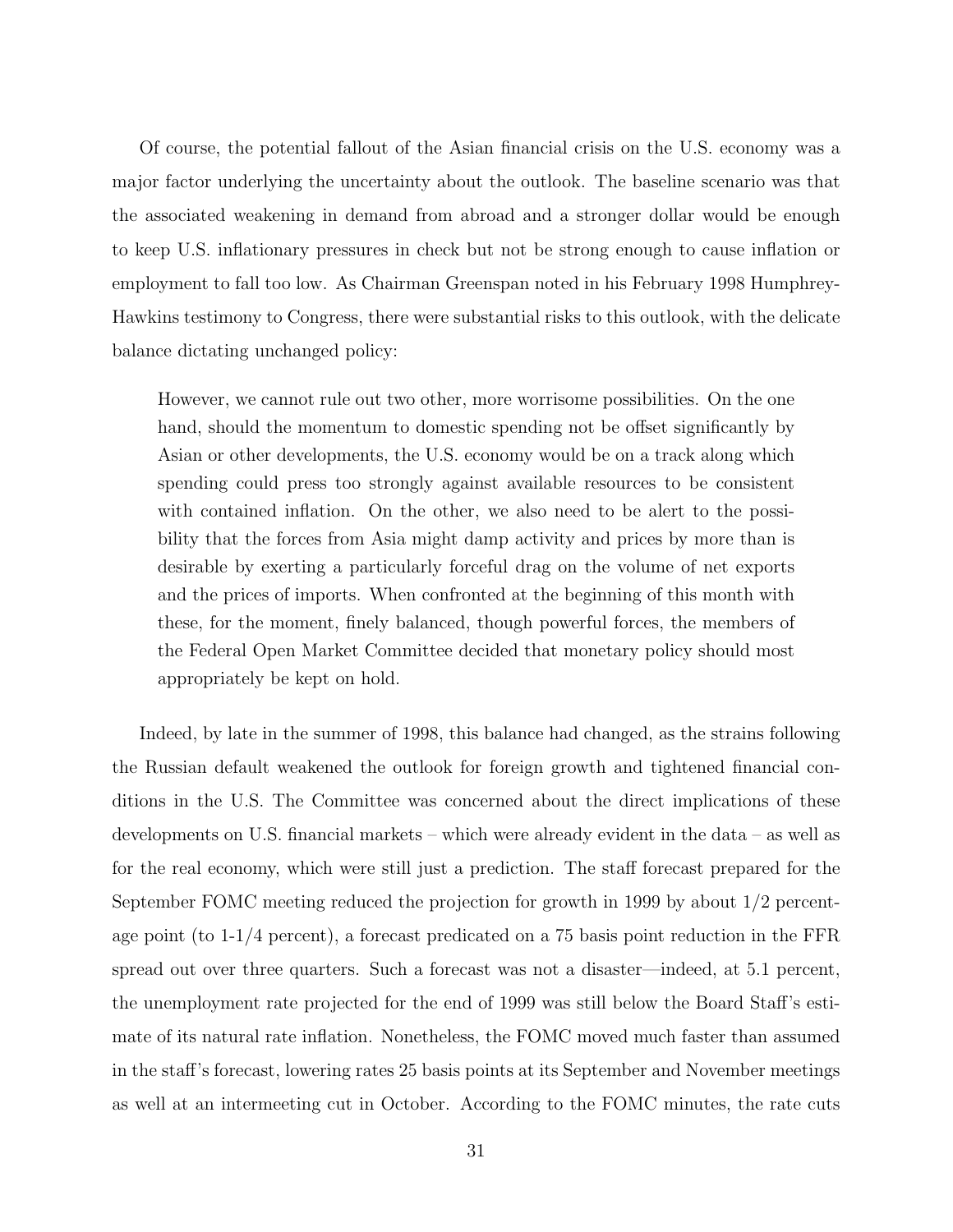Of course, the potential fallout of the Asian financial crisis on the U.S. economy was a major factor underlying the uncertainty about the outlook. The baseline scenario was that the associated weakening in demand from abroad and a stronger dollar would be enough to keep U.S. inflationary pressures in check but not be strong enough to cause inflation or employment to fall too low. As Chairman Greenspan noted in his February 1998 Humphrey-Hawkins testimony to Congress, there were substantial risks to this outlook, with the delicate balance dictating unchanged policy:

> However, we cannot rule out two other, more worrisome possibilities. On the one hand, should the momentum to domestic spending not be offset significantly by Asian or other developments, the U.S. economy would be on a track along which spending could press too strongly against available resources to be consistent with contained inflation. On the other, we also need to be alert to the possibility that the forces from Asia might damp activity and prices by more than is desirable by exerting a particularly forceful drag on the volume of net exports and the prices of imports. When confronted at the beginning of this month with these, for the moment, finely balanced, though powerful forces, the members of the Federal Open Market Committee decided that monetary policy should most appropriately be kept on hold.

Indeed, by late in the summer of 1998, this balance had changed, as the strains following the Russian default weakened the outlook for foreign growth and tightened financial conditions in the U.S. The Committee was concerned about the direct implications of these developments on U.S. financial markets – which were already evident in the data – as well as for the real economy, which were still just a prediction. The staff forecast prepared for the September FOMC meeting reduced the projection for growth in 1999 by about 1/2 percentage point (to 1-1/4 percent), a forecast predicated on a 75 basis point reduction in the FFR spread out over three quarters. Such a forecast was not a disaster—indeed, at 5.1 percent, the unemployment rate projected for the end of 1999 was still below the Board Staff's estimate of its natural rate inflation. Nonetheless, the FOMC moved much faster than assumed in the staff's forecast, lowering rates 25 basis points at its September and November meetings as well at an intermeeting cut in October. According to the FOMC minutes, the rate cuts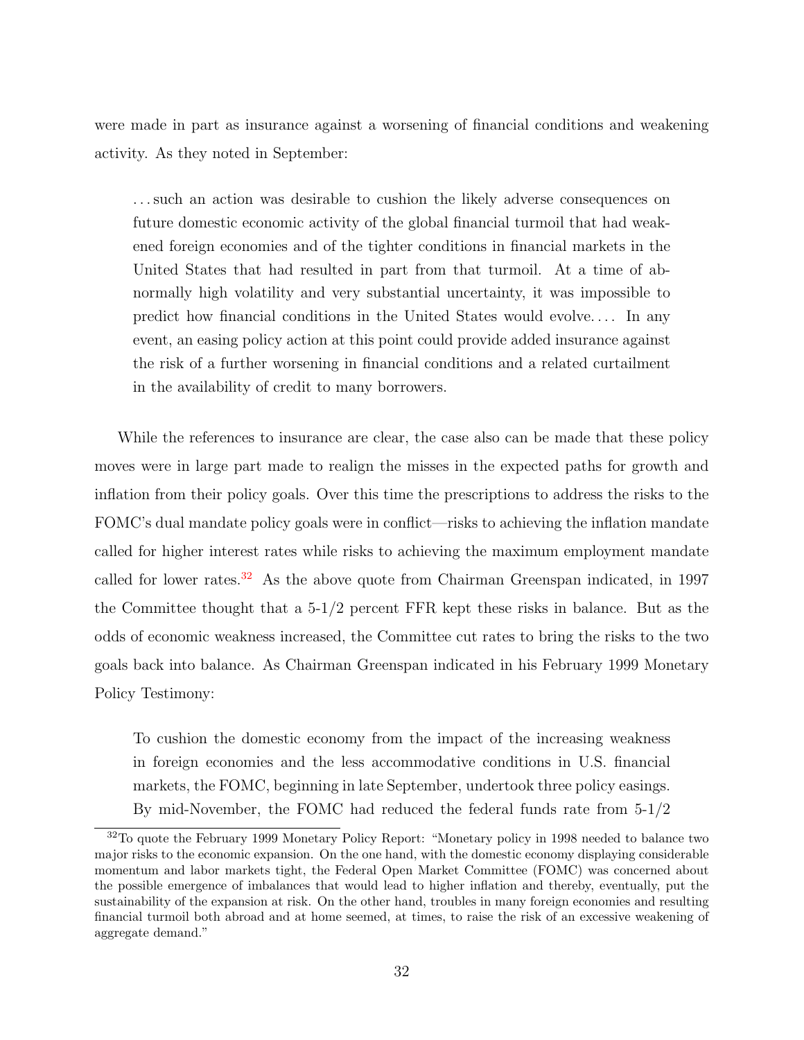were made in part as insurance against a worsening of financial conditions and weakening activity. As they noted in September:

> . . . such an action was desirable to cushion the likely adverse consequences on future domestic economic activity of the global financial turmoil that had weakened foreign economies and of the tighter conditions in financial markets in the United States that had resulted in part from that turmoil. At a time of abnormally high volatility and very substantial uncertainty, it was impossible to predict how financial conditions in the United States would evolve. . . . In any event, an easing policy action at this point could provide added insurance against the risk of a further worsening in financial conditions and a related curtailment in the availability of credit to many borrowers.

While the references to insurance are clear, the case also can be made that these policy moves were in large part made to realign the misses in the expected paths for growth and inflation from their policy goals. Over this time the prescriptions to address the risks to the FOMC's dual mandate policy goals were in conflict—risks to achieving the inflation mandate called for higher interest rates while risks to achieving the maximum employment mandate called for lower rates.[32] As the above quote from Chairman Greenspan indicated, in 1997 the Committee thought that a 5-1/2 percent FFR kept these risks in balance. But as the odds of economic weakness increased, the Committee cut rates to bring the risks to the two goals back into balance. As Chairman Greenspan indicated in his February 1999 Monetary Policy Testimony:

> To cushion the domestic economy from the impact of the increasing weakness in foreign economies and the less accommodative conditions in U.S. financial markets, the FOMC, beginning in late September, undertook three policy easings. By mid-November, the FOMC had reduced the federal funds rate from 5-1/2

[32] To quote the February 1999 Monetary Policy Report: "Monetary policy in 1998 needed to balance two major risks to the economic expansion. On the one hand, with the domestic economy displaying considerable momentum and labor markets tight, the Federal Open Market Committee (FOMC) was concerned about the possible emergence of imbalances that would lead to higher inflation and thereby, eventually, put the sustainability of the expansion at risk. On the other hand, troubles in many foreign economies and resulting financial turmoil both abroad and at home seemed, at times, to raise the risk of an excessive weakening of aggregate demand."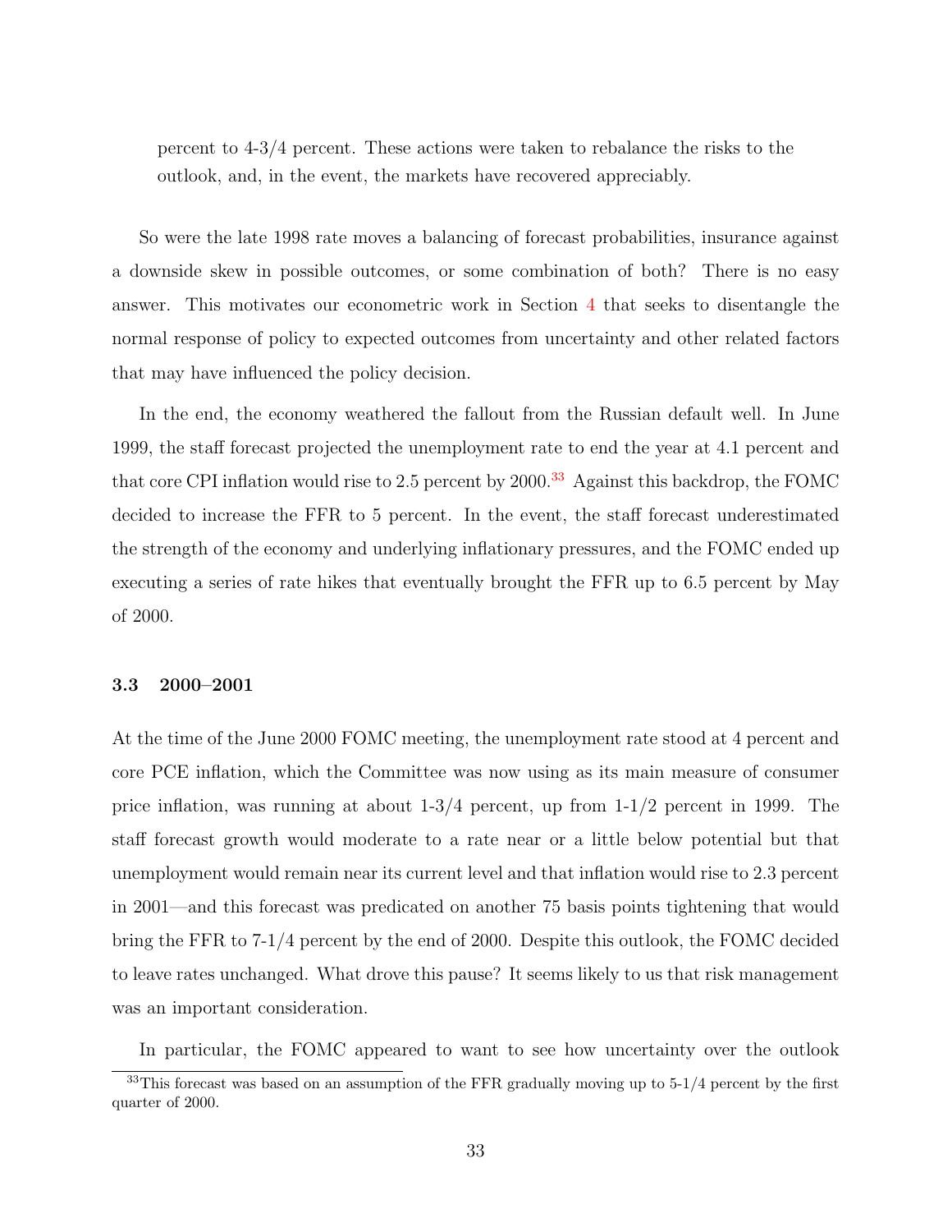percent to 4-3/4 percent. These actions were taken to rebalance the risks to the outlook, and, in the event, the markets have recovered appreciably.

So were the late 1998 rate moves a balancing of forecast probabilities, insurance against a downside skew in possible outcomes, or some combination of both? There is no easy answer. This motivates our econometric work in Section 4 that seeks to disentangle the normal response of policy to expected outcomes from uncertainty and other related factors that may have influenced the policy decision.

In the end, the economy weathered the fallout from the Russian default well. In June 1999, the staff forecast projected the unemployment rate to end the year at 4.1 percent and that core CPI inflation would rise to 2.5 percent by 2000.[33] Against this backdrop, the FOMC decided to increase the FFR to 5 percent. In the event, the staff forecast underestimated the strength of the economy and underlying inflationary pressures, and the FOMC ended up executing a series of rate hikes that eventually brought the FFR up to 6.5 percent by May of 2000.

### 3.3 2000–2001

At the time of the June 2000 FOMC meeting, the unemployment rate stood at 4 percent and core PCE inflation, which the Committee was now using as its main measure of consumer price inflation, was running at about 1-3/4 percent, up from 1-1/2 percent in 1999. The staff forecast growth would moderate to a rate near or a little below potential but that unemployment would remain near its current level and that inflation would rise to 2.3 percent in 2001—and this forecast was predicated on another 75 basis points tightening that would bring the FFR to 7-1/4 percent by the end of 2000. Despite this outlook, the FOMC decided to leave rates unchanged. What drove this pause? It seems likely to us that risk management was an important consideration.

In particular, the FOMC appeared to want to see how uncertainty over the outlook

[33] This forecast was based on an assumption of the FFR gradually moving up to 5-1/4 percent by the first quarter of 2000.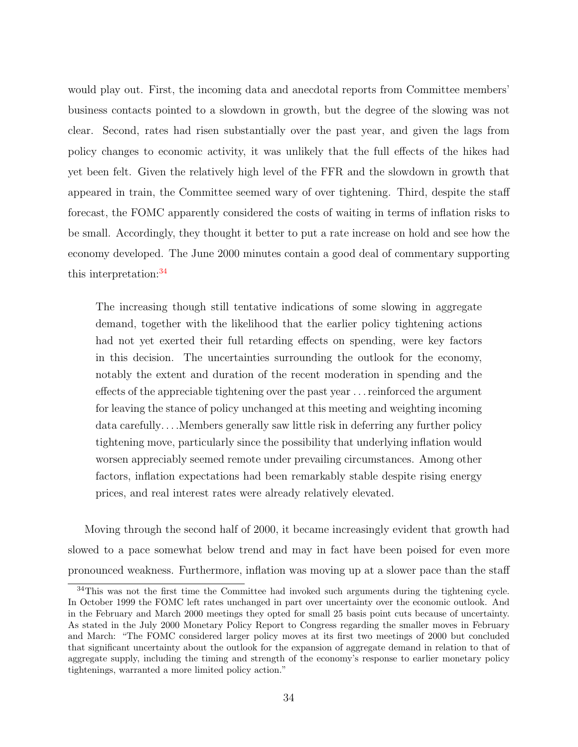would play out. First, the incoming data and anecdotal reports from Committee members' business contacts pointed to a slowdown in growth, but the degree of the slowing was not clear. Second, rates had risen substantially over the past year, and given the lags from policy changes to economic activity, it was unlikely that the full effects of the hikes had yet been felt. Given the relatively high level of the FFR and the slowdown in growth that appeared in train, the Committee seemed wary of over tightening. Third, despite the staff forecast, the FOMC apparently considered the costs of waiting in terms of inflation risks to be small. Accordingly, they thought it better to put a rate increase on hold and see how the economy developed. The June 2000 minutes contain a good deal of commentary supporting this interpretation:[34]

> The increasing though still tentative indications of some slowing in aggregate demand, together with the likelihood that the earlier policy tightening actions had not yet exerted their full retarding effects on spending, were key factors in this decision. The uncertainties surrounding the outlook for the economy, notably the extent and duration of the recent moderation in spending and the effects of the appreciable tightening over the past year . . . reinforced the argument for leaving the stance of policy unchanged at this meeting and weighting incoming data carefully. . . .Members generally saw little risk in deferring any further policy tightening move, particularly since the possibility that underlying inflation would worsen appreciably seemed remote under prevailing circumstances. Among other factors, inflation expectations had been remarkably stable despite rising energy prices, and real interest rates were already relatively elevated.

Moving through the second half of 2000, it became increasingly evident that growth had slowed to a pace somewhat below trend and may in fact have been poised for even more pronounced weakness. Furthermore, inflation was moving up at a slower pace than the staff

[34] This was not the first time the Committee had invoked such arguments during the tightening cycle. In October 1999 the FOMC left rates unchanged in part over uncertainty over the economic outlook. And in the February and March 2000 meetings they opted for small 25 basis point cuts because of uncertainty. As stated in the July 2000 Monetary Policy Report to Congress regarding the smaller moves in February and March: "The FOMC considered larger policy moves at its first two meetings of 2000 but concluded that significant uncertainty about the outlook for the expansion of aggregate demand in relation to that of aggregate supply, including the timing and strength of the economy's response to earlier monetary policy tightenings, warranted a more limited policy action."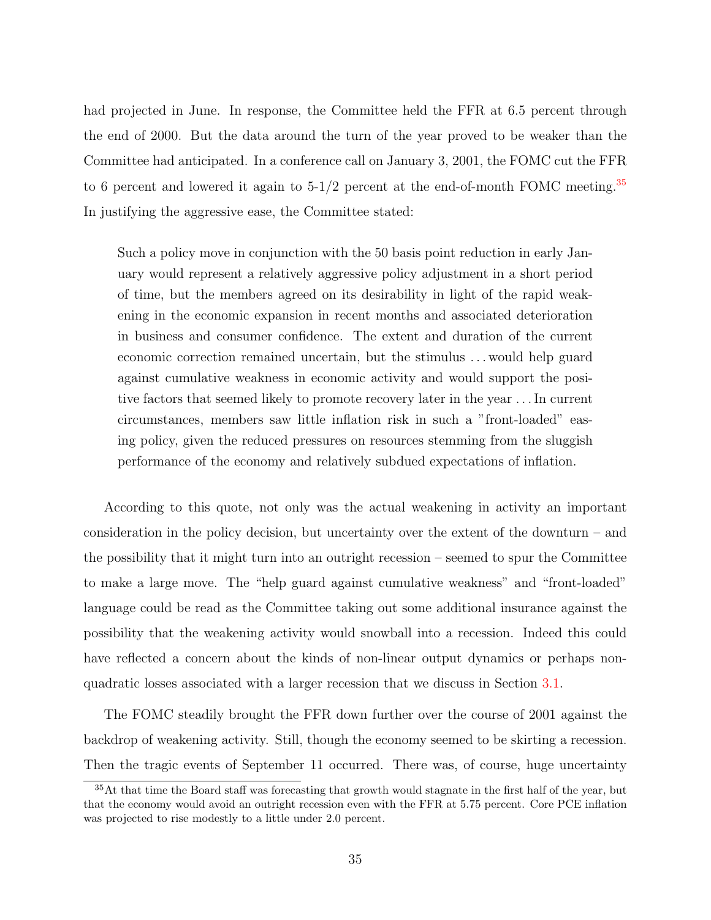had projected in June. In response, the Committee held the FFR at 6.5 percent through the end of 2000. But the data around the turn of the year proved to be weaker than the Committee had anticipated. In a conference call on January 3, 2001, the FOMC cut the FFR to 6 percent and lowered it again to 5-1/2 percent at the end-of-month FOMC meeting.[35] In justifying the aggressive ease, the Committee stated:

> Such a policy move in conjunction with the 50 basis point reduction in early January would represent a relatively aggressive policy adjustment in a short period of time, but the members agreed on its desirability in light of the rapid weakening in the economic expansion in recent months and associated deterioration in business and consumer confidence. The extent and duration of the current economic correction remained uncertain, but the stimulus . . . would help guard against cumulative weakness in economic activity and would support the positive factors that seemed likely to promote recovery later in the year . . . In current circumstances, members saw little inflation risk in such a "front-loaded" easing policy, given the reduced pressures on resources stemming from the sluggish performance of the economy and relatively subdued expectations of inflation.

According to this quote, not only was the actual weakening in activity an important consideration in the policy decision, but uncertainty over the extent of the downturn – and the possibility that it might turn into an outright recession – seemed to spur the Committee to make a large move. The "help guard against cumulative weakness" and "front-loaded" language could be read as the Committee taking out some additional insurance against the possibility that the weakening activity would snowball into a recession. Indeed this could have reflected a concern about the kinds of non-linear output dynamics or perhaps non-quadratic losses associated with a larger recession that we discuss in Section 3.1.

The FOMC steadily brought the FFR down further over the course of 2001 against the backdrop of weakening activity. Still, though the economy seemed to be skirting a recession. Then the tragic events of September 11 occurred. There was, of course, huge uncertainty

[35] At that time the Board staff was forecasting that growth would stagnate in the first half of the year, but that the economy would avoid an outright recession even with the FFR at 5.75 percent. Core PCE inflation was projected to rise modestly to a little under 2.0 percent.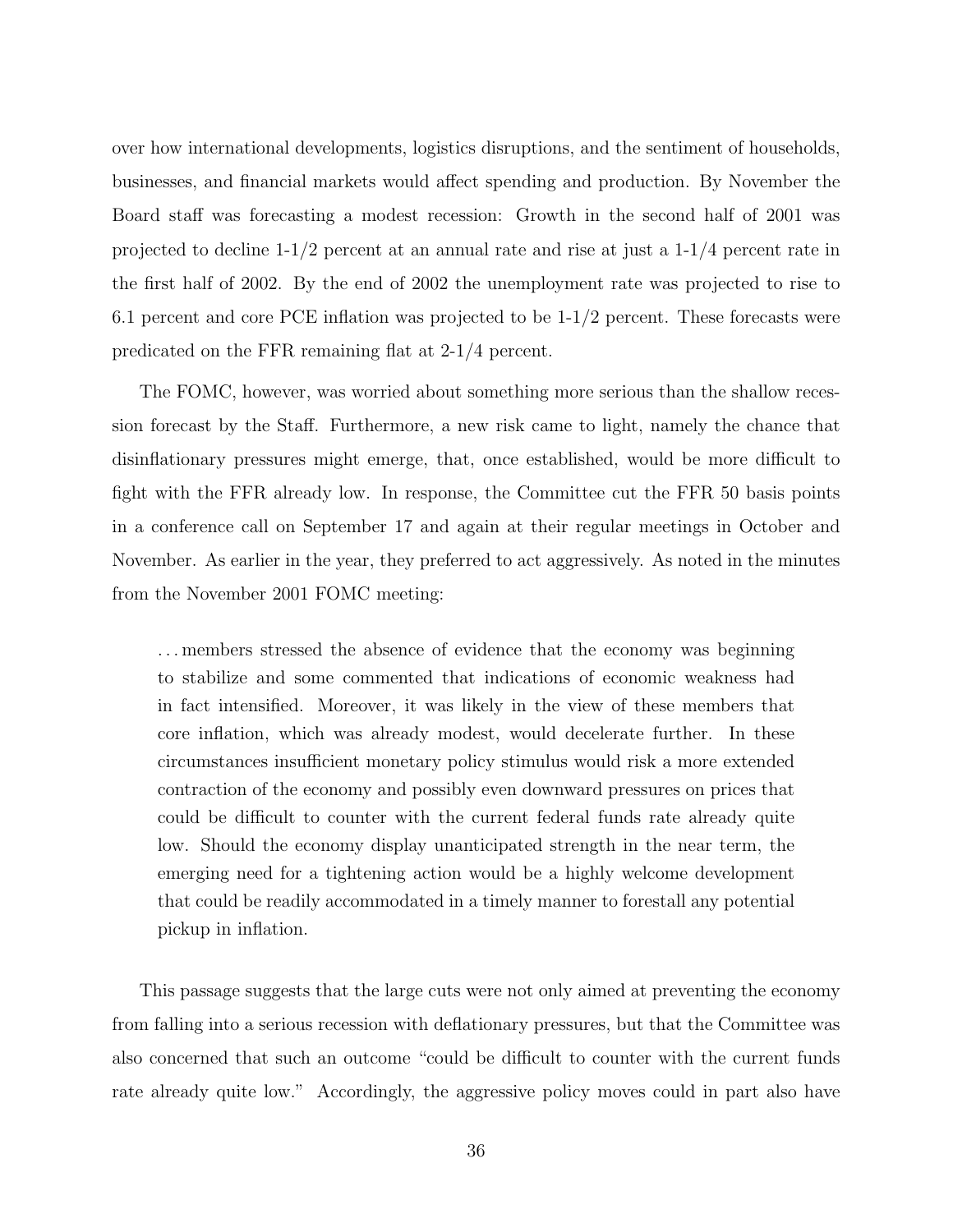over how international developments, logistics disruptions, and the sentiment of households, businesses, and financial markets would affect spending and production. By November the Board staff was forecasting a modest recession: Growth in the second half of 2001 was projected to decline 1-1/2 percent at an annual rate and rise at just a 1-1/4 percent rate in the first half of 2002. By the end of 2002 the unemployment rate was projected to rise to 6.1 percent and core PCE inflation was projected to be 1-1/2 percent. These forecasts were predicated on the FFR remaining flat at 2-1/4 percent.

The FOMC, however, was worried about something more serious than the shallow recession forecast by the Staff. Furthermore, a new risk came to light, namely the chance that disinflationary pressures might emerge, that, once established, would be more difficult to fight with the FFR already low. In response, the Committee cut the FFR 50 basis points in a conference call on September 17 and again at their regular meetings in October and November. As earlier in the year, they preferred to act aggressively. As noted in the minutes from the November 2001 FOMC meeting:

> ...members stressed the absence of evidence that the economy was beginning to stabilize and some commented that indications of economic weakness had in fact intensified. Moreover, it was likely in the view of these members that core inflation, which was already modest, would decelerate further. In these circumstances insufficient monetary policy stimulus would risk a more extended contraction of the economy and possibly even downward pressures on prices that could be difficult to counter with the current federal funds rate already quite low. Should the economy display unanticipated strength in the near term, the emerging need for a tightening action would be a highly welcome development that could be readily accommodated in a timely manner to forestall any potential pickup in inflation.

This passage suggests that the large cuts were not only aimed at preventing the economy from falling into a serious recession with deflationary pressures, but that the Committee was also concerned that such an outcome "could be difficult to counter with the current funds rate already quite low." Accordingly, the aggressive policy moves could in part also have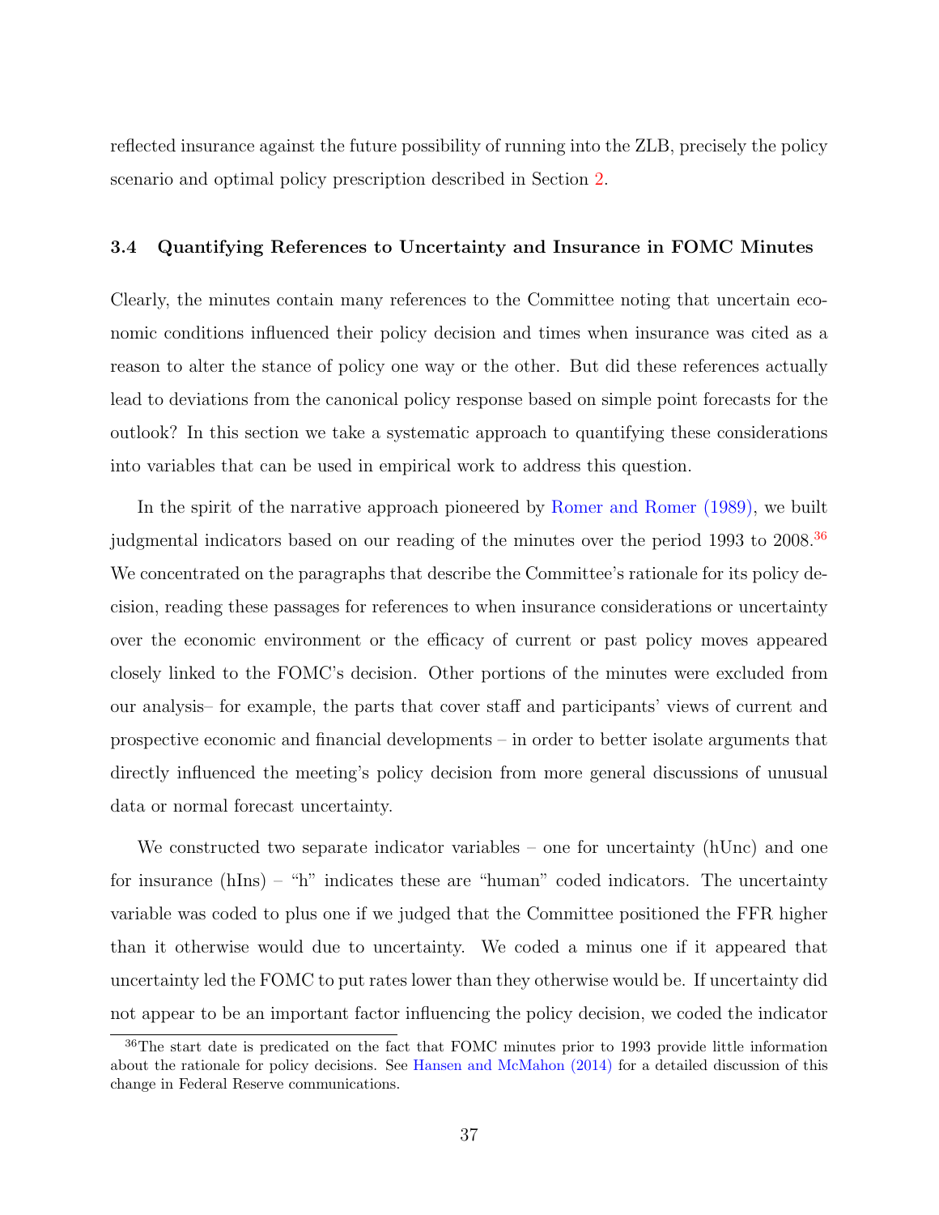reflected insurance against the future possibility of running into the ZLB, precisely the policy scenario and optimal policy prescription described in Section 2.

### 3.4 Quantifying References to Uncertainty and Insurance in FOMC Minutes

Clearly, the minutes contain many references to the Committee noting that uncertain economic conditions influenced their policy decision and times when insurance was cited as a reason to alter the stance of policy one way or the other. But did these references actually lead to deviations from the canonical policy response based on simple point forecasts for the outlook? In this section we take a systematic approach to quantifying these considerations into variables that can be used in empirical work to address this question.

In the spirit of the narrative approach pioneered by Romer and Romer (1989), we built judgmental indicators based on our reading of the minutes over the period 1993 to 2008.[36] We concentrated on the paragraphs that describe the Committee's rationale for its policy decision, reading these passages for references to when insurance considerations or uncertainty over the economic environment or the efficacy of current or past policy moves appeared closely linked to the FOMC's decision. Other portions of the minutes were excluded from our analysis– for example, the parts that cover staff and participants' views of current and prospective economic and financial developments – in order to better isolate arguments that directly influenced the meeting's policy decision from more general discussions of unusual data or normal forecast uncertainty.

We constructed two separate indicator variables – one for uncertainty (hUnc) and one for insurance (hIns) – "h" indicates these are "human" coded indicators. The uncertainty variable was coded to plus one if we judged that the Committee positioned the FFR higher than it otherwise would due to uncertainty. We coded a minus one if it appeared that uncertainty led the FOMC to put rates lower than they otherwise would be. If uncertainty did not appear to be an important factor influencing the policy decision, we coded the indicator

[36] The start date is predicated on the fact that FOMC minutes prior to 1993 provide little information about the rationale for policy decisions. See Hansen and McMahon (2014) for a detailed discussion of this change in Federal Reserve communications.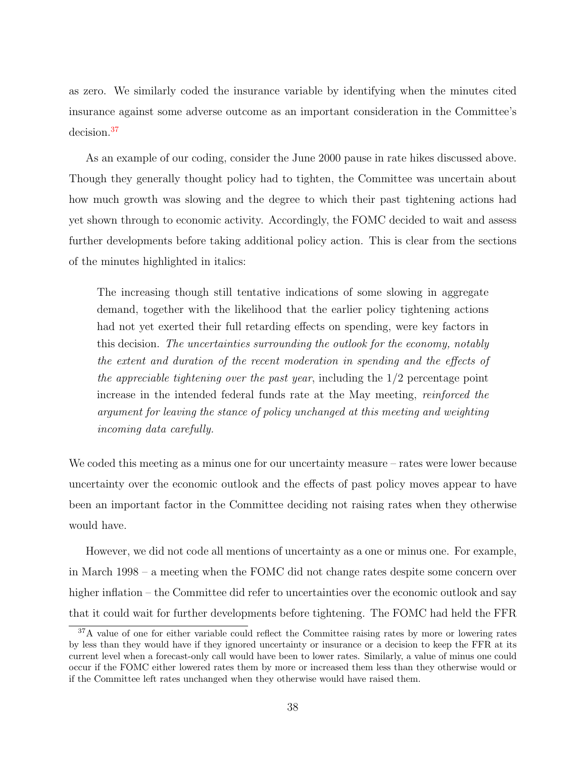as zero. We similarly coded the insurance variable by identifying when the minutes cited insurance against some adverse outcome as an important consideration in the Committee's decision.[37]

As an example of our coding, consider the June 2000 pause in rate hikes discussed above. Though they generally thought policy had to tighten, the Committee was uncertain about how much growth was slowing and the degree to which their past tightening actions had yet shown through to economic activity. Accordingly, the FOMC decided to wait and assess further developments before taking additional policy action. This is clear from the sections of the minutes highlighted in italics:

> The increasing though still tentative indications of some slowing in aggregate demand, together with the likelihood that the earlier policy tightening actions had not yet exerted their full retarding effects on spending, were key factors in this decision. *The uncertainties surrounding the outlook for the economy, notably the extent and duration of the recent moderation in spending and the effects of the appreciable tightening over the past year*, including the 1/2 percentage point increase in the intended federal funds rate at the May meeting, *reinforced the argument for leaving the stance of policy unchanged at this meeting and weighting incoming data carefully.*

We coded this meeting as a minus one for our uncertainty measure – rates were lower because uncertainty over the economic outlook and the effects of past policy moves appear to have been an important factor in the Committee deciding not raising rates when they otherwise would have.

However, we did not code all mentions of uncertainty as a one or minus one. For example, in March 1998 – a meeting when the FOMC did not change rates despite some concern over higher inflation – the Committee did refer to uncertainties over the economic outlook and say that it could wait for further developments before tightening. The FOMC had held the FFR

[37] A value of one for either variable could reflect the Committee raising rates by more or lowering rates by less than they would have if they ignored uncertainty or insurance or a decision to keep the FFR at its current level when a forecast-only call would have been to lower rates. Similarly, a value of minus one could occur if the FOMC either lowered rates them by more or increased them less than they otherwise would or if the Committee left rates unchanged when they otherwise would have raised them.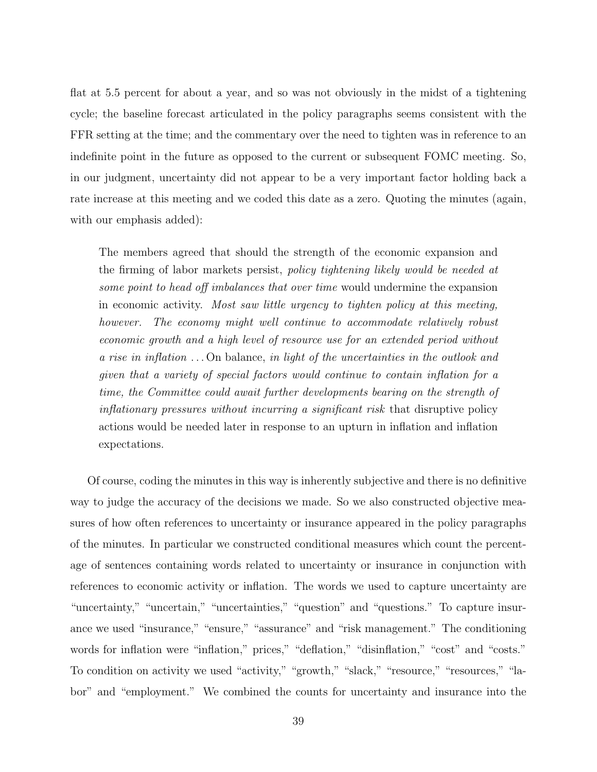flat at 5.5 percent for about a year, and so was not obviously in the midst of a tightening cycle; the baseline forecast articulated in the policy paragraphs seems consistent with the FFR setting at the time; and the commentary over the need to tighten was in reference to an indefinite point in the future as opposed to the current or subsequent FOMC meeting. So, in our judgment, uncertainty did not appear to be a very important factor holding back a rate increase at this meeting and we coded this date as a zero. Quoting the minutes (again, with our emphasis added):

> The members agreed that should the strength of the economic expansion and the firming of labor markets persist, *policy tightening likely would be needed at some point to head off imbalances that over time* would undermine the expansion in economic activity. *Most saw little urgency to tighten policy at this meeting, however. The economy might well continue to accommodate relatively robust economic growth and a high level of resource use for an extended period without a rise in inflation* ... On balance, *in light of the uncertainties in the outlook and given that a variety of special factors would continue to contain inflation for a time, the Committee could await further developments bearing on the strength of inflationary pressures without incurring a significant risk* that disruptive policy actions would be needed later in response to an upturn in inflation and inflation expectations.

Of course, coding the minutes in this way is inherently subjective and there is no definitive way to judge the accuracy of the decisions we made. So we also constructed objective measures of how often references to uncertainty or insurance appeared in the policy paragraphs of the minutes. In particular we constructed conditional measures which count the percentage of sentences containing words related to uncertainty or insurance in conjunction with references to economic activity or inflation. The words we used to capture uncertainty are "uncertainty," "uncertain," "uncertainties," "question" and "questions." To capture insurance we used "insurance," "ensure," "assurance" and "risk management." The conditioning words for inflation were "inflation," prices," "deflation," "disinflation," "cost" and "costs." To condition on activity we used "activity," "growth," "slack," "resource," "resources," "labor" and "employment." We combined the counts for uncertainty and insurance into the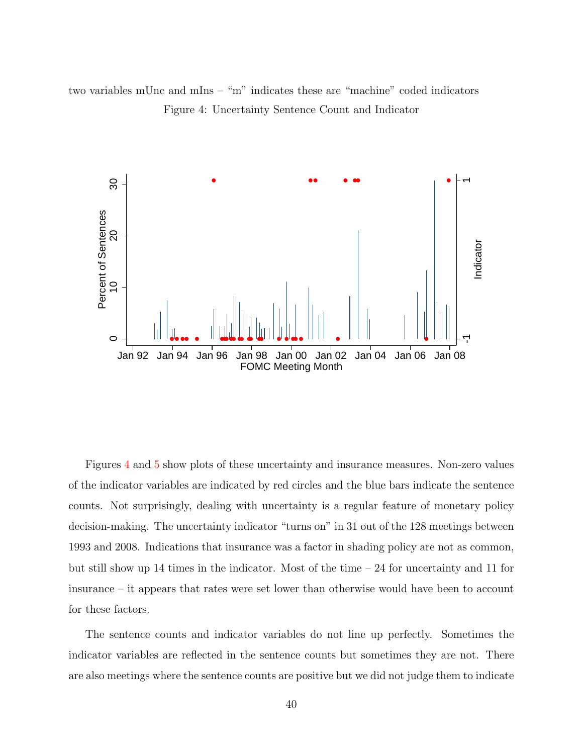two variables mUnc and mIns – "m" indicates these are "machine" coded indicators

Figure 4: Uncertainty Sentence Count and Indicator

Figures 4 and 5 show plots of these uncertainty and insurance measures. Non-zero values of the indicator variables are indicated by red circles and the blue bars indicate the sentence counts. Not surprisingly, dealing with uncertainty is a regular feature of monetary policy decision-making. The uncertainty indicator "turns on" in 31 out of the 128 meetings between 1993 and 2008. Indications that insurance was a factor in shading policy are not as common, but still show up 14 times in the indicator. Most of the time – 24 for uncertainty and 11 for insurance – it appears that rates were set lower than otherwise would have been to account for these factors.

The sentence counts and indicator variables do not line up perfectly. Sometimes the indicator variables are reflected in the sentence counts but sometimes they are not. There are also meetings where the sentence counts are positive but we did not judge them to indicate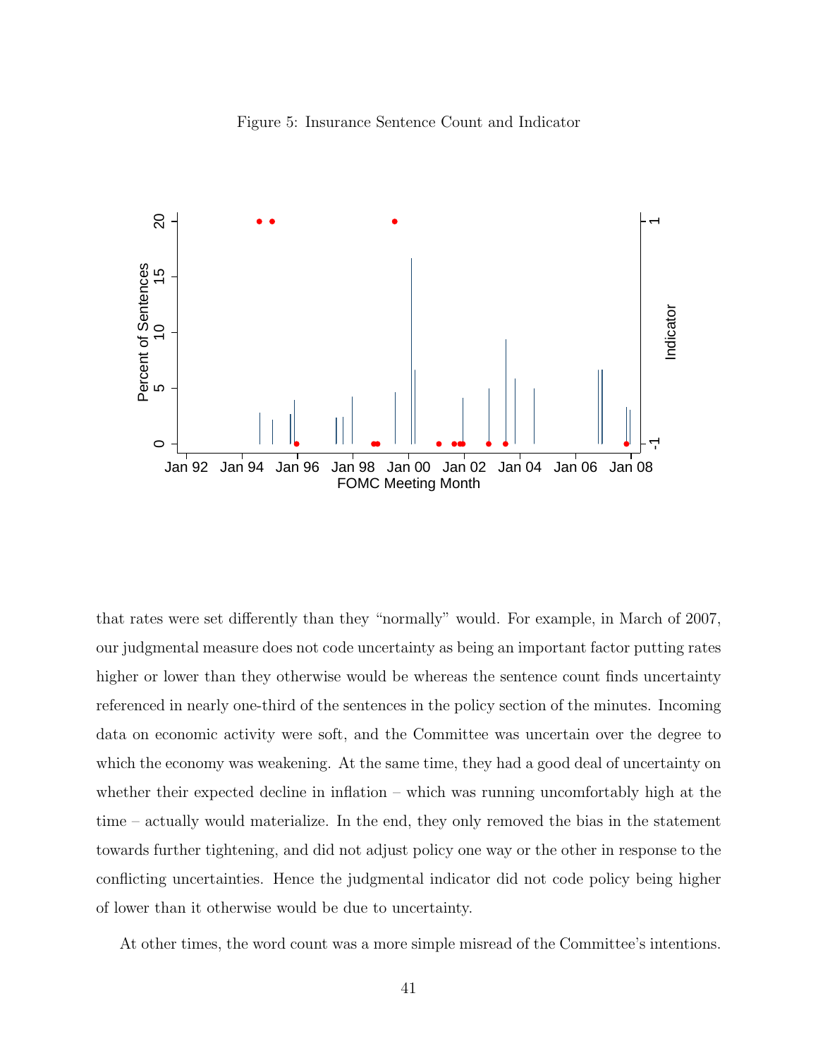Figure 5: Insurance Sentence Count and Indicator

that rates were set differently than they "normally" would. For example, in March of 2007, our judgmental measure does not code uncertainty as being an important factor putting rates higher or lower than they otherwise would be whereas the sentence count finds uncertainty referenced in nearly one-third of the sentences in the policy section of the minutes. Incoming data on economic activity were soft, and the Committee was uncertain over the degree to which the economy was weakening. At the same time, they had a good deal of uncertainty on whether their expected decline in inflation – which was running uncomfortably high at the time – actually would materialize. In the end, they only removed the bias in the statement towards further tightening, and did not adjust policy one way or the other in response to the conflicting uncertainties. Hence the judgmental indicator did not code policy being higher of lower than it otherwise would be due to uncertainty.

At other times, the word count was a more simple misread of the Committee's intentions.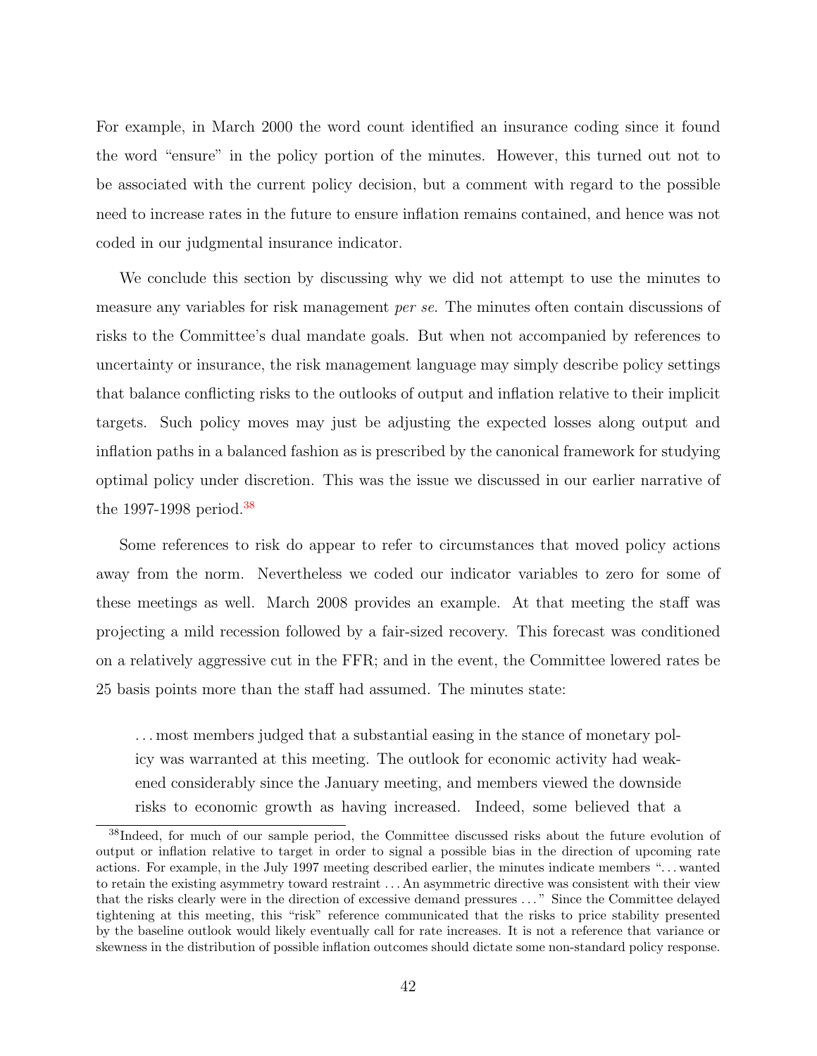For example, in March 2000 the word count identified an insurance coding since it found the word "ensure" in the policy portion of the minutes. However, this turned out not to be associated with the current policy decision, but a comment with regard to the possible need to increase rates in the future to ensure inflation remains contained, and hence was not coded in our judgmental insurance indicator.

We conclude this section by discussing why we did not attempt to use the minutes to measure any variables for risk management *per se*. The minutes often contain discussions of risks to the Committee's dual mandate goals. But when not accompanied by references to uncertainty or insurance, the risk management language may simply describe policy settings that balance conflicting risks to the outlooks of output and inflation relative to their implicit targets. Such policy moves may just be adjusting the expected losses along output and inflation paths in a balanced fashion as is prescribed by the canonical framework for studying optimal policy under discretion. This was the issue we discussed in our earlier narrative of the 1997-1998 period.[38]

Some references to risk do appear to refer to circumstances that moved policy actions away from the norm. Nevertheless we coded our indicator variables to zero for some of these meetings as well. March 2008 provides an example. At that meeting the staff was projecting a mild recession followed by a fair-sized recovery. This forecast was conditioned on a relatively aggressive cut in the FFR; and in the event, the Committee lowered rates be 25 basis points more than the staff had assumed. The minutes state:

> ... most members judged that a substantial easing in the stance of monetary policy was warranted at this meeting. The outlook for economic activity had weakened considerably since the January meeting, and members viewed the downside risks to economic growth as having increased. Indeed, some believed that a

[38]Indeed, for much of our sample period, the Committee discussed risks about the future evolution of output or inflation relative to target in order to signal a possible bias in the direction of upcoming rate actions. For example, in the July 1997 meeting described earlier, the minutes indicate members "... wanted to retain the existing asymmetry toward restraint ... An asymmetric directive was consistent with their view that the risks clearly were in the direction of excessive demand pressures ..." Since the Committee delayed tightening at this meeting, this "risk" reference communicated that the risks to price stability presented by the baseline outlook would likely eventually call for rate increases. It is not a reference that variance or skewness in the distribution of possible inflation outcomes should dictate some non-standard policy response.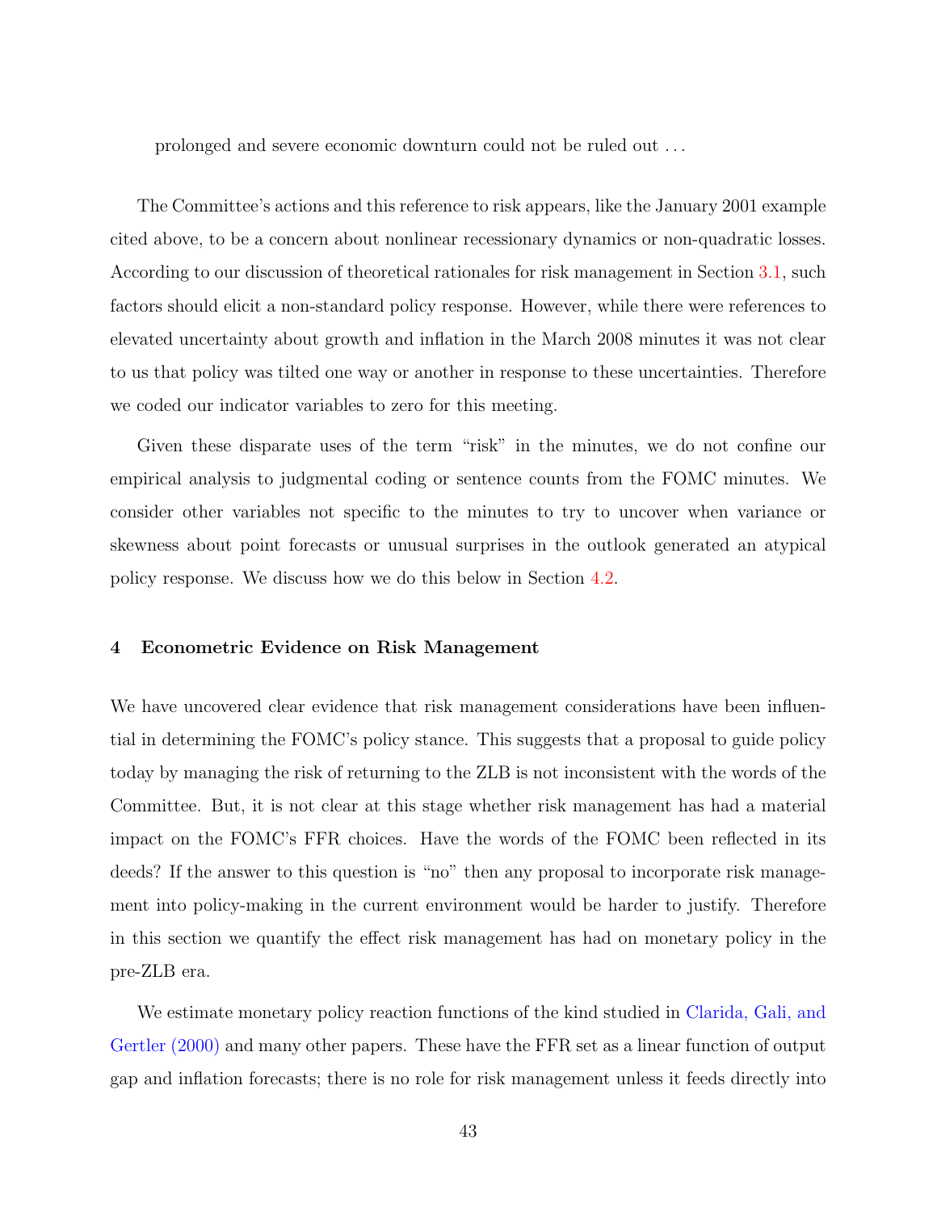prolonged and severe economic downturn could not be ruled out . . .

The Committee's actions and this reference to risk appears, like the January 2001 example cited above, to be a concern about nonlinear recessionary dynamics or non-quadratic losses. According to our discussion of theoretical rationales for risk management in Section 3.1, such factors should elicit a non-standard policy response. However, while there were references to elevated uncertainty about growth and inflation in the March 2008 minutes it was not clear to us that policy was tilted one way or another in response to these uncertainties. Therefore we coded our indicator variables to zero for this meeting.

Given these disparate uses of the term "risk" in the minutes, we do not confine our empirical analysis to judgmental coding or sentence counts from the FOMC minutes. We consider other variables not specific to the minutes to try to uncover when variance or skewness about point forecasts or unusual surprises in the outlook generated an atypical policy response. We discuss how we do this below in Section 4.2.

## 4 Econometric Evidence on Risk Management

We have uncovered clear evidence that risk management considerations have been influential in determining the FOMC's policy stance. This suggests that a proposal to guide policy today by managing the risk of returning to the ZLB is not inconsistent with the words of the Committee. But, it is not clear at this stage whether risk management has had a material impact on the FOMC's FFR choices. Have the words of the FOMC been reflected in its deeds? If the answer to this question is "no" then any proposal to incorporate risk management into policy-making in the current environment would be harder to justify. Therefore in this section we quantify the effect risk management has had on monetary policy in the pre-ZLB era.

We estimate monetary policy reaction functions of the kind studied in Clarida, Gali, and Gertler (2000) and many other papers. These have the FFR set as a linear function of output gap and inflation forecasts; there is no role for risk management unless it feeds directly into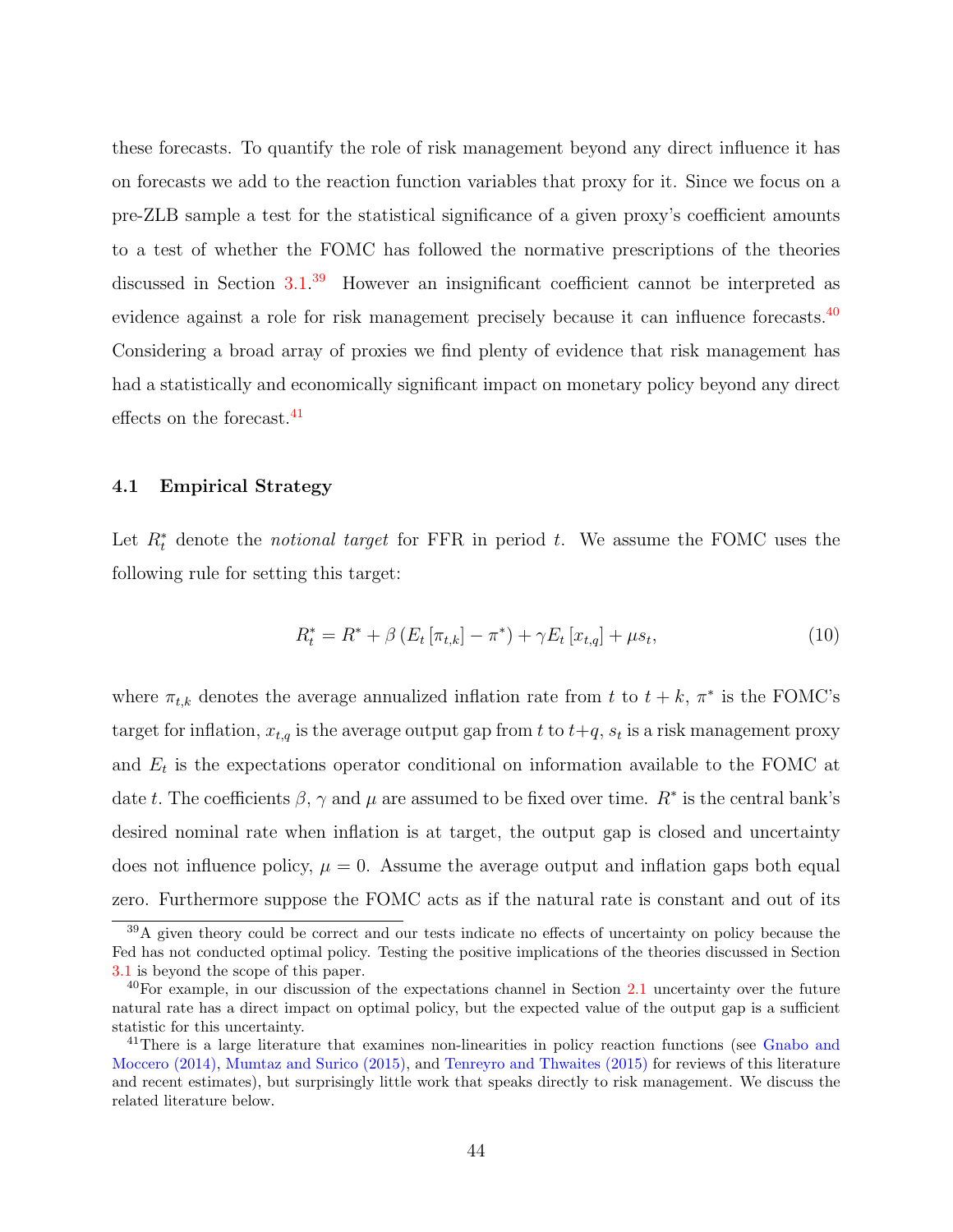these forecasts. To quantify the role of risk management beyond any direct influence it has on forecasts we add to the reaction function variables that proxy for it. Since we focus on a pre-ZLB sample a test for the statistical significance of a given proxy's coefficient amounts to a test of whether the FOMC has followed the normative prescriptions of the theories discussed in Section 3.1.[39] However an insignificant coefficient cannot be interpreted as evidence against a role for risk management precisely because it can influence forecasts.[40] Considering a broad array of proxies we find plenty of evidence that risk management has had a statistically and economically significant impact on monetary policy beyond any direct effects on the forecast.[41]

### 4.1 Empirical Strategy

Let $R_t^*$ denote the *notional target* for FFR in period $t$. We assume the FOMC uses the following rule for setting this target:

$$R_t^* = R^* + \beta \left( E_t \left[ \pi_{t,k} \right] - \pi^* \right) + \gamma E_t \left[ x_{t,q} \right] + \mu s_t, \tag{10}$$

where $\pi_{t,k}$ denotes the average annualized inflation rate from $t$ to $t+k$, $\pi^*$ is the FOMC's target for inflation, $x_{t,q}$ is the average output gap from $t$ to $t+q$, $s_t$ is a risk management proxy and $E_t$ is the expectations operator conditional on information available to the FOMC at date $t$. The coefficients $\beta$, $\gamma$ and $\mu$ are assumed to be fixed over time. $R^*$ is the central bank's desired nominal rate when inflation is at target, the output gap is closed and uncertainty does not influence policy, $\mu = 0$. Assume the average output and inflation gaps both equal zero. Furthermore suppose the FOMC acts as if the natural rate is constant and out of its

[39] A given theory could be correct and our tests indicate no effects of uncertainty on policy because the Fed has not conducted optimal policy. Testing the positive implications of the theories discussed in Section 3.1 is beyond the scope of this paper.

[40] For example, in our discussion of the expectations channel in Section 2.1 uncertainty over the future natural rate has a direct impact on optimal policy, but the expected value of the output gap is a sufficient statistic for this uncertainty.

[41] There is a large literature that examines non-linearities in policy reaction functions (see Gnabo and Moccero (2014), Mumtaz and Surico (2015), and Tenreyro and Thwaites (2015) for reviews of this literature and recent estimates), but surprisingly little work that speaks directly to risk management. We discuss the related literature below.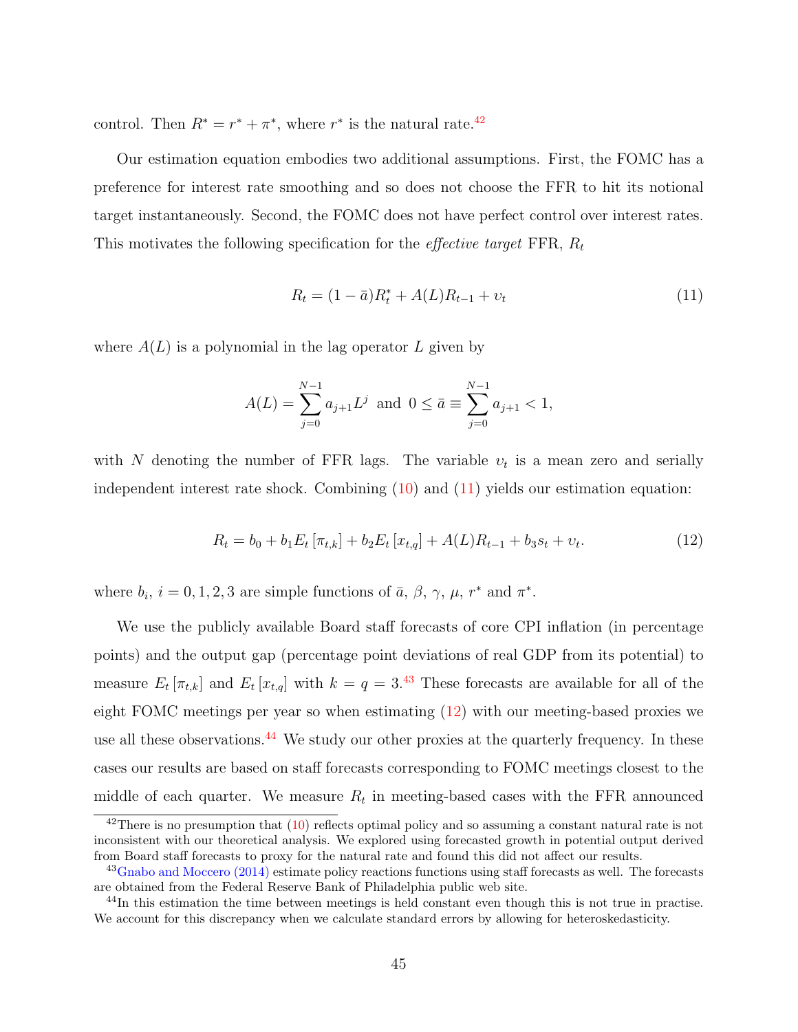control. Then $R^* = r^* + \pi^*$, where $r^*$ is the natural rate.[42]

Our estimation equation embodies two additional assumptions. First, the FOMC has a preference for interest rate smoothing and so does not choose the FFR to hit its notional target instantaneously. Second, the FOMC does not have perfect control over interest rates. This motivates the following specification for the *effective target* FFR, $R_t$

$$R_t = (1 - \bar{a})R_t^* + A(L)R_{t-1} + \upsilon_t \tag{11}$$

where $A(L)$ is a polynomial in the lag operator $L$ given by

$$A(L) = \sum_{j=0}^{N-1} a_{j+1} L^j \text{ and } 0 \leq \bar{a} \equiv \sum_{j=0}^{N-1} a_{j+1} < 1,$$

with $N$ denoting the number of FFR lags. The variable $\upsilon_t$ is a mean zero and serially independent interest rate shock. Combining (10) and (11) yields our estimation equation:

$$R_t = b_0 + b_1 E_t\left[\pi_{t,k}\right] + b_2 E_t\left[x_{t,q}\right] + A(L)R_{t-1} + b_3 s_t + \upsilon_t. \tag{12}$$

where $b_i$, $i = 0, 1, 2, 3$ are simple functions of $\bar{a}$, $\beta$, $\gamma$, $\mu$, $r^*$ and $\pi^*$.

We use the publicly available Board staff forecasts of core CPI inflation (in percentage points) and the output gap (percentage point deviations of real GDP from its potential) to measure $E_t\left[\pi_{t,k}\right]$ and $E_t\left[x_{t,q}\right]$ with $k = q = 3$.[43] These forecasts are available for all of the eight FOMC meetings per year so when estimating (12) with our meeting-based proxies we use all these observations.[44] We study our other proxies at the quarterly frequency. In these cases our results are based on staff forecasts corresponding to FOMC meetings closest to the middle of each quarter. We measure $R_t$ in meeting-based cases with the FFR announced

---

[42] There is no presumption that (10) reflects optimal policy and so assuming a constant natural rate is not inconsistent with our theoretical analysis. We explored using forecasted growth in potential output derived from Board staff forecasts to proxy for the natural rate and found this did not affect our results.

[43] Gnabo and Moccero (2014) estimate policy reactions functions using staff forecasts as well. The forecasts are obtained from the Federal Reserve Bank of Philadelphia public web site.

[44] In this estimation the time between meetings is held constant even though this is not true in practise. We account for this discrepancy when we calculate standard errors by allowing for heteroskedasticity.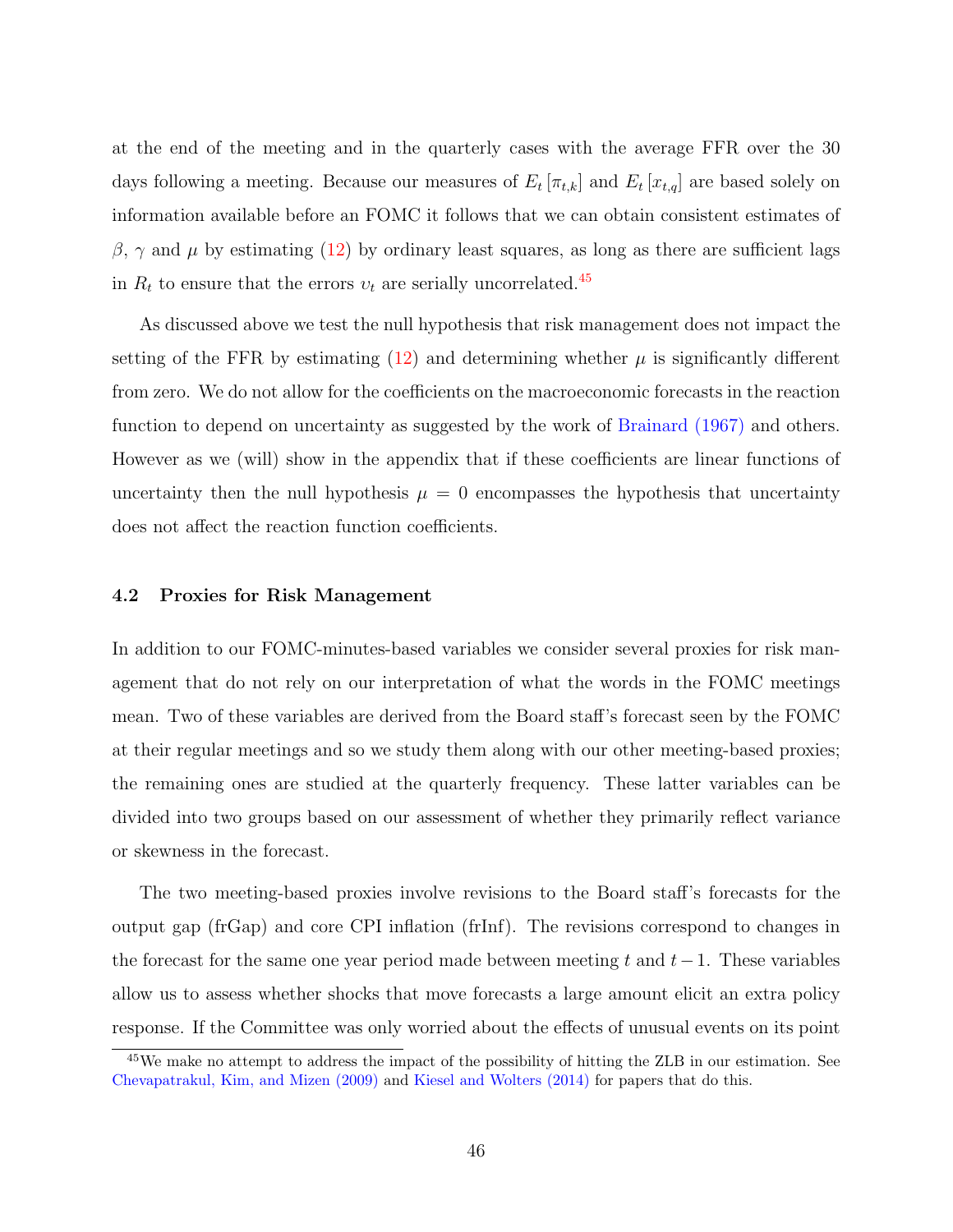at the end of the meeting and in the quarterly cases with the average FFR over the 30 days following a meeting. Because our measures of $E_t[\pi_{t,k}]$ and $E_t[x_{t,q}]$ are based solely on information available before an FOMC it follows that we can obtain consistent estimates of $\beta$, $\gamma$ and $\mu$ by estimating (12) by ordinary least squares, as long as there are sufficient lags in $R_t$ to ensure that the errors $\upsilon_t$ are serially uncorrelated.[45]

As discussed above we test the null hypothesis that risk management does not impact the setting of the FFR by estimating (12) and determining whether $\mu$ is significantly different from zero. We do not allow for the coefficients on the macroeconomic forecasts in the reaction function to depend on uncertainty as suggested by the work of Brainard (1967) and others. However as we (will) show in the appendix that if these coefficients are linear functions of uncertainty then the null hypothesis $\mu = 0$ encompasses the hypothesis that uncertainty does not affect the reaction function coefficients.

### 4.2 Proxies for Risk Management

In addition to our FOMC-minutes-based variables we consider several proxies for risk management that do not rely on our interpretation of what the words in the FOMC meetings mean. Two of these variables are derived from the Board staff's forecast seen by the FOMC at their regular meetings and so we study them along with our other meeting-based proxies; the remaining ones are studied at the quarterly frequency. These latter variables can be divided into two groups based on our assessment of whether they primarily reflect variance or skewness in the forecast.

The two meeting-based proxies involve revisions to the Board staff's forecasts for the output gap (frGap) and core CPI inflation (frInf). The revisions correspond to changes in the forecast for the same one year period made between meeting $t$ and $t-1$. These variables allow us to assess whether shocks that move forecasts a large amount elicit an extra policy response. If the Committee was only worried about the effects of unusual events on its point

[45] We make no attempt to address the impact of the possibility of hitting the ZLB in our estimation. See Chevapatrakul, Kim, and Mizen (2009) and Kiesel and Wolters (2014) for papers that do this.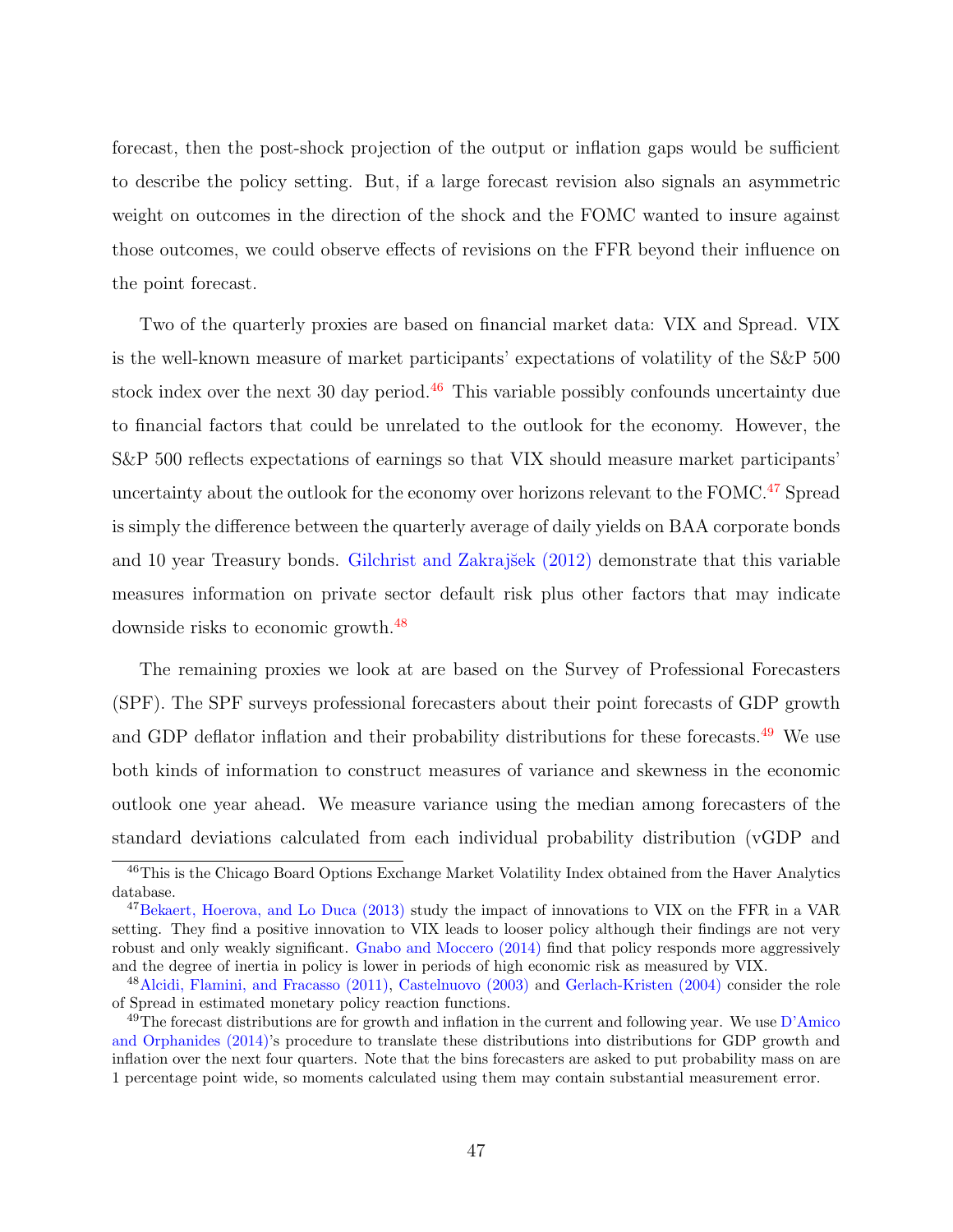forecast, then the post-shock projection of the output or inflation gaps would be sufficient to describe the policy setting. But, if a large forecast revision also signals an asymmetric weight on outcomes in the direction of the shock and the FOMC wanted to insure against those outcomes, we could observe effects of revisions on the FFR beyond their influence on the point forecast.

Two of the quarterly proxies are based on financial market data: VIX and Spread. VIX is the well-known measure of market participants' expectations of volatility of the S&P 500 stock index over the next 30 day period.[46] This variable possibly confounds uncertainty due to financial factors that could be unrelated to the outlook for the economy. However, the S&P 500 reflects expectations of earnings so that VIX should measure market participants' uncertainty about the outlook for the economy over horizons relevant to the FOMC.[47] Spread is simply the difference between the quarterly average of daily yields on BAA corporate bonds and 10 year Treasury bonds. Gilchrist and Zakrajšek (2012) demonstrate that this variable measures information on private sector default risk plus other factors that may indicate downside risks to economic growth.[48]

The remaining proxies we look at are based on the Survey of Professional Forecasters (SPF). The SPF surveys professional forecasters about their point forecasts of GDP growth and GDP deflator inflation and their probability distributions for these forecasts.[49] We use both kinds of information to construct measures of variance and skewness in the economic outlook one year ahead. We measure variance using the median among forecasters of the standard deviations calculated from each individual probability distribution (vGDP and

---

[46] This is the Chicago Board Options Exchange Market Volatility Index obtained from the Haver Analytics database.

[47] Bekaert, Hoerova, and Lo Duca (2013) study the impact of innovations to VIX on the FFR in a VAR setting. They find a positive innovation to VIX leads to looser policy although their findings are not very robust and only weakly significant. Gnabo and Moccero (2014) find that policy responds more aggressively and the degree of inertia in policy is lower in periods of high economic risk as measured by VIX.

[48] Alcidi, Flamini, and Fracasso (2011), Castelnuovo (2003) and Gerlach-Kristen (2004) consider the role of Spread in estimated monetary policy reaction functions.

[49] The forecast distributions are for growth and inflation in the current and following year. We use D'Amico and Orphanides (2014)'s procedure to translate these distributions into distributions for GDP growth and inflation over the next four quarters. Note that the bins forecasters are asked to put probability mass on are 1 percentage point wide, so moments calculated using them may contain substantial measurement error.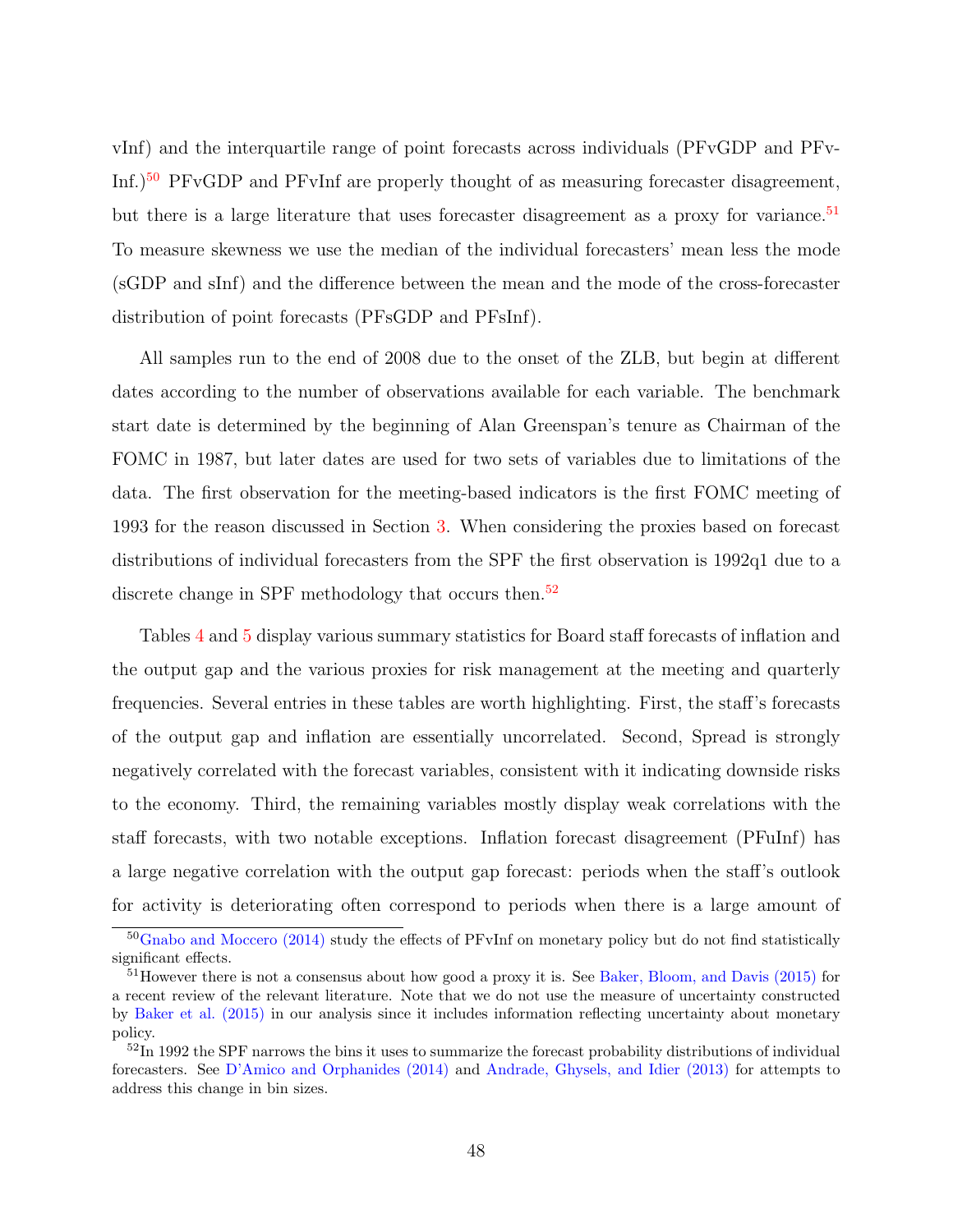vInf) and the interquartile range of point forecasts across individuals (PFvGDP and PFvInf.)[50] PFvGDP and PFvInf are properly thought of as measuring forecaster disagreement, but there is a large literature that uses forecaster disagreement as a proxy for variance.[51] To measure skewness we use the median of the individual forecasters' mean less the mode (sGDP and sInf) and the difference between the mean and the mode of the cross-forecaster distribution of point forecasts (PFsGDP and PFsInf).

All samples run to the end of 2008 due to the onset of the ZLB, but begin at different dates according to the number of observations available for each variable. The benchmark start date is determined by the beginning of Alan Greenspan's tenure as Chairman of the FOMC in 1987, but later dates are used for two sets of variables due to limitations of the data. The first observation for the meeting-based indicators is the first FOMC meeting of 1993 for the reason discussed in Section 3. When considering the proxies based on forecast distributions of individual forecasters from the SPF the first observation is 1992q1 due to a discrete change in SPF methodology that occurs then.[52]

Tables 4 and 5 display various summary statistics for Board staff forecasts of inflation and the output gap and the various proxies for risk management at the meeting and quarterly frequencies. Several entries in these tables are worth highlighting. First, the staff's forecasts of the output gap and inflation are essentially uncorrelated. Second, Spread is strongly negatively correlated with the forecast variables, consistent with it indicating downside risks to the economy. Third, the remaining variables mostly display weak correlations with the staff forecasts, with two notable exceptions. Inflation forecast disagreement (PFuInf) has a large negative correlation with the output gap forecast: periods when the staff's outlook for activity is deteriorating often correspond to periods when there is a large amount of

[50] Gnabo and Moccero (2014) study the effects of PFvInf on monetary policy but do not find statistically significant effects.

[51] However there is not a consensus about how good a proxy it is. See Baker, Bloom, and Davis (2015) for a recent review of the relevant literature. Note that we do not use the measure of uncertainty constructed by Baker et al. (2015) in our analysis since it includes information reflecting uncertainty about monetary policy.

[52] In 1992 the SPF narrows the bins it uses to summarize the forecast probability distributions of individual forecasters. See D'Amico and Orphanides (2014) and Andrade, Ghysels, and Idier (2013) for attempts to address this change in bin sizes.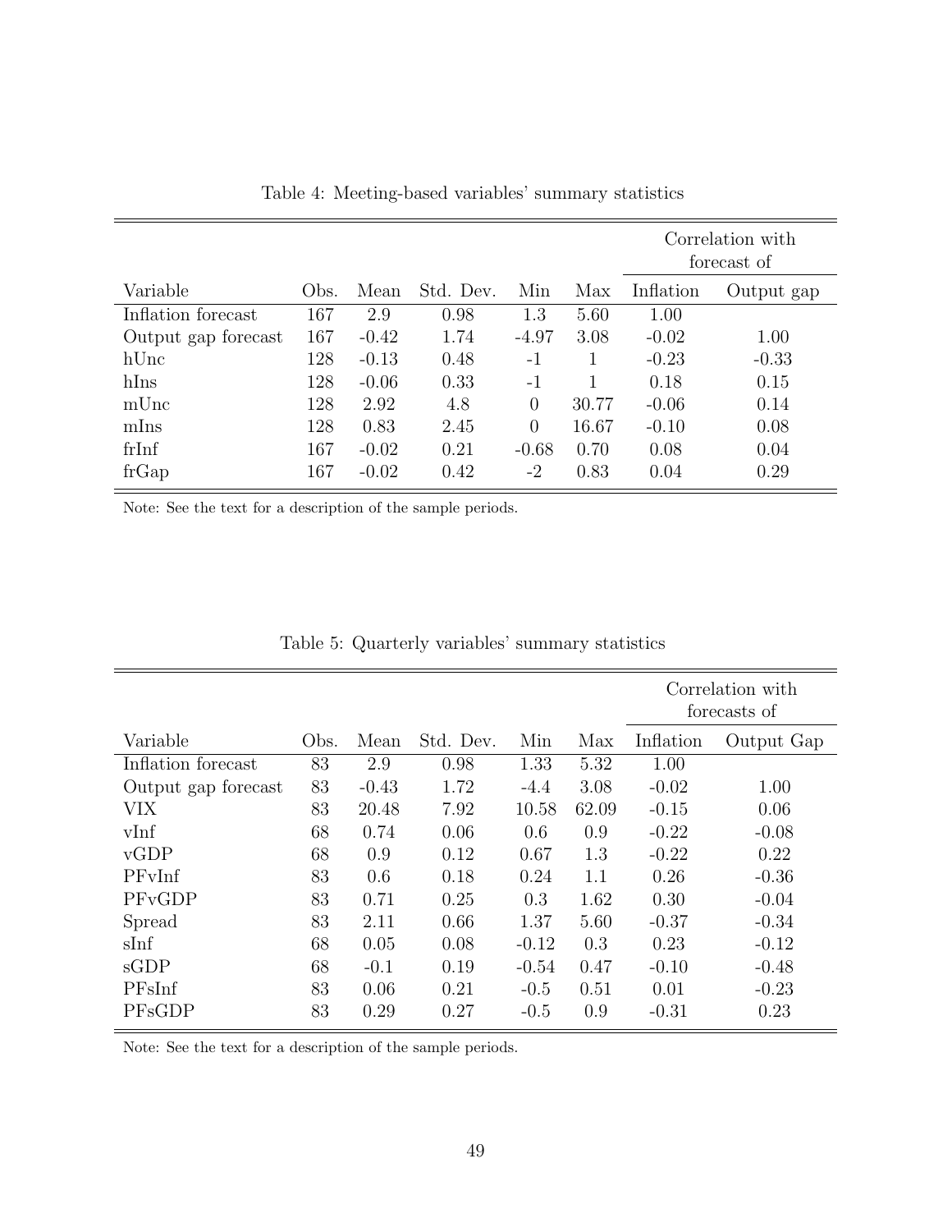Table 4: Meeting-based variables' summary statistics

| | | | | | | Correlation with forecast of | |
|---|---|---|---|---|---|---|---|
| Variable | Obs. | Mean | Std. Dev. | Min | Max | Inflation | Output gap |
| Inflation forecast | 167 | 2.9 | 0.98 | 1.3 | 5.60 | 1.00 | |
| Output gap forecast | 167 | -0.42 | 1.74 | -4.97 | 3.08 | -0.02 | 1.00 |
| hUnc | 128 | -0.13 | 0.48 | -1 | 1 | -0.23 | -0.33 |
| hIns | 128 | -0.06 | 0.33 | -1 | 1 | 0.18 | 0.15 |
| mUnc | 128 | 2.92 | 4.8 | 0 | 30.77 | -0.06 | 0.14 |
| mIns | 128 | 0.83 | 2.45 | 0 | 16.67 | -0.10 | 0.08 |
| frInf | 167 | -0.02 | 0.21 | -0.68 | 0.70 | 0.08 | 0.04 |
| frGap | 167 | -0.02 | 0.42 | -2 | 0.83 | 0.04 | 0.29 |

Note: See the text for a description of the sample periods.

Table 5: Quarterly variables' summary statistics

| | | | | | | Correlation with forecasts of | |
|---|---|---|---|---|---|---|---|
| Variable | Obs. | Mean | Std. Dev. | Min | Max | Inflation | Output Gap |
| Inflation forecast | 83 | 2.9 | 0.98 | 1.33 | 5.32 | 1.00 | |
| Output gap forecast | 83 | -0.43 | 1.72 | -4.4 | 3.08 | -0.02 | 1.00 |
| VIX | 83 | 20.48 | 7.92 | 10.58 | 62.09 | -0.15 | 0.06 |
| vInf | 68 | 0.74 | 0.06 | 0.6 | 0.9 | -0.22 | -0.08 |
| vGDP | 68 | 0.9 | 0.12 | 0.67 | 1.3 | -0.22 | 0.22 |
| PFvInf | 83 | 0.6 | 0.18 | 0.24 | 1.1 | 0.26 | -0.36 |
| PFvGDP | 83 | 0.71 | 0.25 | 0.3 | 1.62 | 0.30 | -0.04 |
| Spread | 83 | 2.11 | 0.66 | 1.37 | 5.60 | -0.37 | -0.34 |
| sInf | 68 | 0.05 | 0.08 | -0.12 | 0.3 | 0.23 | -0.12 |
| sGDP | 68 | -0.1 | 0.19 | -0.54 | 0.47 | -0.10 | -0.48 |
| PFsInf | 83 | 0.06 | 0.21 | -0.5 | 0.51 | 0.01 | -0.23 |
| PFsGDP | 83 | 0.29 | 0.27 | -0.5 | 0.9 | -0.31 | 0.23 |

Note: See the text for a description of the sample periods.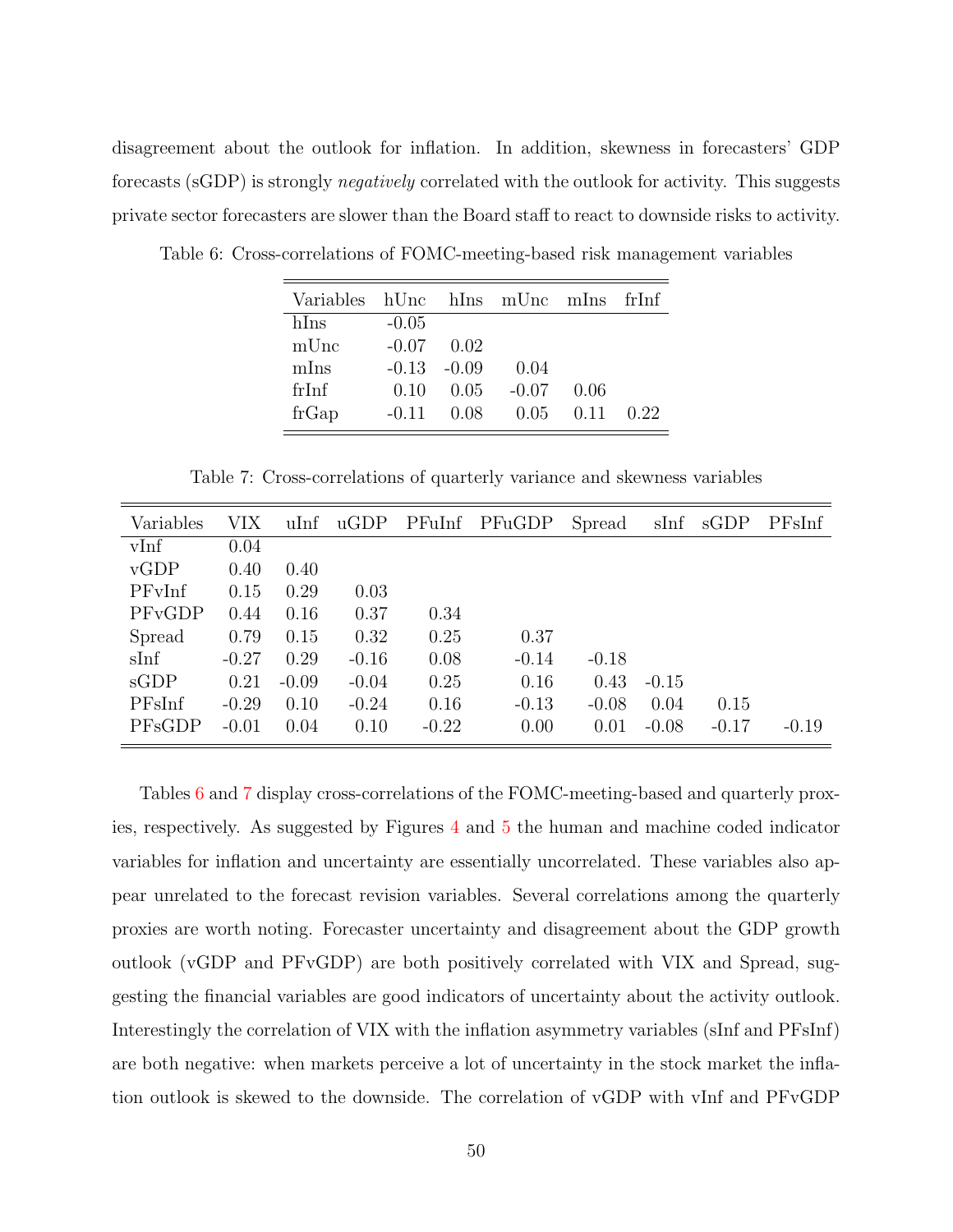disagreement about the outlook for inflation. In addition, skewness in forecasters' GDP forecasts (sGDP) is strongly *negatively* correlated with the outlook for activity. This suggests private sector forecasters are slower than the Board staff to react to downside risks to activity.

Table 6: Cross-correlations of FOMC-meeting-based risk management variables

| Variables | hUnc | hIns | mUnc | mIns | frInf |
|---|---|---|---|---|---|
| hIns | -0.05 | | | | |
| mUnc | -0.07 | 0.02 | | | |
| mIns | -0.13 | -0.09 | 0.04 | | |
| frInf | 0.10 | 0.05 | -0.07 | 0.06 | |
| frGap | -0.11 | 0.08 | 0.05 | 0.11 | 0.22 |

Table 7: Cross-correlations of quarterly variance and skewness variables

| Variables | VIX | uInf | uGDP | PFuInf | PFuGDP | Spread | sInf | sGDP | PFsInf |
|---|---|---|---|---|---|---|---|---|---|
| vInf | 0.04 | | | | | | | | |
| vGDP | 0.40 | 0.40 | | | | | | | |
| PFvInf | 0.15 | 0.29 | 0.03 | | | | | | |
| PFvGDP | 0.44 | 0.16 | 0.37 | 0.34 | | | | | |
| Spread | 0.79 | 0.15 | 0.32 | 0.25 | 0.37 | | | | |
| sInf | -0.27 | 0.29 | -0.16 | 0.08 | -0.14 | -0.18 | | | |
| sGDP | 0.21 | -0.09 | -0.04 | 0.25 | 0.16 | 0.43 | -0.15 | | |
| PFsInf | -0.29 | 0.10 | -0.24 | 0.16 | -0.13 | -0.08 | 0.04 | 0.15 | |
| PFsGDP | -0.01 | 0.04 | 0.10 | -0.22 | 0.00 | 0.01 | -0.08 | -0.17 | -0.19 |

Tables 6 and 7 display cross-correlations of the FOMC-meeting-based and quarterly proxies, respectively. As suggested by Figures 4 and 5 the human and machine coded indicator variables for inflation and uncertainty are essentially uncorrelated. These variables also appear unrelated to the forecast revision variables. Several correlations among the quarterly proxies are worth noting. Forecaster uncertainty and disagreement about the GDP growth outlook (vGDP and PFvGDP) are both positively correlated with VIX and Spread, suggesting the financial variables are good indicators of uncertainty about the activity outlook. Interestingly the correlation of VIX with the inflation asymmetry variables (sInf and PFsInf) are both negative: when markets perceive a lot of uncertainty in the stock market the inflation outlook is skewed to the downside. The correlation of vGDP with vInf and PFvGDP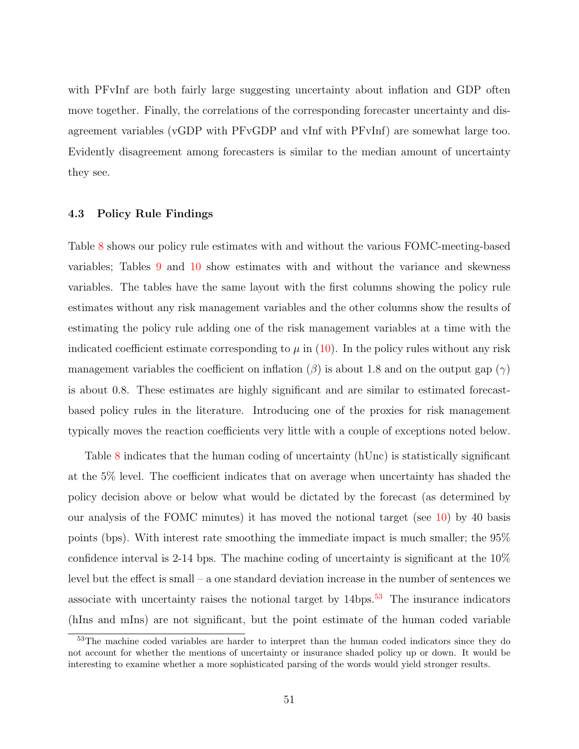with PFvInf are both fairly large suggesting uncertainty about inflation and GDP often move together. Finally, the correlations of the corresponding forecaster uncertainty and disagreement variables (vGDP with PFvGDP and vInf with PFvInf) are somewhat large too. Evidently disagreement among forecasters is similar to the median amount of uncertainty they see.

### 4.3 Policy Rule Findings

Table 8 shows our policy rule estimates with and without the various FOMC-meeting-based variables; Tables 9 and 10 show estimates with and without the variance and skewness variables. The tables have the same layout with the first columns showing the policy rule estimates without any risk management variables and the other columns show the results of estimating the policy rule adding one of the risk management variables at a time with the indicated coefficient estimate corresponding to $\mu$ in (10). In the policy rules without any risk management variables the coefficient on inflation ($\beta$) is about 1.8 and on the output gap ($\gamma$) is about 0.8. These estimates are highly significant and are similar to estimated forecast-based policy rules in the literature. Introducing one of the proxies for risk management typically moves the reaction coefficients very little with a couple of exceptions noted below.

Table 8 indicates that the human coding of uncertainty (hUnc) is statistically significant at the 5% level. The coefficient indicates that on average when uncertainty has shaded the policy decision above or below what would be dictated by the forecast (as determined by our analysis of the FOMC minutes) it has moved the notional target (see 10) by 40 basis points (bps). With interest rate smoothing the immediate impact is much smaller; the 95% confidence interval is 2-14 bps. The machine coding of uncertainty is significant at the 10% level but the effect is small – a one standard deviation increase in the number of sentences we associate with uncertainty raises the notional target by 14bps.[53] The insurance indicators (hIns and mIns) are not significant, but the point estimate of the human coded variable

[53]The machine coded variables are harder to interpret than the human coded indicators since they do not account for whether the mentions of uncertainty or insurance shaded policy up or down. It would be interesting to examine whether a more sophisticated parsing of the words would yield stronger results.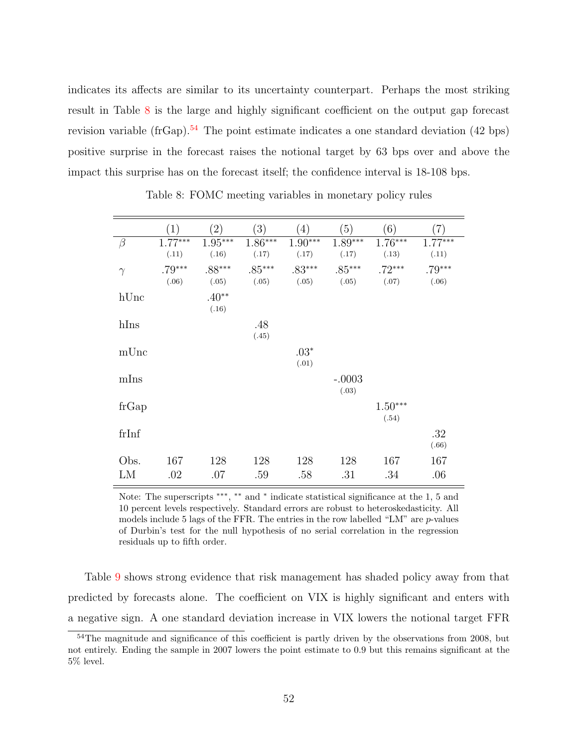indicates its affects are similar to its uncertainty counterpart. Perhaps the most striking result in Table 8 is the large and highly significant coefficient on the output gap forecast revision variable (frGap).[54] The point estimate indicates a one standard deviation (42 bps) positive surprise in the forecast raises the notional target by 63 bps over and above the impact this surprise has on the forecast itself; the confidence interval is 18-108 bps.

Table 8: FOMC meeting variables in monetary policy rules

| | (1) | (2) | (3) | (4) | (5) | (6) | (7) |
|---|---|---|---|---|---|---|---|
| $\beta$ | $1.77^{***}$ | $1.95^{***}$ | $1.86^{***}$ | $1.90^{***}$ | $1.89^{***}$ | $1.76^{***}$ | $1.77^{***}$ |
| | (.11) | (.16) | (.17) | (.17) | (.17) | (.13) | (.11) |
| $\gamma$ | $.79^{***}$ | $.88^{***}$ | $.85^{***}$ | $.83^{***}$ | $.85^{***}$ | $.72^{***}$ | $.79^{***}$ |
| | (.06) | (.05) | (.05) | (.05) | (.05) | (.07) | (.06) |
| hUnc | | $.40^{**}$ | | | | | |
| | | (.16) | | | | | |
| hIns | | | .48 | | | | |
| | | | (.45) | | | | |
| mUnc | | | | $.03^{*}$ | | | |
| | | | | (.01) | | | |
| mIns | | | | | -.0003 | | |
| | | | | | (.03) | | |
| frGap | | | | | | $1.50^{***}$ | |
| | | | | | | (.54) | |
| frInf | | | | | | | .32 |
| | | | | | | | (.66) |
| Obs. | 167 | 128 | 128 | 128 | 128 | 167 | 167 |
| LM | .02 | .07 | .59 | .58 | .31 | .34 | .06 |

Note: The superscripts ***, ** and * indicate statistical significance at the 1, 5 and 10 percent levels respectively. Standard errors are robust to heteroskedasticity. All models include 5 lags of the FFR. The entries in the row labelled "LM" are $p$-values of Durbin's test for the null hypothesis of no serial correlation in the regression residuals up to fifth order.

Table 9 shows strong evidence that risk management has shaded policy away from that predicted by forecasts alone. The coefficient on VIX is highly significant and enters with a negative sign. A one standard deviation increase in VIX lowers the notional target FFR

[54] The magnitude and significance of this coefficient is partly driven by the observations from 2008, but not entirely. Ending the sample in 2007 lowers the point estimate to 0.9 but this remains significant at the 5% level.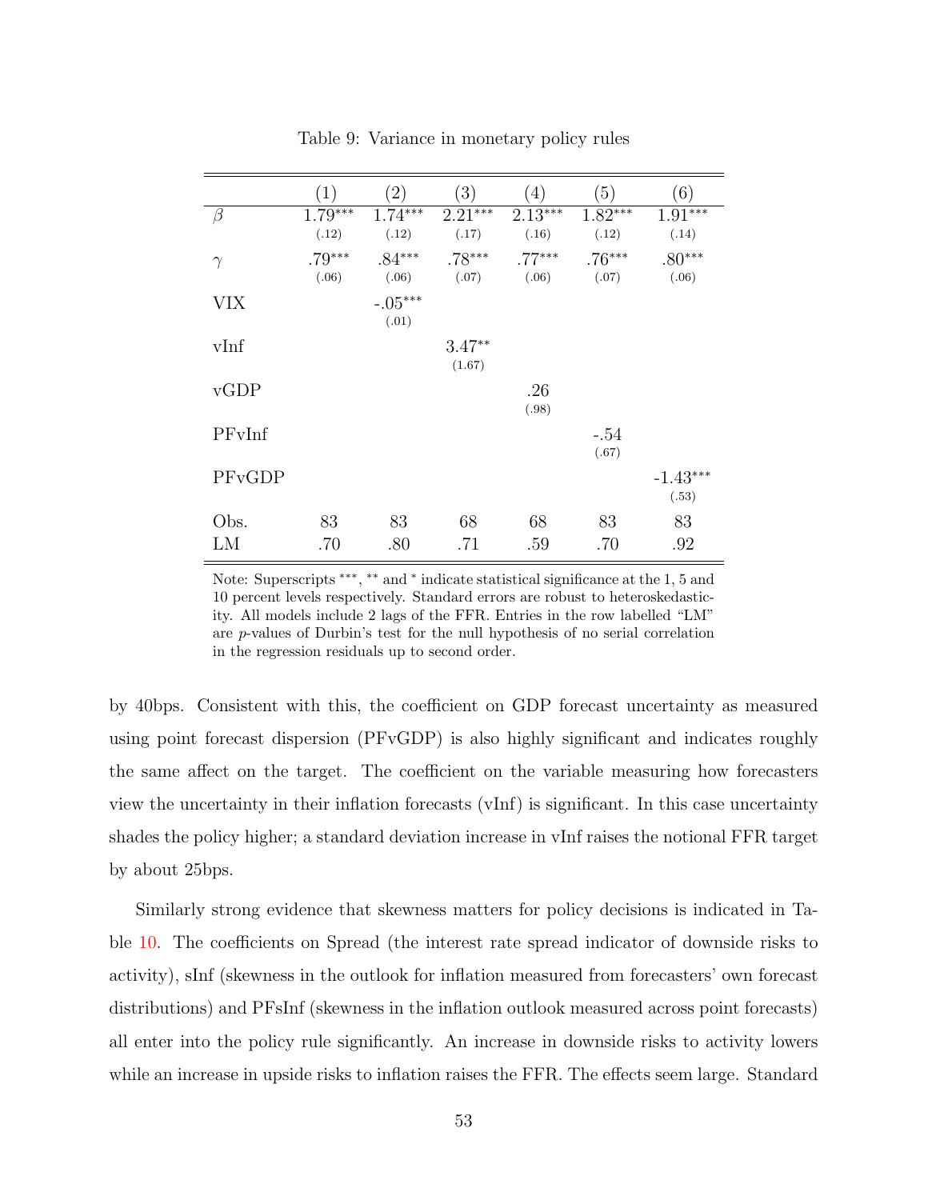Table 9: Variance in monetary policy rules

| | (1) | (2) | (3) | (4) | (5) | (6) |
|---|---|---|---|---|---|---|
| $\beta$ | $1.79^{***}$ | $1.74^{***}$ | $2.21^{***}$ | $2.13^{***}$ | $1.82^{***}$ | $1.91^{***}$ |
| | (.12) | (.12) | (.17) | (.16) | (.12) | (.14) |
| $\gamma$ | $.79^{***}$ | $.84^{***}$ | $.78^{***}$ | $.77^{***}$ | $.76^{***}$ | $.80^{***}$ |
| | (.06) | (.06) | (.07) | (.06) | (.07) | (.06) |
| VIX | | $-.05^{***}$ | | | | |
| | | (.01) | | | | |
| vInf | | | $3.47^{**}$ | | | |
| | | | (1.67) | | | |
| vGDP | | | | .26 | | |
| | | | | (.98) | | |
| PFvInf | | | | | -.54 | |
| | | | | | (.67) | |
| PFvGDP | | | | | | $-1.43^{***}$ |
| | | | | | | (.53) |
| Obs. | 83 | 83 | 68 | 68 | 83 | 83 |
| LM | .70 | .80 | .71 | .59 | .70 | .92 |

Note: Superscripts ***, ** and * indicate statistical significance at the 1, 5 and 10 percent levels respectively. Standard errors are robust to heteroskedasticity. All models include 2 lags of the FFR. Entries in the row labelled "LM" are *p*-values of Durbin's test for the null hypothesis of no serial correlation in the regression residuals up to second order.

by 40bps. Consistent with this, the coefficient on GDP forecast uncertainty as measured using point forecast dispersion (PFvGDP) is also highly significant and indicates roughly the same affect on the target. The coefficient on the variable measuring how forecasters view the uncertainty in their inflation forecasts (vInf) is significant. In this case uncertainty shades the policy higher; a standard deviation increase in vInf raises the notional FFR target by about 25bps.

Similarly strong evidence that skewness matters for policy decisions is indicated in Table 10. The coefficients on Spread (the interest rate spread indicator of downside risks to activity), sInf (skewness in the outlook for inflation measured from forecasters' own forecast distributions) and PFsInf (skewness in the inflation outlook measured across point forecasts) all enter into the policy rule significantly. An increase in downside risks to activity lowers while an increase in upside risks to inflation raises the FFR. The effects seem large. Standard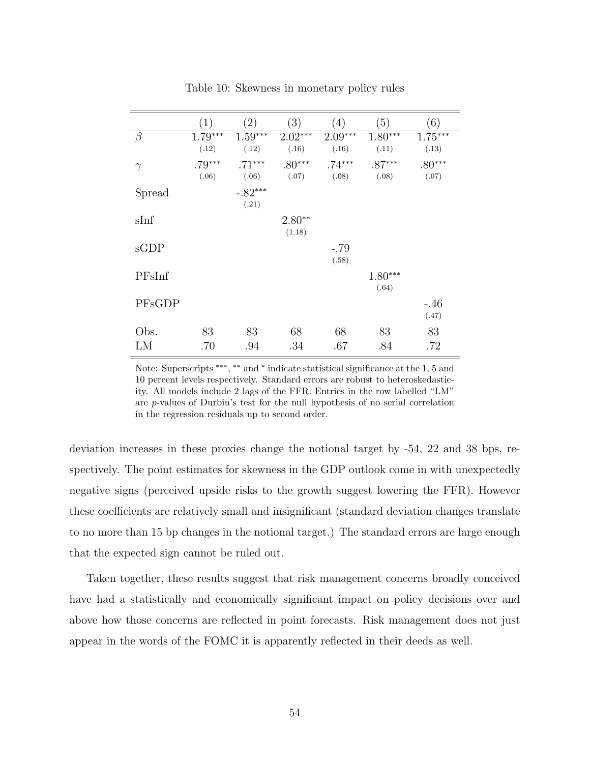Table 10: Skewness in monetary policy rules

| | (1) | (2) | (3) | (4) | (5) | (6) |
|---|---|---|---|---|---|---|
| $\beta$ | 1.79*** | 1.59*** | 2.02*** | 2.09*** | 1.80*** | 1.75*** |
| | (.12) | (.12) | (.16) | (.16) | (.11) | (.13) |
| $\gamma$ | .79*** | .71*** | .80*** | .74*** | .87*** | .80*** |
| | (.06) | (.06) | (.07) | (.08) | (.08) | (.07) |
| Spread | | -.82*** | | | | |
| | | (.21) | | | | |
| sInf | | | 2.80** | | | |
| | | | (1.18) | | | |
| sGDP | | | | -.79 | | |
| | | | | (.58) | | |
| PFsInf | | | | | 1.80*** | |
| | | | | | (.64) | |
| PFsGDP | | | | | | -.46 |
| | | | | | | (.47) |
| Obs. | 83 | 83 | 68 | 68 | 83 | 83 |
| LM | .70 | .94 | .34 | .67 | .84 | .72 |

Note: Superscripts ***, ** and * indicate statistical significance at the 1, 5 and 10 percent levels respectively. Standard errors are robust to heteroskedasticity. All models include 2 lags of the FFR. Entries in the row labelled "LM" are *p*-values of Durbin's test for the null hypothesis of no serial correlation in the regression residuals up to second order.

deviation increases in these proxies change the notional target by -54, 22 and 38 bps, respectively. The point estimates for skewness in the GDP outlook come in with unexpectedly negative signs (perceived upside risks to the growth suggest lowering the FFR). However these coefficients are relatively small and insignificant (standard deviation changes translate to no more than 15 bp changes in the notional target.) The standard errors are large enough that the expected sign cannot be ruled out.

Taken together, these results suggest that risk management concerns broadly conceived have had a statistically and economically significant impact on policy decisions over and above how those concerns are reflected in point forecasts. Risk management does not just appear in the words of the FOMC it is apparently reflected in their deeds as well.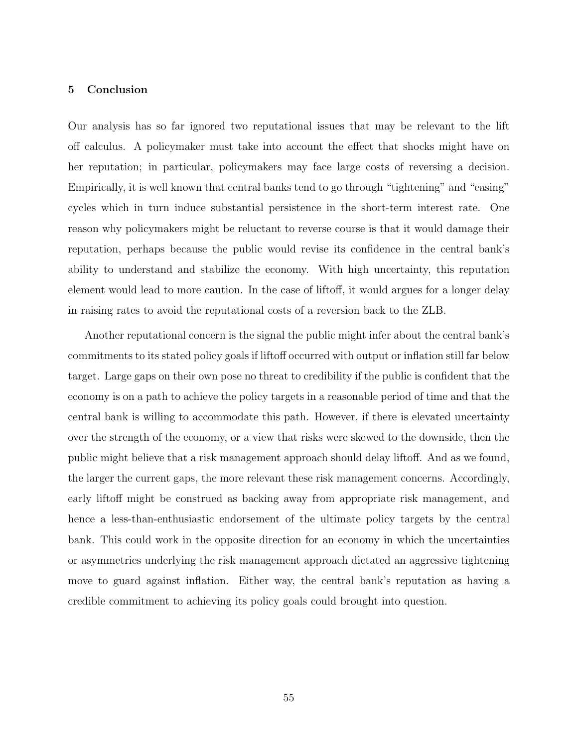## 5 Conclusion

Our analysis has so far ignored two reputational issues that may be relevant to the lift off calculus. A policymaker must take into account the effect that shocks might have on her reputation; in particular, policymakers may face large costs of reversing a decision. Empirically, it is well known that central banks tend to go through "tightening" and "easing" cycles which in turn induce substantial persistence in the short-term interest rate. One reason why policymakers might be reluctant to reverse course is that it would damage their reputation, perhaps because the public would revise its confidence in the central bank's ability to understand and stabilize the economy. With high uncertainty, this reputation element would lead to more caution. In the case of liftoff, it would argues for a longer delay in raising rates to avoid the reputational costs of a reversion back to the ZLB.

Another reputational concern is the signal the public might infer about the central bank's commitments to its stated policy goals if liftoff occurred with output or inflation still far below target. Large gaps on their own pose no threat to credibility if the public is confident that the economy is on a path to achieve the policy targets in a reasonable period of time and that the central bank is willing to accommodate this path. However, if there is elevated uncertainty over the strength of the economy, or a view that risks were skewed to the downside, then the public might believe that a risk management approach should delay liftoff. And as we found, the larger the current gaps, the more relevant these risk management concerns. Accordingly, early liftoff might be construed as backing away from appropriate risk management, and hence a less-than-enthusiastic endorsement of the ultimate policy targets by the central bank. This could work in the opposite direction for an economy in which the uncertainties or asymmetries underlying the risk management approach dictated an aggressive tightening move to guard against inflation. Either way, the central bank's reputation as having a credible commitment to achieving its policy goals could brought into question.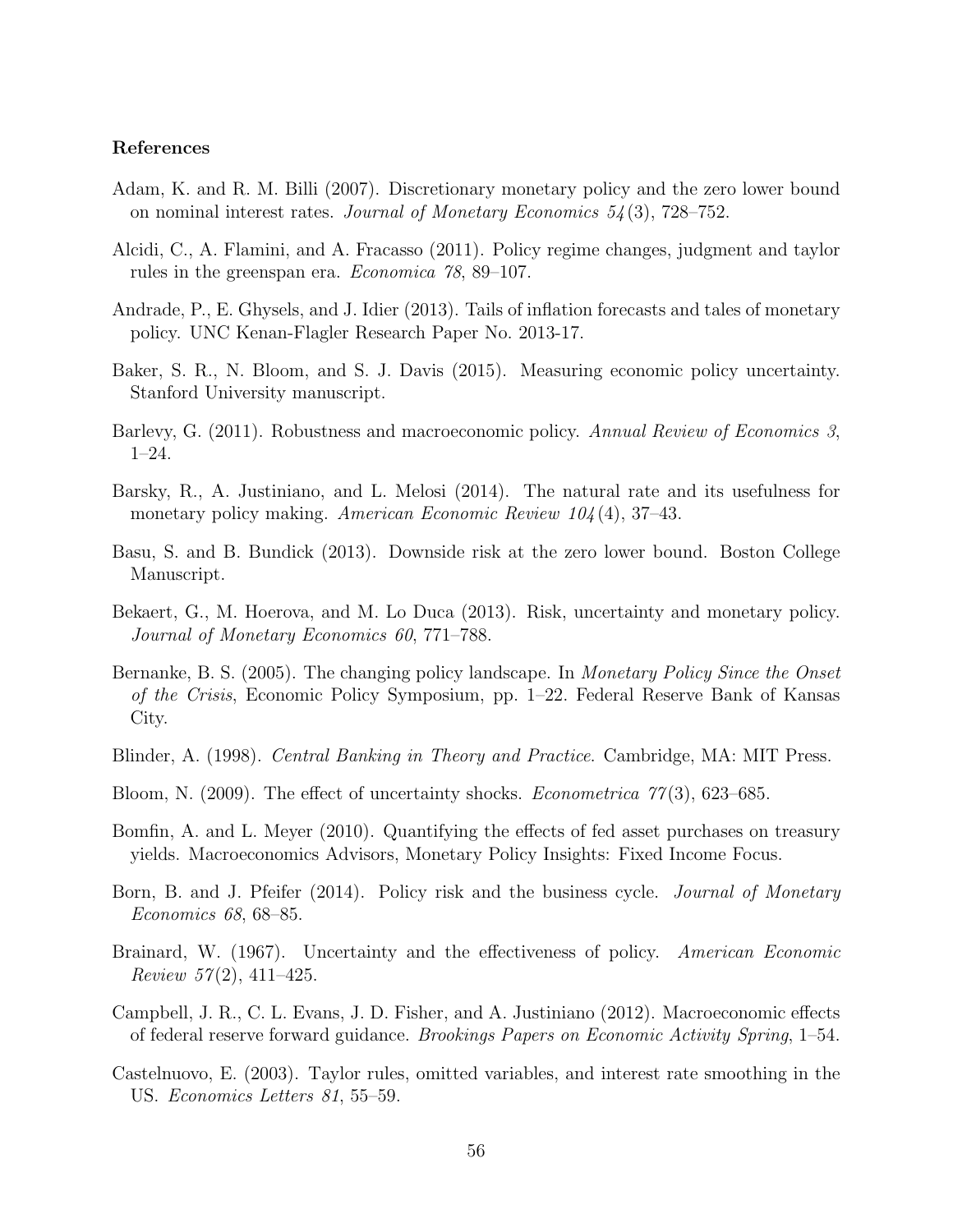**References**

Adam, K. and R. M. Billi (2007). Discretionary monetary policy and the zero lower bound on nominal interest rates. *Journal of Monetary Economics 54*(3), 728–752.

Alcidi, C., A. Flamini, and A. Fracasso (2011). Policy regime changes, judgment and taylor rules in the greenspan era. *Economica 78*, 89–107.

Andrade, P., E. Ghysels, and J. Idier (2013). Tails of inflation forecasts and tales of monetary policy. UNC Kenan-Flagler Research Paper No. 2013-17.

Baker, S. R., N. Bloom, and S. J. Davis (2015). Measuring economic policy uncertainty. Stanford University manuscript.

Barlevy, G. (2011). Robustness and macroeconomic policy. *Annual Review of Economics 3*, 1–24.

Barsky, R., A. Justiniano, and L. Melosi (2014). The natural rate and its usefulness for monetary policy making. *American Economic Review 104*(4), 37–43.

Basu, S. and B. Bundick (2013). Downside risk at the zero lower bound. Boston College Manuscript.

Bekaert, G., M. Hoerova, and M. Lo Duca (2013). Risk, uncertainty and monetary policy. *Journal of Monetary Economics 60*, 771–788.

Bernanke, B. S. (2005). The changing policy landscape. In *Monetary Policy Since the Onset of the Crisis*, Economic Policy Symposium, pp. 1–22. Federal Reserve Bank of Kansas City.

Blinder, A. (1998). *Central Banking in Theory and Practice*. Cambridge, MA: MIT Press.

Bloom, N. (2009). The effect of uncertainty shocks. *Econometrica 77*(3), 623–685.

Bomfin, A. and L. Meyer (2010). Quantifying the effects of fed asset purchases on treasury yields. Macroeconomics Advisors, Monetary Policy Insights: Fixed Income Focus.

Born, B. and J. Pfeifer (2014). Policy risk and the business cycle. *Journal of Monetary Economics 68*, 68–85.

Brainard, W. (1967). Uncertainty and the effectiveness of policy. *American Economic Review 57*(2), 411–425.

Campbell, J. R., C. L. Evans, J. D. Fisher, and A. Justiniano (2012). Macroeconomic effects of federal reserve forward guidance. *Brookings Papers on Economic Activity Spring*, 1–54.

Castelnuovo, E. (2003). Taylor rules, omitted variables, and interest rate smoothing in the US. *Economics Letters 81*, 55–59.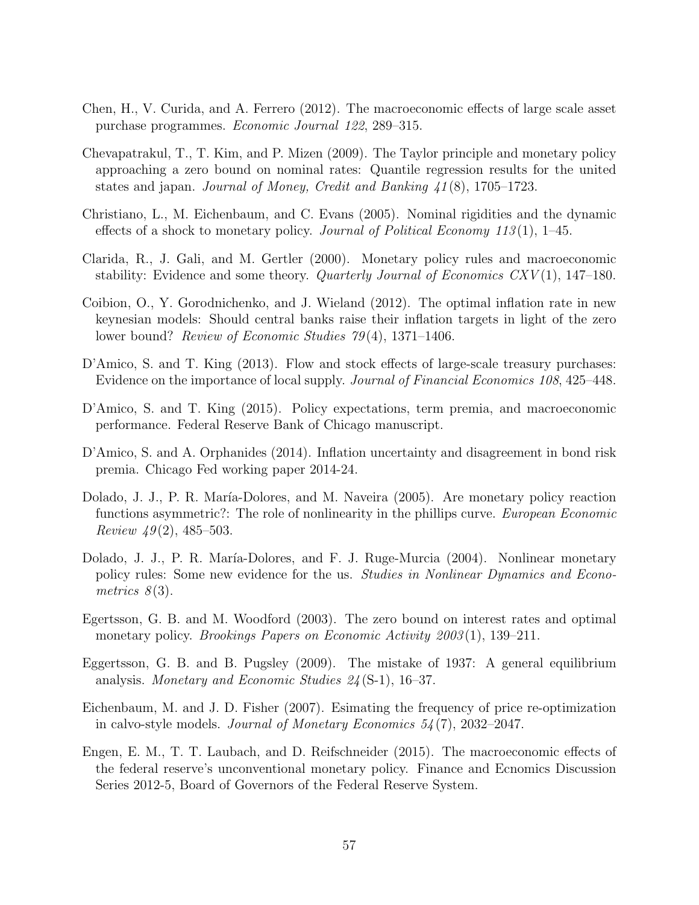Chen, H., V. Curida, and A. Ferrero (2012). The macroeconomic effects of large scale asset purchase programmes. *Economic Journal 122*, 289–315.

Chevapatrakul, T., T. Kim, and P. Mizen (2009). The Taylor principle and monetary policy approaching a zero bound on nominal rates: Quantile regression results for the united states and japan. *Journal of Money, Credit and Banking 41*(8), 1705–1723.

Christiano, L., M. Eichenbaum, and C. Evans (2005). Nominal rigidities and the dynamic effects of a shock to monetary policy. *Journal of Political Economy 113*(1), 1–45.

Clarida, R., J. Gali, and M. Gertler (2000). Monetary policy rules and macroeconomic stability: Evidence and some theory. *Quarterly Journal of Economics CXV*(1), 147–180.

Coibion, O., Y. Gorodnichenko, and J. Wieland (2012). The optimal inflation rate in new keynesian models: Should central banks raise their inflation targets in light of the zero lower bound? *Review of Economic Studies 79*(4), 1371–1406.

D'Amico, S. and T. King (2013). Flow and stock effects of large-scale treasury purchases: Evidence on the importance of local supply. *Journal of Financial Economics 108*, 425–448.

D'Amico, S. and T. King (2015). Policy expectations, term premia, and macroeconomic performance. Federal Reserve Bank of Chicago manuscript.

D'Amico, S. and A. Orphanides (2014). Inflation uncertainty and disagreement in bond risk premia. Chicago Fed working paper 2014-24.

Dolado, J. J., P. R. María-Dolores, and M. Naveira (2005). Are monetary policy reaction functions asymmetric?: The role of nonlinearity in the phillips curve. *European Economic Review 49*(2), 485–503.

Dolado, J. J., P. R. María-Dolores, and F. J. Ruge-Murcia (2004). Nonlinear monetary policy rules: Some new evidence for the us. *Studies in Nonlinear Dynamics and Econometrics 8*(3).

Egertsson, G. B. and M. Woodford (2003). The zero bound on interest rates and optimal monetary policy. *Brookings Papers on Economic Activity 2003*(1), 139–211.

Eggertsson, G. B. and B. Pugsley (2009). The mistake of 1937: A general equilibrium analysis. *Monetary and Economic Studies 24*(S-1), 16–37.

Eichenbaum, M. and J. D. Fisher (2007). Esimating the frequency of price re-optimization in calvo-style models. *Journal of Monetary Economics 54*(7), 2032–2047.

Engen, E. M., T. T. Laubach, and D. Reifschneider (2015). The macroeconomic effects of the federal reserve's unconventional monetary policy. Finance and Ecnomics Discussion Series 2012-5, Board of Governors of the Federal Reserve System.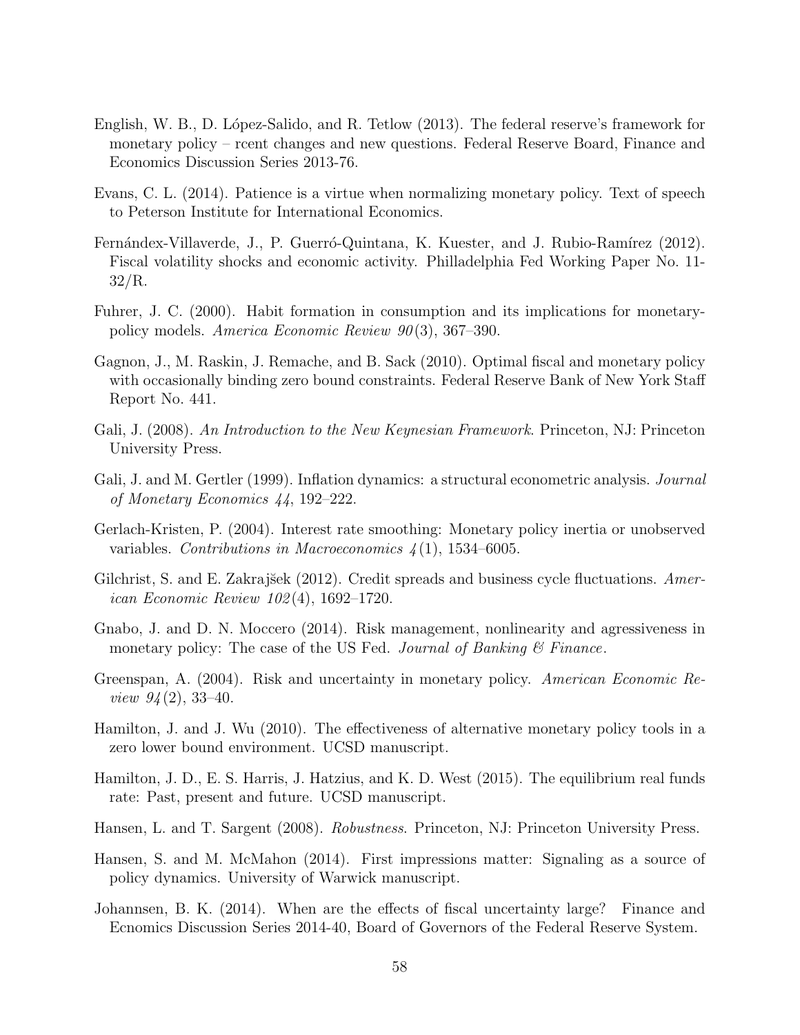English, W. B., D. López-Salido, and R. Tetlow (2013). The federal reserve's framework for monetary policy – rcent changes and new questions. Federal Reserve Board, Finance and Economics Discussion Series 2013-76.

Evans, C. L. (2014). Patience is a virtue when normalizing monetary policy. Text of speech to Peterson Institute for International Economics.

Fernández-Villaverde, J., P. Guerró-Quintana, K. Kuester, and J. Rubio-Ramírez (2012). Fiscal volatility shocks and economic activity. Philladelphia Fed Working Paper No. 11-32/R.

Fuhrer, J. C. (2000). Habit formation in consumption and its implications for monetary-policy models. *America Economic Review 90*(3), 367–390.

Gagnon, J., M. Raskin, J. Remache, and B. Sack (2010). Optimal fiscal and monetary policy with occasionally binding zero bound constraints. Federal Reserve Bank of New York Staff Report No. 441.

Gali, J. (2008). *An Introduction to the New Keynesian Framework*. Princeton, NJ: Princeton University Press.

Gali, J. and M. Gertler (1999). Inflation dynamics: a structural econometric analysis. *Journal of Monetary Economics 44*, 192–222.

Gerlach-Kristen, P. (2004). Interest rate smoothing: Monetary policy inertia or unobserved variables. *Contributions in Macroeconomics 4*(1), 1534–6005.

Gilchrist, S. and E. Zakrajšek (2012). Credit spreads and business cycle fluctuations. *American Economic Review 102*(4), 1692–1720.

Gnabo, J. and D. N. Moccero (2014). Risk management, nonlinearity and agressiveness in monetary policy: The case of the US Fed. *Journal of Banking & Finance*.

Greenspan, A. (2004). Risk and uncertainty in monetary policy. *American Economic Review 94*(2), 33–40.

Hamilton, J. and J. Wu (2010). The effectiveness of alternative monetary policy tools in a zero lower bound environment. UCSD manuscript.

Hamilton, J. D., E. S. Harris, J. Hatzius, and K. D. West (2015). The equilibrium real funds rate: Past, present and future. UCSD manuscript.

Hansen, L. and T. Sargent (2008). *Robustness*. Princeton, NJ: Princeton University Press.

Hansen, S. and M. McMahon (2014). First impressions matter: Signaling as a source of policy dynamics. University of Warwick manuscript.

Johannsen, B. K. (2014). When are the effects of fiscal uncertainty large? Finance and Ecnomics Discussion Series 2014-40, Board of Governors of the Federal Reserve System.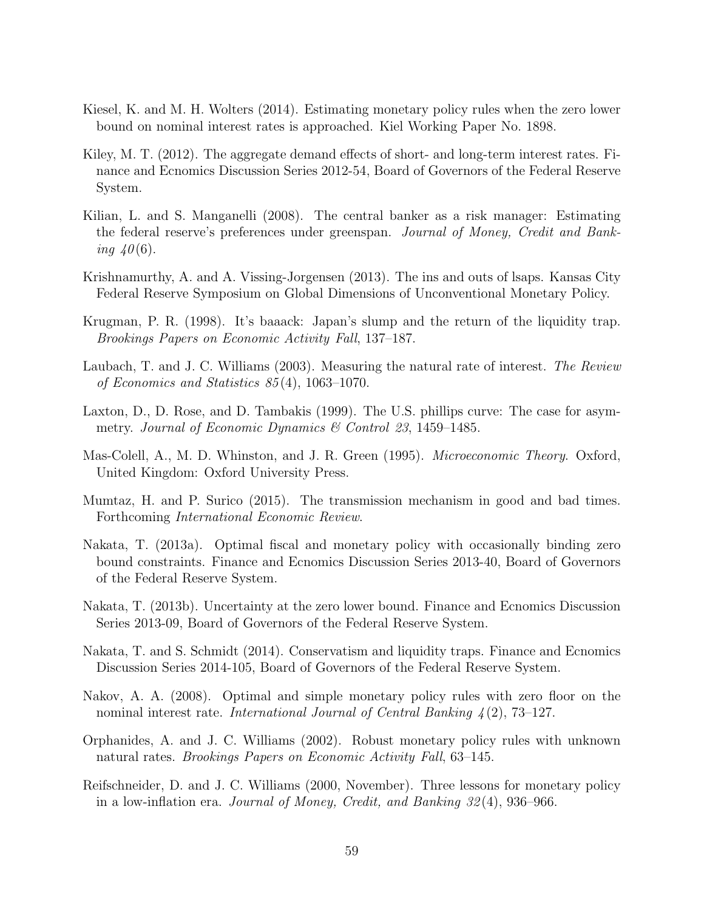Kiesel, K. and M. H. Wolters (2014). Estimating monetary policy rules when the zero lower bound on nominal interest rates is approached. Kiel Working Paper No. 1898.

Kiley, M. T. (2012). The aggregate demand effects of short- and long-term interest rates. Finance and Ecnomics Discussion Series 2012-54, Board of Governors of the Federal Reserve System.

Kilian, L. and S. Manganelli (2008). The central banker as a risk manager: Estimating the federal reserve's preferences under greenspan. *Journal of Money, Credit and Banking 40*(6).

Krishnamurthy, A. and A. Vissing-Jorgensen (2013). The ins and outs of lsaps. Kansas City Federal Reserve Symposium on Global Dimensions of Unconventional Monetary Policy.

Krugman, P. R. (1998). It's baaack: Japan's slump and the return of the liquidity trap. *Brookings Papers on Economic Activity Fall*, 137–187.

Laubach, T. and J. C. Williams (2003). Measuring the natural rate of interest. *The Review of Economics and Statistics 85*(4), 1063–1070.

Laxton, D., D. Rose, and D. Tambakis (1999). The U.S. phillips curve: The case for asymmetry. *Journal of Economic Dynamics & Control 23*, 1459–1485.

Mas-Colell, A., M. D. Whinston, and J. R. Green (1995). *Microeconomic Theory*. Oxford, United Kingdom: Oxford University Press.

Mumtaz, H. and P. Surico (2015). The transmission mechanism in good and bad times. Forthcoming *International Economic Review*.

Nakata, T. (2013a). Optimal fiscal and monetary policy with occasionally binding zero bound constraints. Finance and Ecnomics Discussion Series 2013-40, Board of Governors of the Federal Reserve System.

Nakata, T. (2013b). Uncertainty at the zero lower bound. Finance and Ecnomics Discussion Series 2013-09, Board of Governors of the Federal Reserve System.

Nakata, T. and S. Schmidt (2014). Conservatism and liquidity traps. Finance and Ecnomics Discussion Series 2014-105, Board of Governors of the Federal Reserve System.

Nakov, A. A. (2008). Optimal and simple monetary policy rules with zero floor on the nominal interest rate. *International Journal of Central Banking 4*(2), 73–127.

Orphanides, A. and J. C. Williams (2002). Robust monetary policy rules with unknown natural rates. *Brookings Papers on Economic Activity Fall*, 63–145.

Reifschneider, D. and J. C. Williams (2000, November). Three lessons for monetary policy in a low-inflation era. *Journal of Money, Credit, and Banking 32*(4), 936–966.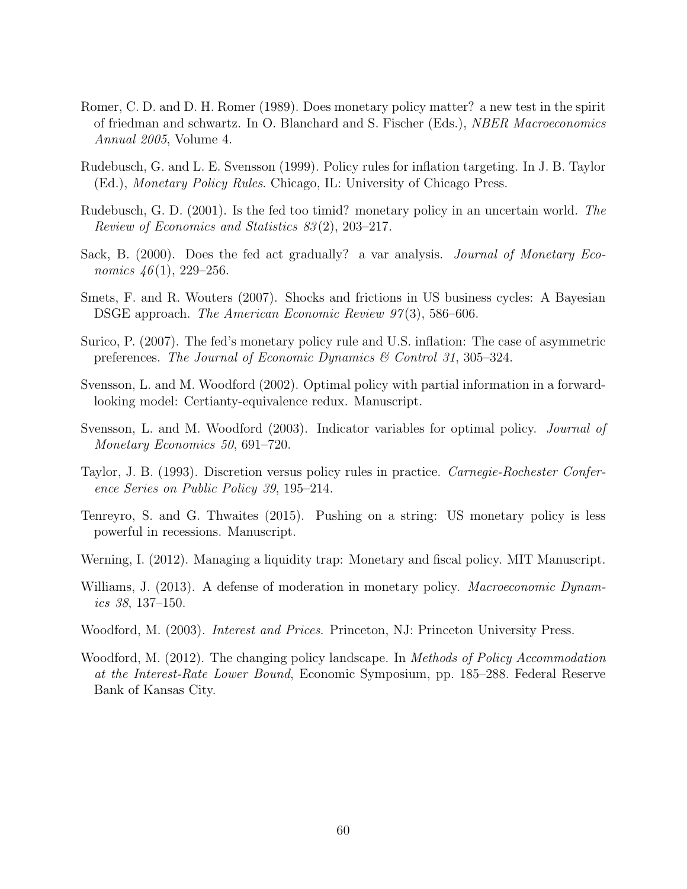Romer, C. D. and D. H. Romer (1989). Does monetary policy matter? a new test in the spirit of friedman and schwartz. In O. Blanchard and S. Fischer (Eds.), *NBER Macroeconomics Annual 2005*, Volume 4.

Rudebusch, G. and L. E. Svensson (1999). Policy rules for inflation targeting. In J. B. Taylor (Ed.), *Monetary Policy Rules*. Chicago, IL: University of Chicago Press.

Rudebusch, G. D. (2001). Is the fed too timid? monetary policy in an uncertain world. *The Review of Economics and Statistics 83*(2), 203–217.

Sack, B. (2000). Does the fed act gradually? a var analysis. *Journal of Monetary Economics 46*(1), 229–256.

Smets, F. and R. Wouters (2007). Shocks and frictions in US business cycles: A Bayesian DSGE approach. *The American Economic Review 97*(3), 586–606.

Surico, P. (2007). The fed's monetary policy rule and U.S. inflation: The case of asymmetric preferences. *The Journal of Economic Dynamics & Control 31*, 305–324.

Svensson, L. and M. Woodford (2002). Optimal policy with partial information in a forward-looking model: Certianty-equivalence redux. Manuscript.

Svensson, L. and M. Woodford (2003). Indicator variables for optimal policy. *Journal of Monetary Economics 50*, 691–720.

Taylor, J. B. (1993). Discretion versus policy rules in practice. *Carnegie-Rochester Conference Series on Public Policy 39*, 195–214.

Tenreyro, S. and G. Thwaites (2015). Pushing on a string: US monetary policy is less powerful in recessions. Manuscript.

Werning, I. (2012). Managing a liquidity trap: Monetary and fiscal policy. MIT Manuscript.

Williams, J. (2013). A defense of moderation in monetary policy. *Macroeconomic Dynamics 38*, 137–150.

Woodford, M. (2003). *Interest and Prices*. Princeton, NJ: Princeton University Press.

Woodford, M. (2012). The changing policy landscape. In *Methods of Policy Accommodation at the Interest-Rate Lower Bound*, Economic Symposium, pp. 185–288. Federal Reserve Bank of Kansas City.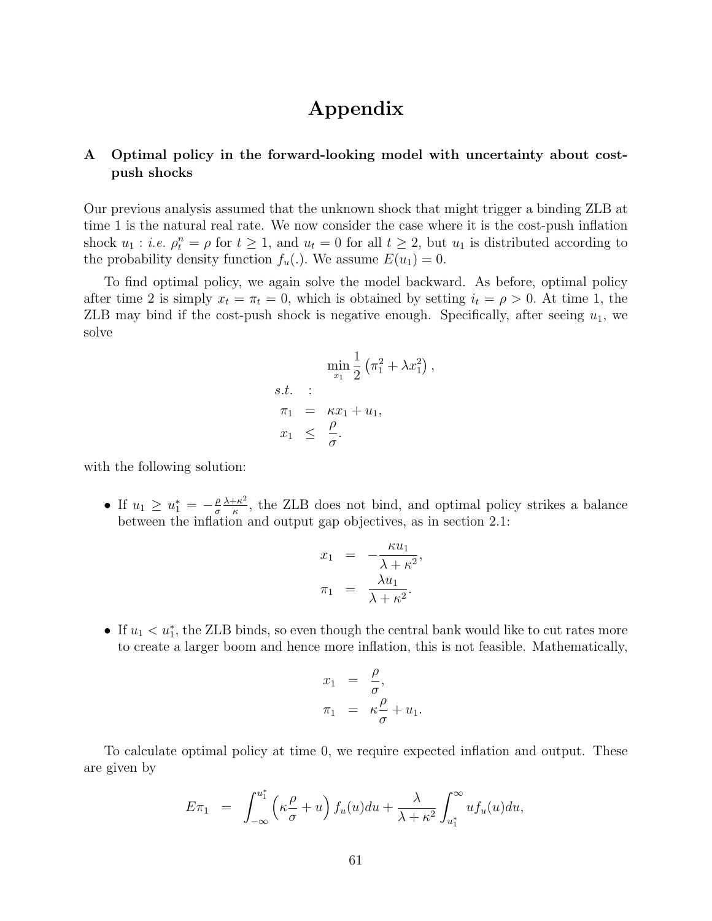# Appendix

## A Optimal policy in the forward-looking model with uncertainty about cost-push shocks

Our previous analysis assumed that the unknown shock that might trigger a binding ZLB at time 1 is the natural real rate. We now consider the case where it is the cost-push inflation shock $u_1$ : *i.e.* $\rho_t^n = \rho$ for $t \geq 1$, and $u_t = 0$ for all $t \geq 2$, but $u_1$ is distributed according to the probability density function $f_u(.)$. We assume $E(u_1) = 0$.

To find optimal policy, we again solve the model backward. As before, optimal policy after time 2 is simply $x_t = \pi_t = 0$, which is obtained by setting $i_t = \rho > 0$. At time 1, the ZLB may bind if the cost-push shock is negative enough. Specifically, after seeing $u_1$, we solve

$$
\begin{aligned}
& \min_{x_1} \frac{1}{2}\left(\pi_1^2 + \lambda x_1^2\right), \\
s.t. \quad & : \\
\pi_1 &= \kappa x_1 + u_1, \\
x_1 &\leq \frac{\rho}{\sigma}.
\end{aligned}
$$

with the following solution:

- If $u_1 \geq u_1^* = -\frac{\rho}{\sigma}\frac{\lambda+\kappa^2}{\kappa}$, the ZLB does not bind, and optimal policy strikes a balance between the inflation and output gap objectives, as in section 2.1:

$$
\begin{aligned}
x_1 &= -\frac{\kappa u_1}{\lambda + \kappa^2}, \\
\pi_1 &= \frac{\lambda u_1}{\lambda + \kappa^2}.
\end{aligned}
$$

- If $u_1 < u_1^*$, the ZLB binds, so even though the central bank would like to cut rates more to create a larger boom and hence more inflation, this is not feasible. Mathematically,

$$
\begin{aligned}
x_1 &= \frac{\rho}{\sigma}, \\
\pi_1 &= \kappa \frac{\rho}{\sigma} + u_1.
\end{aligned}
$$

To calculate optimal policy at time 0, we require expected inflation and output. These are given by

$$
E\pi_1 = \int_{-\infty}^{u_1^*} \left(\kappa \frac{\rho}{\sigma} + u\right) f_u(u)du + \frac{\lambda}{\lambda + \kappa^2} \int_{u_1^*}^{\infty} u f_u(u)du,
$$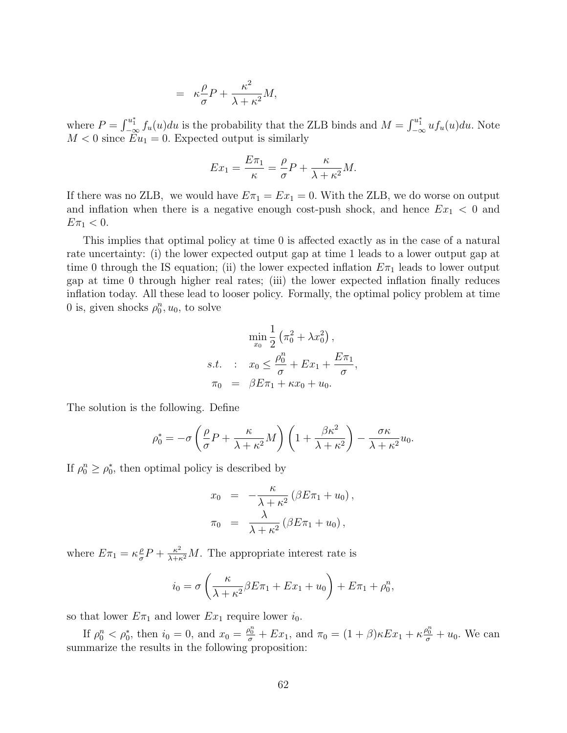$$= \kappa \frac{\rho}{\sigma} P + \frac{\kappa^2}{\lambda + \kappa^2} M,$$

where $P = \int_{-\infty}^{u_1^*} f_u(u) du$ is the probability that the ZLB binds and $M = \int_{-\infty}^{u_1^*} u f_u(u) du$. Note $M < 0$ since $Eu_1 = 0$. Expected output is similarly

$$Ex_1 = \frac{E\pi_1}{\kappa} = \frac{\rho}{\sigma} P + \frac{\kappa}{\lambda + \kappa^2} M.$$

If there was no ZLB, we would have $E\pi_1 = Ex_1 = 0$. With the ZLB, we do worse on output and inflation when there is a negative enough cost-push shock, and hence $Ex_1 < 0$ and $E\pi_1 < 0$.

This implies that optimal policy at time 0 is affected exactly as in the case of a natural rate uncertainty: (i) the lower expected output gap at time 1 leads to a lower output gap at time 0 through the IS equation; (ii) the lower expected inflation $E\pi_1$ leads to lower output gap at time 0 through higher real rates; (iii) the lower expected inflation finally reduces inflation today. All these lead to looser policy. Formally, the optimal policy problem at time 0 is, given shocks $\rho_0^n, u_0$, to solve

$$\min_{x_0} \frac{1}{2} \left( \pi_0^2 + \lambda x_0^2 \right),$$
$$s.t. \quad : \quad x_0 \leq \frac{\rho_0^n}{\sigma} + Ex_1 + \frac{E\pi_1}{\sigma},$$
$$\pi_0 \quad = \quad \beta E\pi_1 + \kappa x_0 + u_0.$$

The solution is the following. Define

$$\rho_0^* = -\sigma \left( \frac{\rho}{\sigma} P + \frac{\kappa}{\lambda + \kappa^2} M \right) \left( 1 + \frac{\beta \kappa^2}{\lambda + \kappa^2} \right) - \frac{\sigma \kappa}{\lambda + \kappa^2} u_0.$$

If $\rho_0^n \geq \rho_0^*$, then optimal policy is described by

$$x_0 \quad = \quad -\frac{\kappa}{\lambda + \kappa^2} \left( \beta E\pi_1 + u_0 \right),$$
$$\pi_0 \quad = \quad \frac{\lambda}{\lambda + \kappa^2} \left( \beta E\pi_1 + u_0 \right),$$

where $E\pi_1 = \kappa \frac{\rho}{\sigma} P + \frac{\kappa^2}{\lambda + \kappa^2} M$. The appropriate interest rate is

$$i_0 = \sigma \left( \frac{\kappa}{\lambda + \kappa^2} \beta E\pi_1 + Ex_1 + u_0 \right) + E\pi_1 + \rho_0^n,$$

so that lower $E\pi_1$ and lower $Ex_1$ require lower $i_0$.

If $\rho_0^n < \rho_0^*$, then $i_0 = 0$, and $x_0 = \frac{\rho_0^n}{\sigma} + Ex_1$, and $\pi_0 = (1 + \beta)\kappa Ex_1 + \kappa \frac{\rho_0^n}{\sigma} + u_0$. We can summarize the results in the following proposition: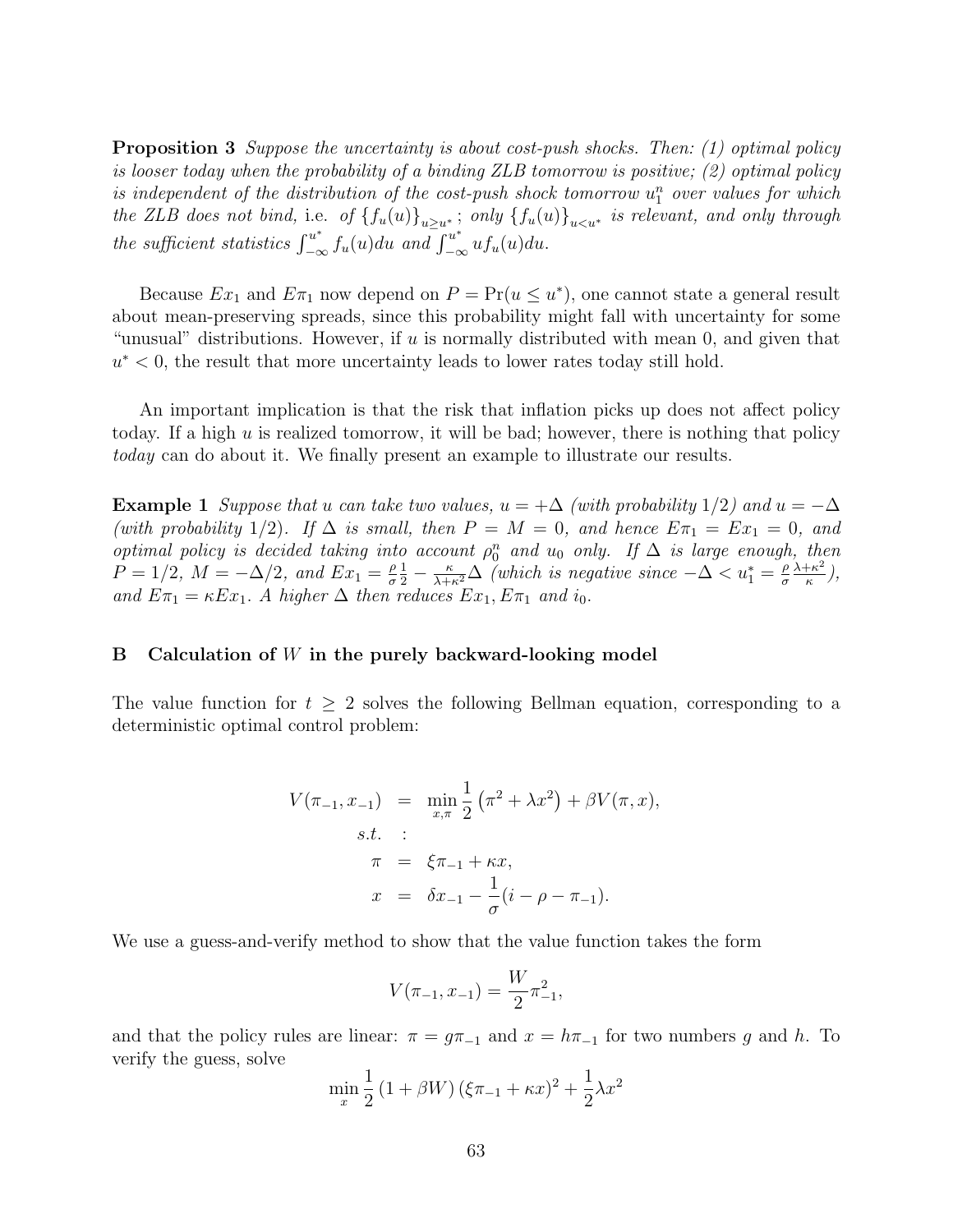**Proposition 3** *Suppose the uncertainty is about cost-push shocks. Then: (1) optimal policy is looser today when the probability of a binding ZLB tomorrow is positive; (2) optimal policy is independent of the distribution of the cost-push shock tomorrow $u_1^n$ over values for which the ZLB does not bind,* i.e. *of $\{f_u(u)\}_{u \geq u^*}$; only $\{f_u(u)\}_{u<u^*}$ is relevant, and only through the sufficient statistics $\int_{-\infty}^{u^*} f_u(u)du$ and $\int_{-\infty}^{u^*} uf_u(u)du$.*

Because $Ex_1$ and $E\pi_1$ now depend on $P = \Pr(u \leq u^*)$, one cannot state a general result about mean-preserving spreads, since this probability might fall with uncertainty for some "unusual" distributions. However, if $u$ is normally distributed with mean 0, and given that $u^* < 0$, the result that more uncertainty leads to lower rates today still hold.

An important implication is that the risk that inflation picks up does not affect policy today. If a high $u$ is realized tomorrow, it will be bad; however, there is nothing that policy *today* can do about it. We finally present an example to illustrate our results.

**Example 1** *Suppose that u can take two values, $u = +\Delta$ (with probability $1/2$) and $u = -\Delta$ (with probability $1/2$). If $\Delta$ is small, then $P = M = 0$, and hence $E\pi_1 = Ex_1 = 0$, and optimal policy is decided taking into account $\rho_0^n$ and $u_0$ only. If $\Delta$ is large enough, then $P = 1/2$, $M = -\Delta/2$, and $Ex_1 = \frac{\rho}{\sigma}\frac{1}{2} - \frac{\kappa}{\lambda+\kappa^2}\Delta$ (which is negative since $-\Delta < u_1^* = \frac{\rho}{\sigma}\frac{\lambda+\kappa^2}{\kappa}$), and $E\pi_1 = \kappa Ex_1$. A higher $\Delta$ then reduces $Ex_1, E\pi_1$ and $i_0$.*

## B Calculation of $W$ in the purely backward-looking model

The value function for $t \geq 2$ solves the following Bellman equation, corresponding to a deterministic optimal control problem:

$$
\begin{aligned}
V(\pi_{-1}, x_{-1}) &= \min_{x,\pi} \frac{1}{2}\left(\pi^2 + \lambda x^2\right) + \beta V(\pi, x), \\
s.t. &: \\
\pi &= \xi\pi_{-1} + \kappa x, \\
x &= \delta x_{-1} - \frac{1}{\sigma}(i - \rho - \pi_{-1}).
\end{aligned}
$$

We use a guess-and-verify method to show that the value function takes the form

$$
V(\pi_{-1}, x_{-1}) = \frac{W}{2}\pi_{-1}^2,
$$

and that the policy rules are linear: $\pi = g\pi_{-1}$ and $x = h\pi_{-1}$ for two numbers $g$ and $h$. To verify the guess, solve

$$
\min_x \frac{1}{2}\left(1 + \beta W\right)\left(\xi\pi_{-1} + \kappa x\right)^2 + \frac{1}{2}\lambda x^2
$$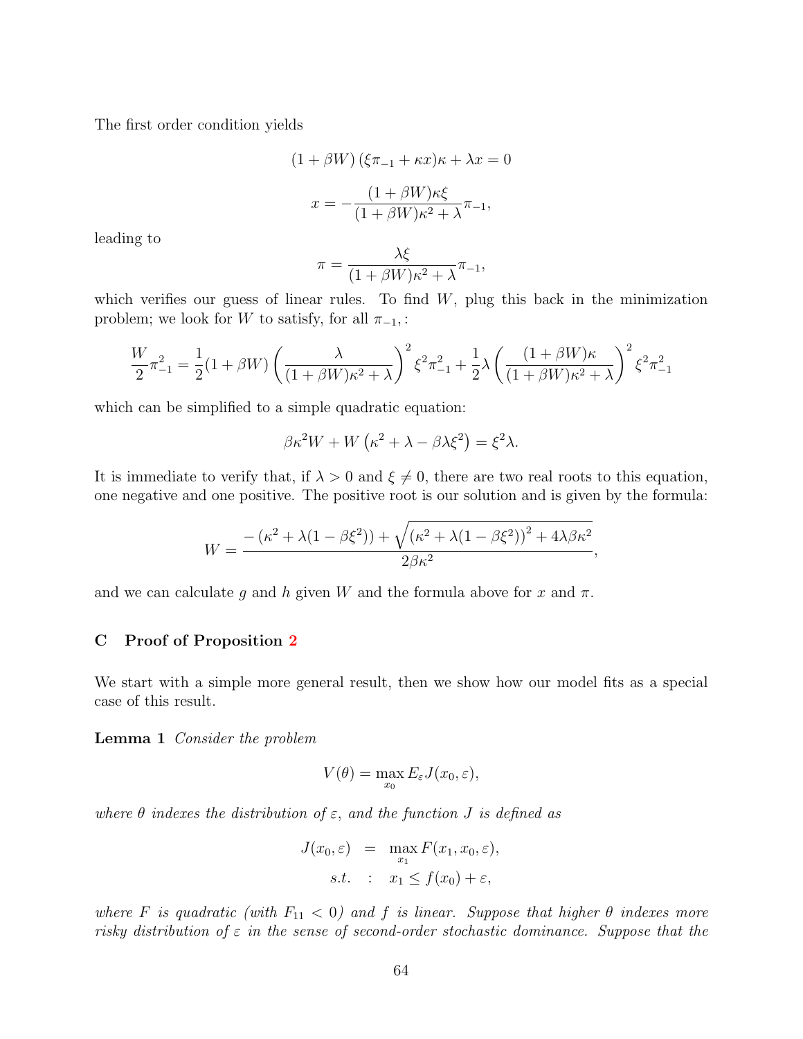The first order condition yields

$$(1+\beta W)\left(\xi\pi_{-1}+\kappa x\right)\kappa+\lambda x=0$$

$$x=-\frac{(1+\beta W)\kappa\xi}{(1+\beta W)\kappa^2+\lambda}\pi_{-1},$$

leading to

$$\pi=\frac{\lambda\xi}{(1+\beta W)\kappa^2+\lambda}\pi_{-1},$$

which verifies our guess of linear rules. To find $W$, plug this back in the minimization problem; we look for $W$ to satisfy, for all $\pi_{-1}$, :

$$\frac{W}{2}\pi_{-1}^2=\frac{1}{2}(1+\beta W)\left(\frac{\lambda}{(1+\beta W)\kappa^2+\lambda}\right)^2\xi^2\pi_{-1}^2+\frac{1}{2}\lambda\left(\frac{(1+\beta W)\kappa}{(1+\beta W)\kappa^2+\lambda}\right)^2\xi^2\pi_{-1}^2$$

which can be simplified to a simple quadratic equation:

$$\beta\kappa^2W+W\left(\kappa^2+\lambda-\beta\lambda\xi^2\right)=\xi^2\lambda.$$

It is immediate to verify that, if $\lambda>0$ and $\xi\neq0$, there are two real roots to this equation, one negative and one positive. The positive root is our solution and is given by the formula:

$$W=\frac{-\left(\kappa^2+\lambda(1-\beta\xi^2)\right)+\sqrt{\left(\kappa^2+\lambda(1-\beta\xi^2)\right)^2+4\lambda\beta\kappa^2}}{2\beta\kappa^2},$$

and we can calculate $g$ and $h$ given $W$ and the formula above for $x$ and $\pi$.

## C Proof of Proposition 2

We start with a simple more general result, then we show how our model fits as a special case of this result.

**Lemma 1** *Consider the problem*

$$V(\theta)=\max_{x_0}E_\varepsilon J(x_0,\varepsilon),$$

*where $\theta$ indexes the distribution of $\varepsilon$, and the function $J$ is defined as*

$$\begin{aligned}J(x_0,\varepsilon) &= \max_{x_1}F(x_1,x_0,\varepsilon),\\ s.t. &: \ x_1\leq f(x_0)+\varepsilon,\end{aligned}$$

*where $F$ is quadratic (with $F_{11}<0$) and $f$ is linear. Suppose that higher $\theta$ indexes more risky distribution of $\varepsilon$ in the sense of second-order stochastic dominance. Suppose that the*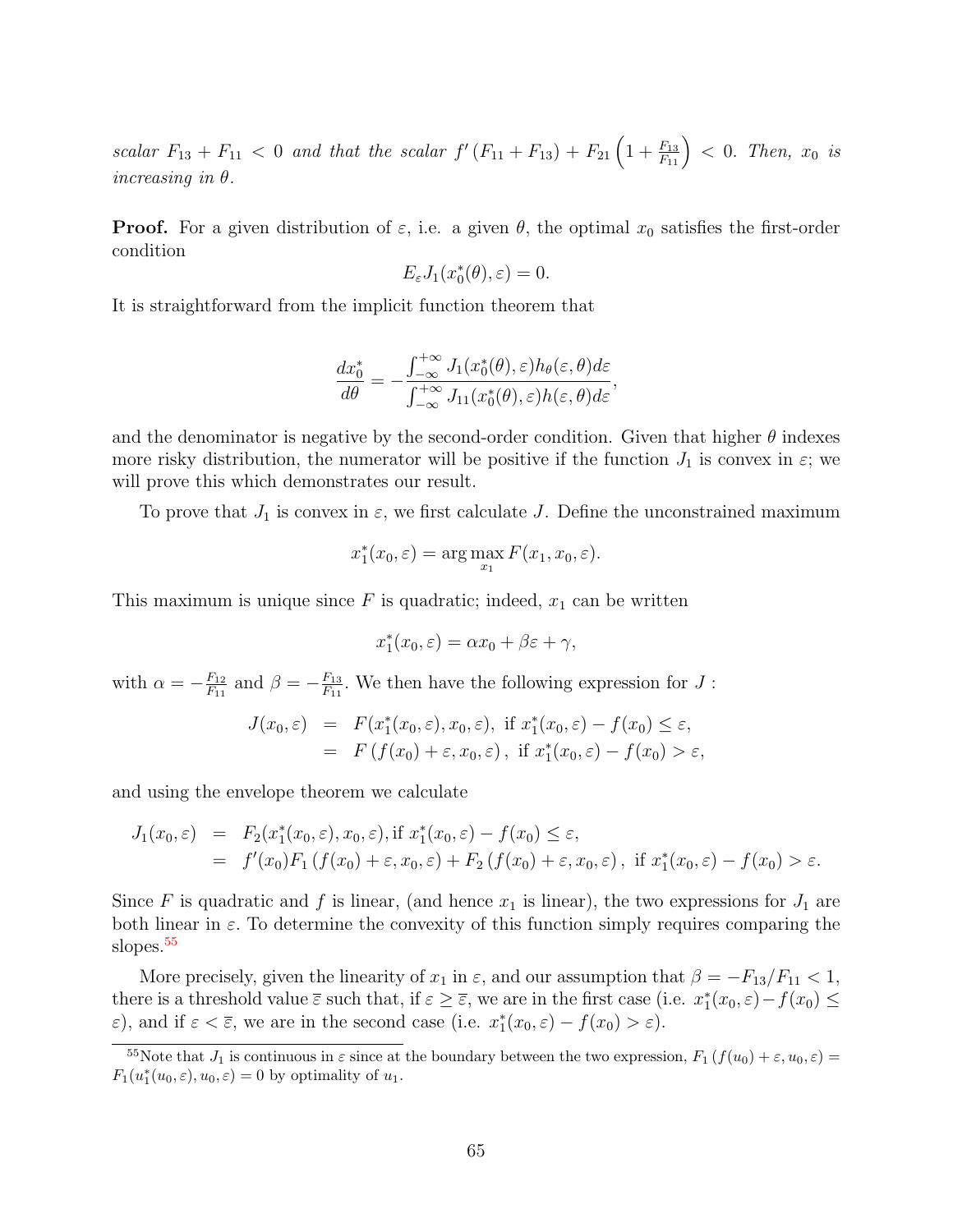*scalar $F_{13} + F_{11} < 0$ and that the scalar $f'(F_{11} + F_{13}) + F_{21}\left(1 + \frac{F_{13}}{F_{11}}\right) < 0$. Then, $x_0$ is increasing in $\theta$.*

**Proof.** For a given distribution of $\varepsilon$, i.e. a given $\theta$, the optimal $x_0$ satisfies the first-order condition

$$E_\varepsilon J_1(x_0^*(\theta), \varepsilon) = 0.$$

It is straightforward from the implicit function theorem that

$$\frac{dx_0^*}{d\theta} = -\frac{\int_{-\infty}^{+\infty} J_1(x_0^*(\theta), \varepsilon) h_\theta(\varepsilon, \theta) d\varepsilon}{\int_{-\infty}^{+\infty} J_{11}(x_0^*(\theta), \varepsilon) h(\varepsilon, \theta) d\varepsilon},$$

and the denominator is negative by the second-order condition. Given that higher $\theta$ indexes more risky distribution, the numerator will be positive if the function $J_1$ is convex in $\varepsilon$; we will prove this which demonstrates our result.

To prove that $J_1$ is convex in $\varepsilon$, we first calculate $J$. Define the unconstrained maximum

$$x_1^*(x_0, \varepsilon) = \arg\max_{x_1} F(x_1, x_0, \varepsilon).$$

This maximum is unique since $F$ is quadratic; indeed, $x_1$ can be written

$$x_1^*(x_0, \varepsilon) = \alpha x_0 + \beta \varepsilon + \gamma,$$

with $\alpha = -\frac{F_{12}}{F_{11}}$ and $\beta = -\frac{F_{13}}{F_{11}}$. We then have the following expression for $J$ :

$$\begin{aligned} J(x_0, \varepsilon) &= F(x_1^*(x_0, \varepsilon), x_0, \varepsilon), \text{ if } x_1^*(x_0, \varepsilon) - f(x_0) \leq \varepsilon, \\ &= F\left(f(x_0) + \varepsilon, x_0, \varepsilon\right), \text{ if } x_1^*(x_0, \varepsilon) - f(x_0) > \varepsilon, \end{aligned}$$

and using the envelope theorem we calculate

$$\begin{aligned} J_1(x_0, \varepsilon) &= F_2(x_1^*(x_0, \varepsilon), x_0, \varepsilon), \text{if } x_1^*(x_0, \varepsilon) - f(x_0) \leq \varepsilon, \\ &= f'(x_0) F_1\left(f(x_0) + \varepsilon, x_0, \varepsilon\right) + F_2\left(f(x_0) + \varepsilon, x_0, \varepsilon\right), \text{ if } x_1^*(x_0, \varepsilon) - f(x_0) > \varepsilon. \end{aligned}$$

Since $F$ is quadratic and $f$ is linear, (and hence $x_1$ is linear), the two expressions for $J_1$ are both linear in $\varepsilon$. To determine the convexity of this function simply requires comparing the slopes.[55]

More precisely, given the linearity of $x_1$ in $\varepsilon$, and our assumption that $\beta = -F_{13}/F_{11} < 1$, there is a threshold value $\bar{\varepsilon}$ such that, if $\varepsilon \geq \bar{\varepsilon}$, we are in the first case (i.e. $x_1^*(x_0, \varepsilon) - f(x_0) \leq \varepsilon$), and if $\varepsilon < \bar{\varepsilon}$, we are in the second case (i.e. $x_1^*(x_0, \varepsilon) - f(x_0) > \varepsilon$).

[55] Note that $J_1$ is continuous in $\varepsilon$ since at the boundary between the two expression, $F_1\left(f(u_0) + \varepsilon, u_0, \varepsilon\right) = F_1(u_1^*(u_0, \varepsilon), u_0, \varepsilon) = 0$ by optimality of $u_1$.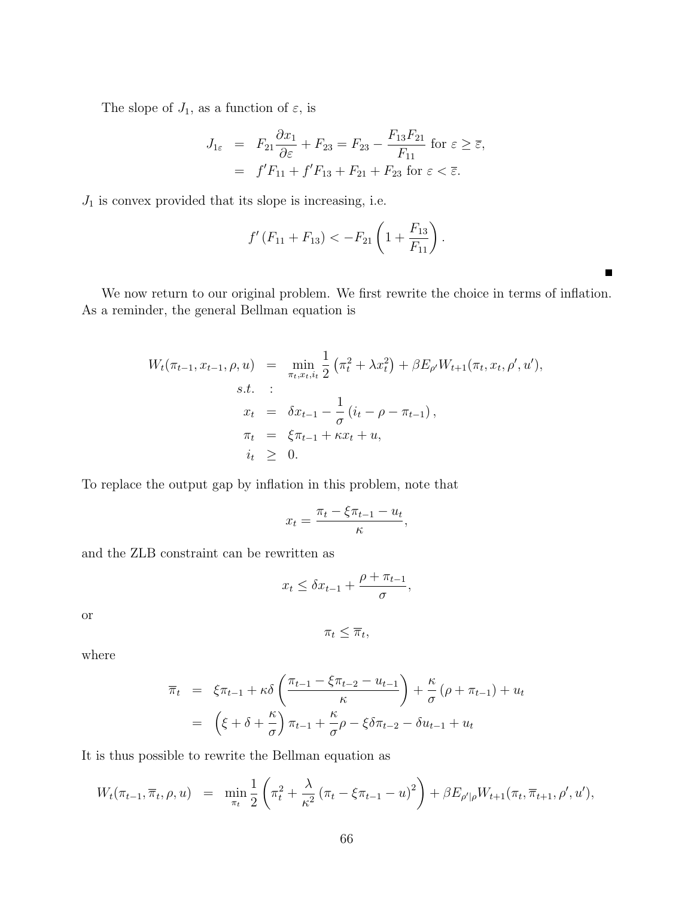The slope of $J_1$, as a function of $\varepsilon$, is

$$
\begin{aligned}
J_{1\varepsilon} &= F_{21}\frac{\partial x_1}{\partial \varepsilon} + F_{23} = F_{23} - \frac{F_{13}F_{21}}{F_{11}} \text{ for } \varepsilon \geq \overline{\varepsilon}, \\
&= f' F_{11} + f' F_{13} + F_{21} + F_{23} \text{ for } \varepsilon < \overline{\varepsilon}.
\end{aligned}
$$

$J_1$ is convex provided that its slope is increasing, i.e.

$$
f'\left(F_{11} + F_{13}\right) < -F_{21}\left(1 + \frac{F_{13}}{F_{11}}\right).
$$

■

We now return to our original problem. We first rewrite the choice in terms of inflation. As a reminder, the general Bellman equation is

$$
\begin{aligned}
W_t(\pi_{t-1}, x_{t-1}, \rho, u) &= \min_{\pi_t, x_t, i_t} \frac{1}{2}\left(\pi_t^2 + \lambda x_t^2\right) + \beta E_{\rho'} W_{t+1}(\pi_t, x_t, \rho', u'), \\
s.t. &: \\
x_t &= \delta x_{t-1} - \frac{1}{\sigma}\left(i_t - \rho - \pi_{t-1}\right), \\
\pi_t &= \xi \pi_{t-1} + \kappa x_t + u, \\
i_t &\geq 0.
\end{aligned}
$$

To replace the output gap by inflation in this problem, note that

$$
x_t = \frac{\pi_t - \xi \pi_{t-1} - u_t}{\kappa},
$$

and the ZLB constraint can be rewritten as

$$
x_t \leq \delta x_{t-1} + \frac{\rho + \pi_{t-1}}{\sigma},
$$

or

$$
\pi_t \leq \overline{\pi}_t,
$$

where

$$
\begin{aligned}
\overline{\pi}_t &= \xi \pi_{t-1} + \kappa \delta \left(\frac{\pi_{t-1} - \xi \pi_{t-2} - u_{t-1}}{\kappa}\right) + \frac{\kappa}{\sigma}\left(\rho + \pi_{t-1}\right) + u_t \\
&= \left(\xi + \delta + \frac{\kappa}{\sigma}\right)\pi_{t-1} + \frac{\kappa}{\sigma}\rho - \xi \delta \pi_{t-2} - \delta u_{t-1} + u_t
\end{aligned}
$$

It is thus possible to rewrite the Bellman equation as

$$
W_t(\pi_{t-1}, \overline{\pi}_t, \rho, u) = \min_{\pi_t} \frac{1}{2}\left(\pi_t^2 + \frac{\lambda}{\kappa^2}\left(\pi_t - \xi \pi_{t-1} - u\right)^2\right) + \beta E_{\rho'|\rho} W_{t+1}(\pi_t, \overline{\pi}_{t+1}, \rho', u'),
$$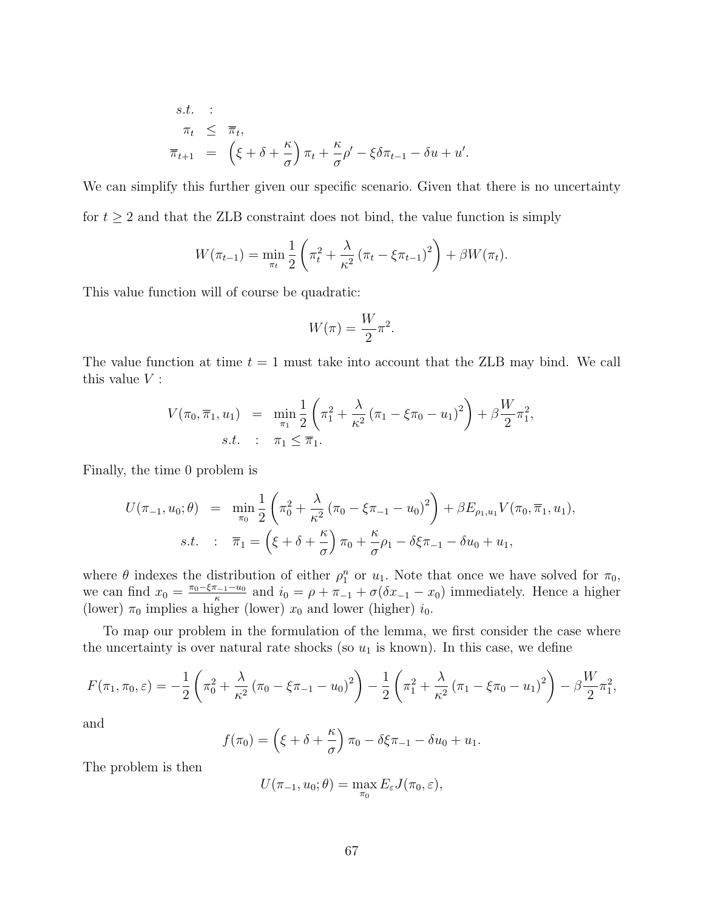$$
\begin{aligned}
s.t. \quad &: \\
\pi_t &\leq \overline{\pi}_t, \\
\overline{\pi}_{t+1} &= \left(\xi + \delta + \frac{\kappa}{\sigma}\right)\pi_t + \frac{\kappa}{\sigma}\rho' - \xi\delta\pi_{t-1} - \delta u + u'.
\end{aligned}
$$

We can simplify this further given our specific scenario. Given that there is no uncertainty for $t \geq 2$ and that the ZLB constraint does not bind, the value function is simply

$$
W(\pi_{t-1}) = \min_{\pi_t} \frac{1}{2}\left(\pi_t^2 + \frac{\lambda}{\kappa^2}\left(\pi_t - \xi\pi_{t-1}\right)^2\right) + \beta W(\pi_t).
$$

This value function will of course be quadratic:

$$
W(\pi) = \frac{W}{2}\pi^2.
$$

The value function at time $t = 1$ must take into account that the ZLB may bind. We call this value $V$ :

$$
\begin{aligned}
V(\pi_0, \overline{\pi}_1, u_1) &= \min_{\pi_1} \frac{1}{2}\left(\pi_1^2 + \frac{\lambda}{\kappa^2}\left(\pi_1 - \xi\pi_0 - u_1\right)^2\right) + \beta\frac{W}{2}\pi_1^2, \\
s.t. \quad &: \quad \pi_1 \leq \overline{\pi}_1.
\end{aligned}
$$

Finally, the time 0 problem is

$$
\begin{aligned}
U(\pi_{-1}, u_0; \theta) &= \min_{\pi_0} \frac{1}{2}\left(\pi_0^2 + \frac{\lambda}{\kappa^2}\left(\pi_0 - \xi\pi_{-1} - u_0\right)^2\right) + \beta E_{\rho_1, u_1} V(\pi_0, \overline{\pi}_1, u_1), \\
s.t. \quad &: \quad \overline{\pi}_1 = \left(\xi + \delta + \frac{\kappa}{\sigma}\right)\pi_0 + \frac{\kappa}{\sigma}\rho_1 - \delta\xi\pi_{-1} - \delta u_0 + u_1,
\end{aligned}
$$

where $\theta$ indexes the distribution of either $\rho_1^n$ or $u_1$. Note that once we have solved for $\pi_0$, we can find $x_0 = \frac{\pi_0 - \xi\pi_{-1} - u_0}{\kappa}$ and $i_0 = \rho + \pi_{-1} + \sigma(\delta x_{-1} - x_0)$ immediately. Hence a higher (lower) $\pi_0$ implies a higher (lower) $x_0$ and lower (higher) $i_0$.

To map our problem in the formulation of the lemma, we first consider the case where the uncertainty is over natural rate shocks (so $u_1$ is known). In this case, we define

$$
F(\pi_1, \pi_0, \varepsilon) = -\frac{1}{2}\left(\pi_0^2 + \frac{\lambda}{\kappa^2}\left(\pi_0 - \xi\pi_{-1} - u_0\right)^2\right) - \frac{1}{2}\left(\pi_1^2 + \frac{\lambda}{\kappa^2}\left(\pi_1 - \xi\pi_0 - u_1\right)^2\right) - \beta\frac{W}{2}\pi_1^2,
$$

and

$$
f(\pi_0) = \left(\xi + \delta + \frac{\kappa}{\sigma}\right)\pi_0 - \delta\xi\pi_{-1} - \delta u_0 + u_1.
$$

The problem is then

$$
U(\pi_{-1}, u_0; \theta) = \max_{\pi_0} E_\varepsilon J(\pi_0, \varepsilon),
$$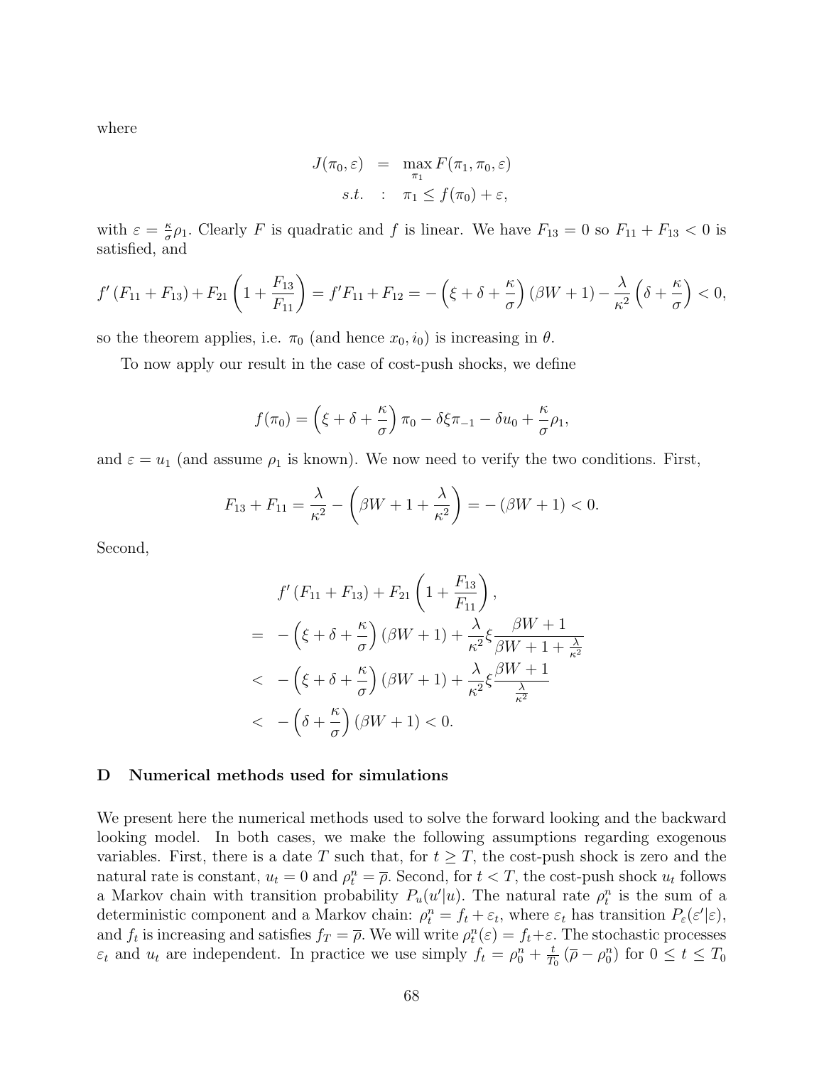where

$$
\begin{aligned}
J(\pi_0, \varepsilon) &= \max_{\pi_1} F(\pi_1, \pi_0, \varepsilon) \\
s.t. &: \pi_1 \leq f(\pi_0) + \varepsilon,
\end{aligned}
$$

with $\varepsilon = \frac{\kappa}{\sigma}\rho_1$. Clearly $F$ is quadratic and $f$ is linear. We have $F_{13} = 0$ so $F_{11} + F_{13} < 0$ is satisfied, and

$$
f'(F_{11} + F_{13}) + F_{21}\left(1 + \frac{F_{13}}{F_{11}}\right) = f'F_{11} + F_{12} = -\left(\xi + \delta + \frac{\kappa}{\sigma}\right)(\beta W + 1) - \frac{\lambda}{\kappa^2}\left(\delta + \frac{\kappa}{\sigma}\right) < 0,
$$

so the theorem applies, i.e. $\pi_0$ (and hence $x_0, i_0$) is increasing in $\theta$.

To now apply our result in the case of cost-push shocks, we define

$$
f(\pi_0) = \left(\xi + \delta + \frac{\kappa}{\sigma}\right)\pi_0 - \delta\xi\pi_{-1} - \delta u_0 + \frac{\kappa}{\sigma}\rho_1,
$$

and $\varepsilon = u_1$ (and assume $\rho_1$ is known). We now need to verify the two conditions. First,

$$
F_{13} + F_{11} = \frac{\lambda}{\kappa^2} - \left(\beta W + 1 + \frac{\lambda}{\kappa^2}\right) = -(\beta W + 1) < 0.
$$

Second,

$$
\begin{aligned}
& f'(F_{11} + F_{13}) + F_{21}\left(1 + \frac{F_{13}}{F_{11}}\right), \\
=& -\left(\xi + \delta + \frac{\kappa}{\sigma}\right)(\beta W + 1) + \frac{\lambda}{\kappa^2}\xi\frac{\beta W + 1}{\beta W + 1 + \frac{\lambda}{\kappa^2}} \\
<& -\left(\xi + \delta + \frac{\kappa}{\sigma}\right)(\beta W + 1) + \frac{\lambda}{\kappa^2}\xi\frac{\beta W + 1}{\frac{\lambda}{\kappa^2}} \\
<& -\left(\delta + \frac{\kappa}{\sigma}\right)(\beta W + 1) < 0.
\end{aligned}
$$

## D Numerical methods used for simulations

We present here the numerical methods used to solve the forward looking and the backward looking model. In both cases, we make the following assumptions regarding exogenous variables. First, there is a date $T$ such that, for $t \geq T$, the cost-push shock is zero and the natural rate is constant, $u_t = 0$ and $\rho_t^n = \overline{\rho}$. Second, for $t < T$, the cost-push shock $u_t$ follows a Markov chain with transition probability $P_u(u'|u)$. The natural rate $\rho_t^n$ is the sum of a deterministic component and a Markov chain: $\rho_t^n = f_t + \varepsilon_t$, where $\varepsilon_t$ has transition $P_\varepsilon(\varepsilon'|\varepsilon)$, and $f_t$ is increasing and satisfies $f_T = \overline{\rho}$. We will write $\rho_t^n(\varepsilon) = f_t + \varepsilon$. The stochastic processes $\varepsilon_t$ and $u_t$ are independent. In practice we use simply $f_t = \rho_0^n + \frac{t}{T_0}(\overline{\rho} - \rho_0^n)$ for $0 \leq t \leq T_0$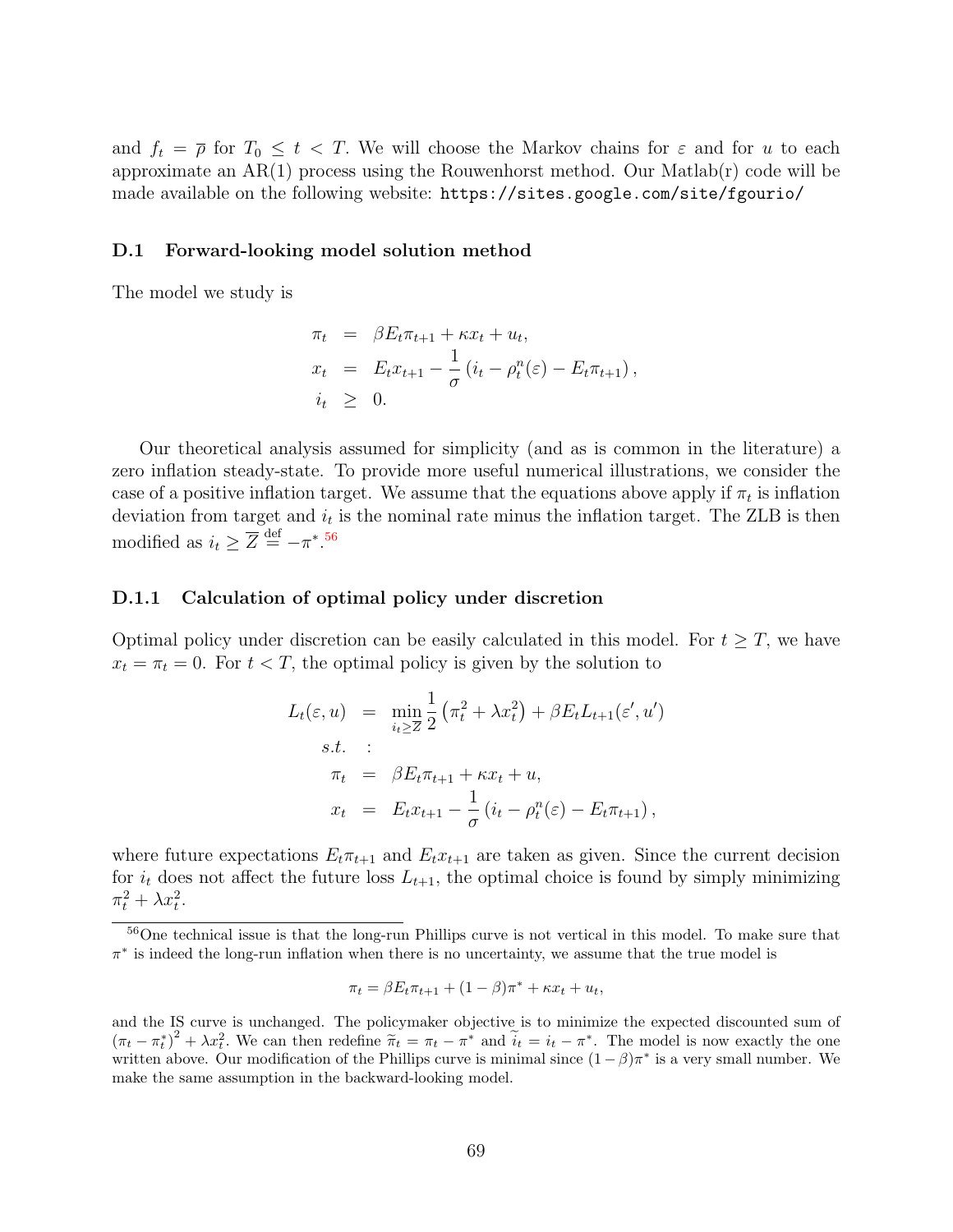and $f_t = \overline{\rho}$ for $T_0 \leq t < T$. We will choose the Markov chains for $\varepsilon$ and for $u$ to each approximate an AR(1) process using the Rouwenhorst method. Our Matlab(r) code will be made available on the following website: `https://sites.google.com/site/fgourio/`

### D.1 Forward-looking model solution method

The model we study is

$$
\begin{aligned}
\pi_t &= \beta E_t \pi_{t+1} + \kappa x_t + u_t, \\
x_t &= E_t x_{t+1} - \frac{1}{\sigma}\left(i_t - \rho_t^n(\varepsilon) - E_t \pi_{t+1}\right), \\
i_t &\geq 0.
\end{aligned}
$$

Our theoretical analysis assumed for simplicity (and as is common in the literature) a zero inflation steady-state. To provide more useful numerical illustrations, we consider the case of a positive inflation target. We assume that the equations above apply if $\pi_t$ is inflation deviation from target and $i_t$ is the nominal rate minus the inflation target. The ZLB is then modified as $i_t \geq \overline{Z} \stackrel{\text{def}}{=} -\pi^*$.[56]

#### D.1.1 Calculation of optimal policy under discretion

Optimal policy under discretion can be easily calculated in this model. For $t \geq T$, we have $x_t = \pi_t = 0$. For $t < T$, the optimal policy is given by the solution to

$$
\begin{aligned}
L_t(\varepsilon, u) &= \min_{i_t \geq \overline{Z}} \frac{1}{2}\left(\pi_t^2 + \lambda x_t^2\right) + \beta E_t L_{t+1}(\varepsilon', u') \\
s.t. &\quad : \\
\pi_t &= \beta E_t \pi_{t+1} + \kappa x_t + u, \\
x_t &= E_t x_{t+1} - \frac{1}{\sigma}\left(i_t - \rho_t^n(\varepsilon) - E_t \pi_{t+1}\right),
\end{aligned}
$$

where future expectations $E_t \pi_{t+1}$ and $E_t x_{t+1}$ are taken as given. Since the current decision for $i_t$ does not affect the future loss $L_{t+1}$, the optimal choice is found by simply minimizing $\pi_t^2 + \lambda x_t^2$.

---

[56] One technical issue is that the long-run Phillips curve is not vertical in this model. To make sure that $\pi^*$ is indeed the long-run inflation when there is no uncertainty, we assume that the true model is

$$
\pi_t = \beta E_t \pi_{t+1} + (1-\beta)\pi^* + \kappa x_t + u_t,
$$

and the IS curve is unchanged. The policymaker objective is to minimize the expected discounted sum of $\left(\pi_t - \pi_t^*\right)^2 + \lambda x_t^2$. We can then redefine $\widetilde{\pi}_t = \pi_t - \pi^*$ and $\widetilde{i}_t = i_t - \pi^*$. The model is now exactly the one written above. Our modification of the Phillips curve is minimal since $(1-\beta)\pi^*$ is a very small number. We make the same assumption in the backward-looking model.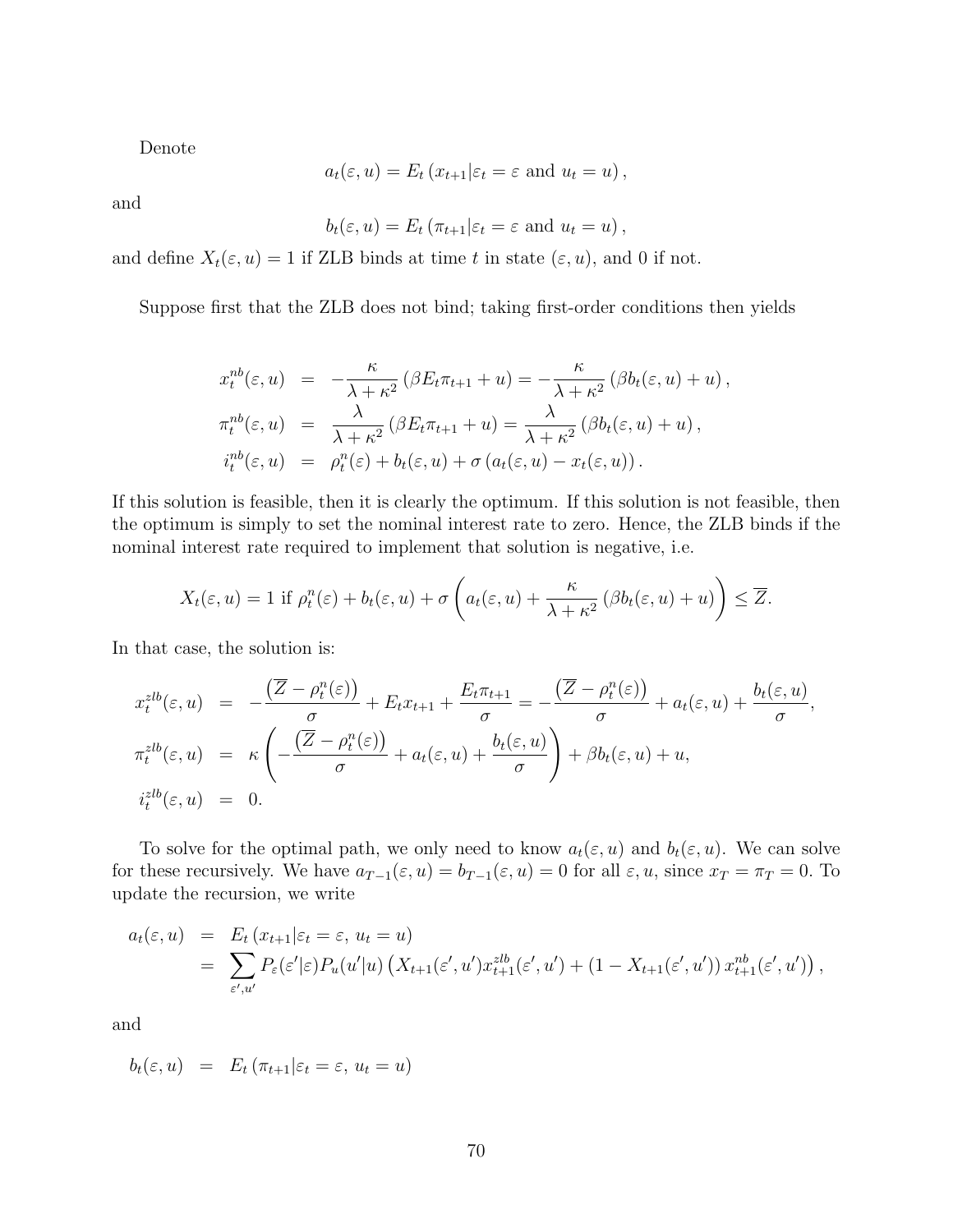Denote

$$a_t(\varepsilon, u) = E_t \left( x_{t+1} | \varepsilon_t = \varepsilon \text{ and } u_t = u \right),$$

and

$$b_t(\varepsilon, u) = E_t \left( \pi_{t+1} | \varepsilon_t = \varepsilon \text{ and } u_t = u \right),$$

and define $X_t(\varepsilon, u) = 1$ if ZLB binds at time $t$ in state $(\varepsilon, u)$, and 0 if not.

Suppose first that the ZLB does not bind; taking first-order conditions then yields

$$\begin{aligned}
x_t^{nb}(\varepsilon, u) &= -\frac{\kappa}{\lambda + \kappa^2} \left( \beta E_t \pi_{t+1} + u \right) = -\frac{\kappa}{\lambda + \kappa^2} \left( \beta b_t(\varepsilon, u) + u \right), \\
\pi_t^{nb}(\varepsilon, u) &= \frac{\lambda}{\lambda + \kappa^2} \left( \beta E_t \pi_{t+1} + u \right) = \frac{\lambda}{\lambda + \kappa^2} \left( \beta b_t(\varepsilon, u) + u \right), \\
i_t^{nb}(\varepsilon, u) &= \rho_t^n(\varepsilon) + b_t(\varepsilon, u) + \sigma \left( a_t(\varepsilon, u) - x_t(\varepsilon, u) \right).
\end{aligned}$$

If this solution is feasible, then it is clearly the optimum. If this solution is not feasible, then the optimum is simply to set the nominal interest rate to zero. Hence, the ZLB binds if the nominal interest rate required to implement that solution is negative, i.e.

$$X_t(\varepsilon, u) = 1 \text{ if } \rho_t^n(\varepsilon) + b_t(\varepsilon, u) + \sigma \left( a_t(\varepsilon, u) + \frac{\kappa}{\lambda + \kappa^2} \left( \beta b_t(\varepsilon, u) + u \right) \right) \leq \overline{Z}.$$

In that case, the solution is:

$$\begin{aligned}
x_t^{zlb}(\varepsilon, u) &= -\frac{\left( \overline{Z} - \rho_t^n(\varepsilon) \right)}{\sigma} + E_t x_{t+1} + \frac{E_t \pi_{t+1}}{\sigma} = -\frac{\left( \overline{Z} - \rho_t^n(\varepsilon) \right)}{\sigma} + a_t(\varepsilon, u) + \frac{b_t(\varepsilon, u)}{\sigma}, \\
\pi_t^{zlb}(\varepsilon, u) &= \kappa \left( -\frac{\left( \overline{Z} - \rho_t^n(\varepsilon) \right)}{\sigma} + a_t(\varepsilon, u) + \frac{b_t(\varepsilon, u)}{\sigma} \right) + \beta b_t(\varepsilon, u) + u, \\
i_t^{zlb}(\varepsilon, u) &= 0.
\end{aligned}$$

To solve for the optimal path, we only need to know $a_t(\varepsilon, u)$ and $b_t(\varepsilon, u)$. We can solve for these recursively. We have $a_{T-1}(\varepsilon, u) = b_{T-1}(\varepsilon, u) = 0$ for all $\varepsilon, u$, since $x_T = \pi_T = 0$. To update the recursion, we write

$$\begin{aligned}
a_t(\varepsilon, u) &= E_t \left( x_{t+1} | \varepsilon_t = \varepsilon, \, u_t = u \right) \\
&= \sum_{\varepsilon', u'} P_\varepsilon(\varepsilon' | \varepsilon) P_u(u' | u) \left( X_{t+1}(\varepsilon', u') x_{t+1}^{zlb}(\varepsilon', u') + \left( 1 - X_{t+1}(\varepsilon', u') \right) x_{t+1}^{nb}(\varepsilon', u') \right),
\end{aligned}$$

and

$$b_t(\varepsilon, u) = E_t \left( \pi_{t+1} | \varepsilon_t = \varepsilon, \, u_t = u \right)$$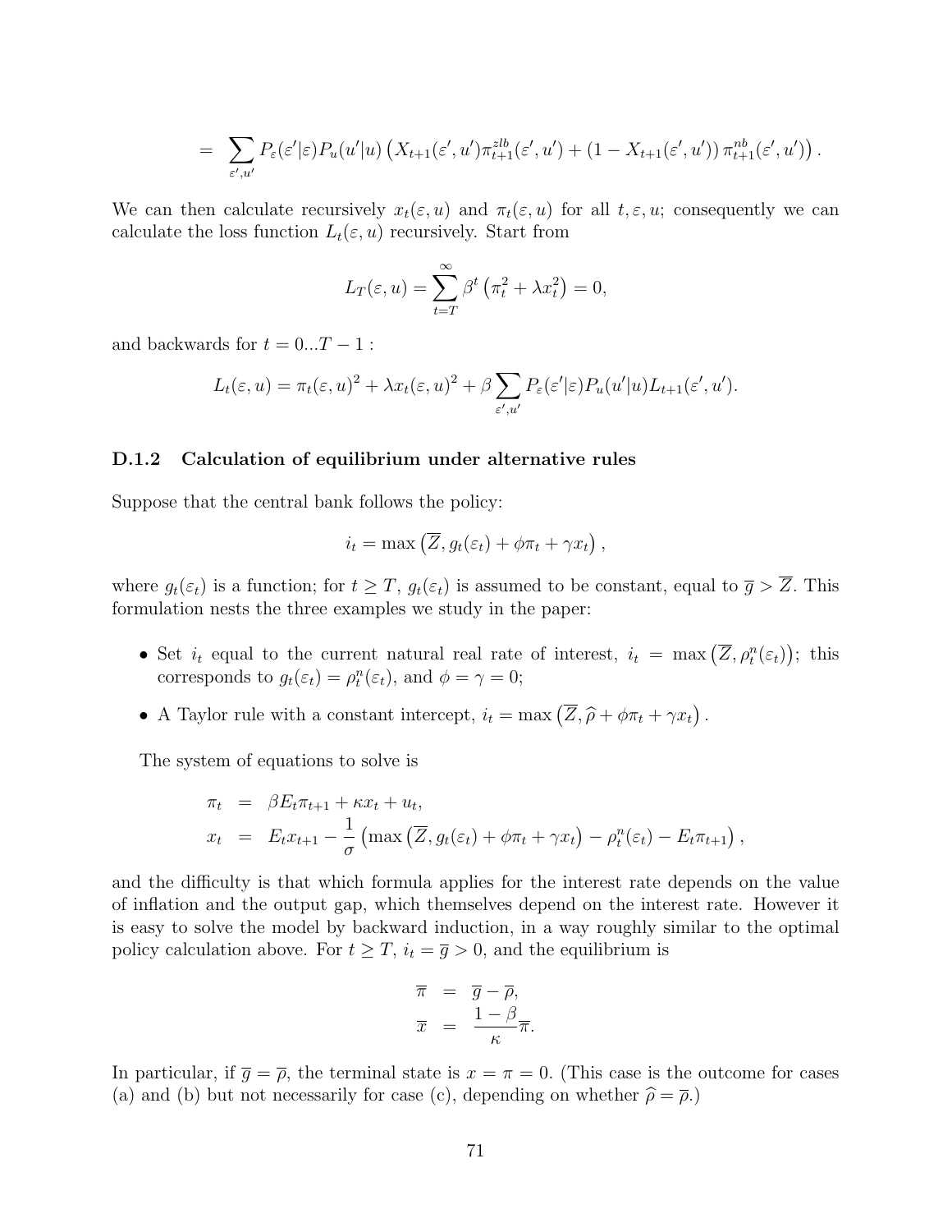$$= \sum_{\varepsilon',u'} P_\varepsilon(\varepsilon'|\varepsilon) P_u(u'|u) \left( X_{t+1}(\varepsilon',u') \pi_{t+1}^{zlb}(\varepsilon',u') + (1 - X_{t+1}(\varepsilon',u')) \pi_{t+1}^{nb}(\varepsilon',u') \right).$$

We can then calculate recursively $x_t(\varepsilon, u)$ and $\pi_t(\varepsilon, u)$ for all $t, \varepsilon, u$; consequently we can calculate the loss function $L_t(\varepsilon, u)$ recursively. Start from

$$L_T(\varepsilon, u) = \sum_{t=T}^{\infty} \beta^t \left( \pi_t^2 + \lambda x_t^2 \right) = 0,$$

and backwards for $t = 0...T-1$ :

$$L_t(\varepsilon, u) = \pi_t(\varepsilon, u)^2 + \lambda x_t(\varepsilon, u)^2 + \beta \sum_{\varepsilon',u'} P_\varepsilon(\varepsilon'|\varepsilon) P_u(u'|u) L_{t+1}(\varepsilon', u').$$

### D.1.2 Calculation of equilibrium under alternative rules

Suppose that the central bank follows the policy:

$$i_t = \max\left( \overline{Z}, g_t(\varepsilon_t) + \phi \pi_t + \gamma x_t \right),$$

where $g_t(\varepsilon_t)$ is a function; for $t \geq T$, $g_t(\varepsilon_t)$ is assumed to be constant, equal to $\overline{g} > \overline{Z}$. This formulation nests the three examples we study in the paper:

- Set $i_t$ equal to the current natural real rate of interest, $i_t = \max\left(\overline{Z}, \rho_t^n(\varepsilon_t)\right)$; this corresponds to $g_t(\varepsilon_t) = \rho_t^n(\varepsilon_t)$, and $\phi = \gamma = 0$;
- A Taylor rule with a constant intercept, $i_t = \max\left(\overline{Z}, \widehat{\rho} + \phi \pi_t + \gamma x_t\right)$.

The system of equations to solve is

$$\begin{aligned}
\pi_t &= \beta E_t \pi_{t+1} + \kappa x_t + u_t, \\
x_t &= E_t x_{t+1} - \frac{1}{\sigma} \left( \max\left(\overline{Z}, g_t(\varepsilon_t) + \phi \pi_t + \gamma x_t\right) - \rho_t^n(\varepsilon_t) - E_t \pi_{t+1} \right),
\end{aligned}$$

and the difficulty is that which formula applies for the interest rate depends on the value of inflation and the output gap, which themselves depend on the interest rate. However it is easy to solve the model by backward induction, in a way roughly similar to the optimal policy calculation above. For $t \geq T$, $i_t = \overline{g} > 0$, and the equilibrium is

$$\begin{aligned}
\overline{\pi} &= \overline{g} - \overline{\rho}, \\
\overline{x} &= \frac{1-\beta}{\kappa} \overline{\pi}.
\end{aligned}$$

In particular, if $\overline{g} = \overline{\rho}$, the terminal state is $x = \pi = 0$. (This case is the outcome for cases (a) and (b) but not necessarily for case (c), depending on whether $\widehat{\rho} = \overline{\rho}$.)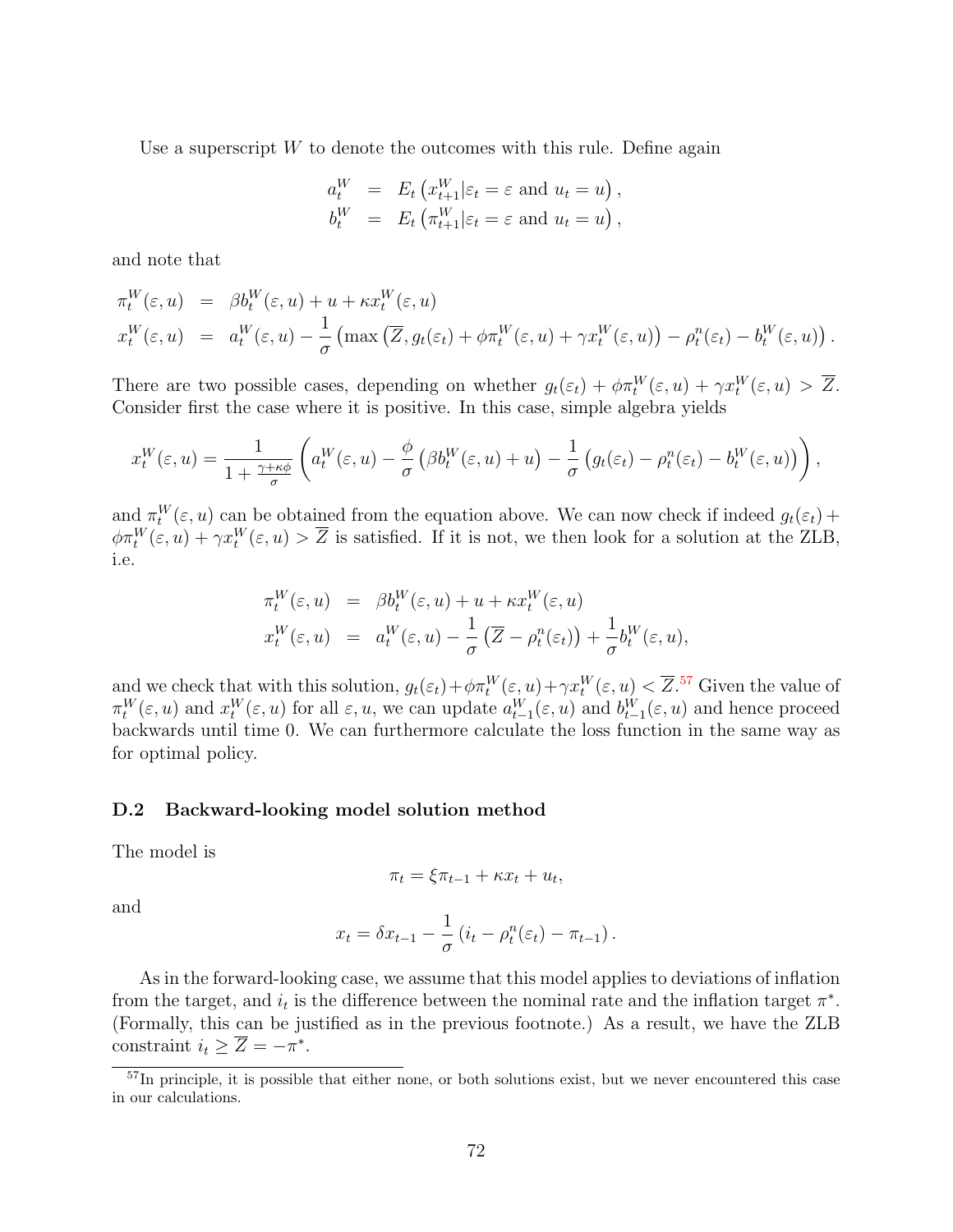Use a superscript $W$ to denote the outcomes with this rule. Define again

$$
\begin{aligned}
a_t^W &= E_t\left(x_{t+1}^W | \varepsilon_t = \varepsilon \text{ and } u_t = u\right), \\
b_t^W &= E_t\left(\pi_{t+1}^W | \varepsilon_t = \varepsilon \text{ and } u_t = u\right),
\end{aligned}
$$

and note that

$$
\begin{aligned}
\pi_t^W(\varepsilon, u) &= \beta b_t^W(\varepsilon, u) + u + \kappa x_t^W(\varepsilon, u) \\
x_t^W(\varepsilon, u) &= a_t^W(\varepsilon, u) - \frac{1}{\sigma}\left(\max\left(\overline{Z}, g_t(\varepsilon_t) + \phi \pi_t^W(\varepsilon, u) + \gamma x_t^W(\varepsilon, u)\right) - \rho_t^n(\varepsilon_t) - b_t^W(\varepsilon, u)\right).
\end{aligned}
$$

There are two possible cases, depending on whether $g_t(\varepsilon_t) + \phi \pi_t^W(\varepsilon, u) + \gamma x_t^W(\varepsilon, u) > \overline{Z}$. Consider first the case where it is positive. In this case, simple algebra yields

$$
x_t^W(\varepsilon, u) = \frac{1}{1 + \frac{\gamma + \kappa \phi}{\sigma}}\left(a_t^W(\varepsilon, u) - \frac{\phi}{\sigma}\left(\beta b_t^W(\varepsilon, u) + u\right) - \frac{1}{\sigma}\left(g_t(\varepsilon_t) - \rho_t^n(\varepsilon_t) - b_t^W(\varepsilon, u)\right)\right),
$$

and $\pi_t^W(\varepsilon, u)$ can be obtained from the equation above. We can now check if indeed $g_t(\varepsilon_t) + \phi \pi_t^W(\varepsilon, u) + \gamma x_t^W(\varepsilon, u) > \overline{Z}$ is satisfied. If it is not, we then look for a solution at the ZLB, i.e.

$$
\begin{aligned}
\pi_t^W(\varepsilon, u) &= \beta b_t^W(\varepsilon, u) + u + \kappa x_t^W(\varepsilon, u) \\
x_t^W(\varepsilon, u) &= a_t^W(\varepsilon, u) - \frac{1}{\sigma}\left(\overline{Z} - \rho_t^n(\varepsilon_t)\right) + \frac{1}{\sigma} b_t^W(\varepsilon, u),
\end{aligned}
$$

and we check that with this solution, $g_t(\varepsilon_t) + \phi \pi_t^W(\varepsilon, u) + \gamma x_t^W(\varepsilon, u) < \overline{Z}$.[57] Given the value of $\pi_t^W(\varepsilon, u)$ and $x_t^W(\varepsilon, u)$ for all $\varepsilon, u$, we can update $a_{t-1}^W(\varepsilon, u)$ and $b_{t-1}^W(\varepsilon, u)$ and hence proceed backwards until time 0. We can furthermore calculate the loss function in the same way as for optimal policy.

### D.2 Backward-looking model solution method

The model is

$$
\pi_t = \xi \pi_{t-1} + \kappa x_t + u_t,
$$

and

$$
x_t = \delta x_{t-1} - \frac{1}{\sigma}\left(i_t - \rho_t^n(\varepsilon_t) - \pi_{t-1}\right).
$$

As in the forward-looking case, we assume that this model applies to deviations of inflation from the target, and $i_t$ is the difference between the nominal rate and the inflation target $\pi^*$. (Formally, this can be justified as in the previous footnote.) As a result, we have the ZLB constraint $i_t \geq \overline{Z} = -\pi^*$.

[57] In principle, it is possible that either none, or both solutions exist, but we never encountered this case in our calculations.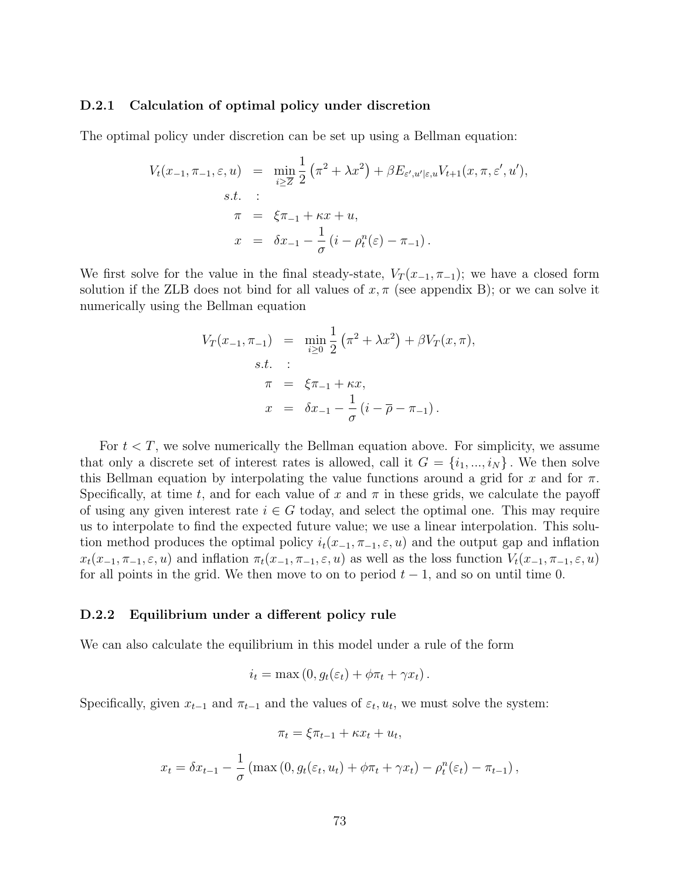#### D.2.1 Calculation of optimal policy under discretion

The optimal policy under discretion can be set up using a Bellman equation:

$$
\begin{aligned}
V_t(x_{-1}, \pi_{-1}, \varepsilon, u) &= \min_{i \geq \underline{Z}} \frac{1}{2}\left(\pi^2 + \lambda x^2\right) + \beta E_{\varepsilon', u' | \varepsilon, u} V_{t+1}(x, \pi, \varepsilon', u'), \\
s.t. &: \\
\pi &= \xi \pi_{-1} + \kappa x + u, \\
x &= \delta x_{-1} - \frac{1}{\sigma}\left(i - \rho_t^n(\varepsilon) - \pi_{-1}\right).
\end{aligned}
$$

We first solve for the value in the final steady-state, $V_T(x_{-1}, \pi_{-1})$; we have a closed form solution if the ZLB does not bind for all values of $x, \pi$ (see appendix B); or we can solve it numerically using the Bellman equation

$$
\begin{aligned}
V_T(x_{-1}, \pi_{-1}) &= \min_{i \geq 0} \frac{1}{2}\left(\pi^2 + \lambda x^2\right) + \beta V_T(x, \pi), \\
s.t. &: \\
\pi &= \xi \pi_{-1} + \kappa x, \\
x &= \delta x_{-1} - \frac{1}{\sigma}\left(i - \overline{\rho} - \pi_{-1}\right).
\end{aligned}
$$

For $t < T$, we solve numerically the Bellman equation above. For simplicity, we assume that only a discrete set of interest rates is allowed, call it $G = \{i_1, ..., i_N\}$. We then solve this Bellman equation by interpolating the value functions around a grid for $x$ and for $\pi$. Specifically, at time $t$, and for each value of $x$ and $\pi$ in these grids, we calculate the payoff of using any given interest rate $i \in G$ today, and select the optimal one. This may require us to interpolate to find the expected future value; we use a linear interpolation. This solution method produces the optimal policy $i_t(x_{-1}, \pi_{-1}, \varepsilon, u)$ and the output gap and inflation $x_t(x_{-1}, \pi_{-1}, \varepsilon, u)$ and inflation $\pi_t(x_{-1}, \pi_{-1}, \varepsilon, u)$ as well as the loss function $V_t(x_{-1}, \pi_{-1}, \varepsilon, u)$ for all points in the grid. We then move to on to period $t-1$, and so on until time 0.

#### D.2.2 Equilibrium under a different policy rule

We can also calculate the equilibrium in this model under a rule of the form

$$
i_t = \max\left(0, g_t(\varepsilon_t) + \phi \pi_t + \gamma x_t\right).
$$

Specifically, given $x_{t-1}$ and $\pi_{t-1}$ and the values of $\varepsilon_t, u_t$, we must solve the system:

$$
\pi_t = \xi \pi_{t-1} + \kappa x_t + u_t,
$$

$$
x_t = \delta x_{t-1} - \frac{1}{\sigma}\left(\max\left(0, g_t(\varepsilon_t, u_t) + \phi \pi_t + \gamma x_t\right) - \rho_t^n(\varepsilon_t) - \pi_{t-1}\right),
$$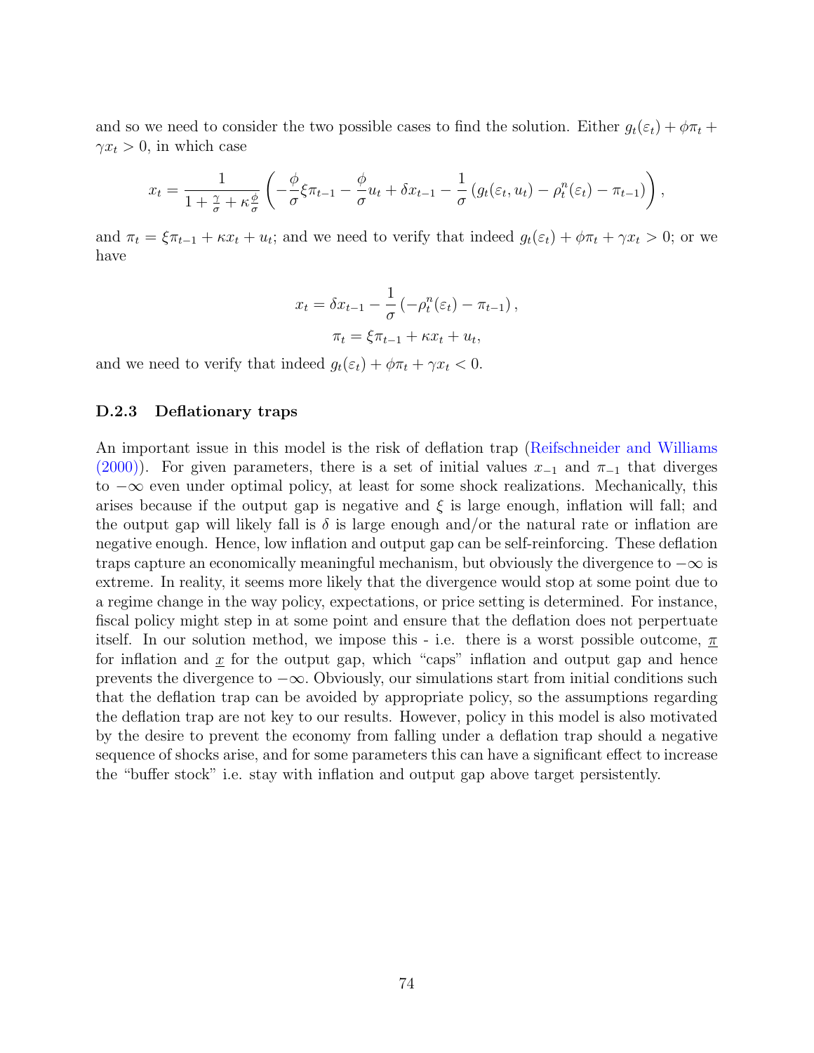and so we need to consider the two possible cases to find the solution. Either $g_t(\varepsilon_t) + \phi\pi_t + \gamma x_t > 0$, in which case

$$x_t = \frac{1}{1 + \frac{\gamma}{\sigma} + \kappa\frac{\phi}{\sigma}} \left( -\frac{\phi}{\sigma}\xi\pi_{t-1} - \frac{\phi}{\sigma}u_t + \delta x_{t-1} - \frac{1}{\sigma}\left(g_t(\varepsilon_t, u_t) - \rho_t^n(\varepsilon_t) - \pi_{t-1}\right) \right),$$

and $\pi_t = \xi\pi_{t-1} + \kappa x_t + u_t$; and we need to verify that indeed $g_t(\varepsilon_t) + \phi\pi_t + \gamma x_t > 0$; or we have

$$x_t = \delta x_{t-1} - \frac{1}{\sigma}\left(-\rho_t^n(\varepsilon_t) - \pi_{t-1}\right),$$

$$\pi_t = \xi\pi_{t-1} + \kappa x_t + u_t,$$

and we need to verify that indeed $g_t(\varepsilon_t) + \phi\pi_t + \gamma x_t < 0$.

### D.2.3 Deflationary traps

An important issue in this model is the risk of deflation trap (Reifschneider and Williams (2000)). For given parameters, there is a set of initial values $x_{-1}$ and $\pi_{-1}$ that diverges to $-\infty$ even under optimal policy, at least for some shock realizations. Mechanically, this arises because if the output gap is negative and $\xi$ is large enough, inflation will fall; and the output gap will likely fall is $\delta$ is large enough and/or the natural rate or inflation are negative enough. Hence, low inflation and output gap can be self-reinforcing. These deflation traps capture an economically meaningful mechanism, but obviously the divergence to $-\infty$ is extreme. In reality, it seems more likely that the divergence would stop at some point due to a regime change in the way policy, expectations, or price setting is determined. For instance, fiscal policy might step in at some point and ensure that the deflation does not perpertuate itself. In our solution method, we impose this - i.e. there is a worst possible outcome, $\underline{\pi}$ for inflation and $\underline{x}$ for the output gap, which "caps" inflation and output gap and hence prevents the divergence to $-\infty$. Obviously, our simulations start from initial conditions such that the deflation trap can be avoided by appropriate policy, so the assumptions regarding the deflation trap are not key to our results. However, policy in this model is also motivated by the desire to prevent the economy from falling under a deflation trap should a negative sequence of shocks arise, and for some parameters this can have a significant effect to increase the "buffer stock" i.e. stay with inflation and output gap above target persistently.